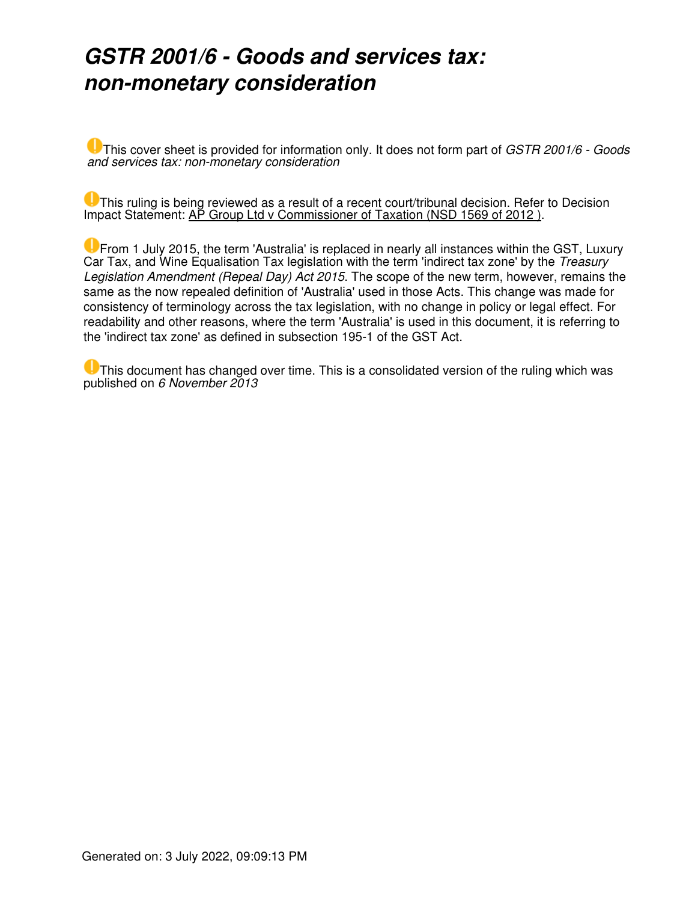# *GSTR 2001/6 - Goods and services tax: non-monetary consideration*

This cover sheet is provided for information only. It does not form part of *GSTR 2001/6 - Goods and services tax: non-monetary consideration*

This ruling is being reviewed as a result of a recent court/tribunal decision. Refer to Decision Impact Statement: AP Group Ltd v Commissioner of Taxation (NSD 1569 of 2012 ).

From 1 July 2015, the term 'Australia' is replaced in nearly all instances within the GST, Luxury Car Tax, and Wine Equalisation Tax legislation with the term 'indirect tax zone' by the *Treasury Legislation Amendment (Repeal Day) Act 2015*. The scope of the new term, however, remains the same as the now repealed definition of 'Australia' used in those Acts. This change was made for consistency of terminology across the tax legislation, with no change in policy or legal effect. For readability and other reasons, where the term 'Australia' is used in this document, it is referring to the 'indirect tax zone' as defined in subsection 195-1 of the GST Act.

This document has changed over time. This is a consolidated version of the ruling which was published on *6 November 2013*

Generated on: 3 July 2022, 09:09:13 PM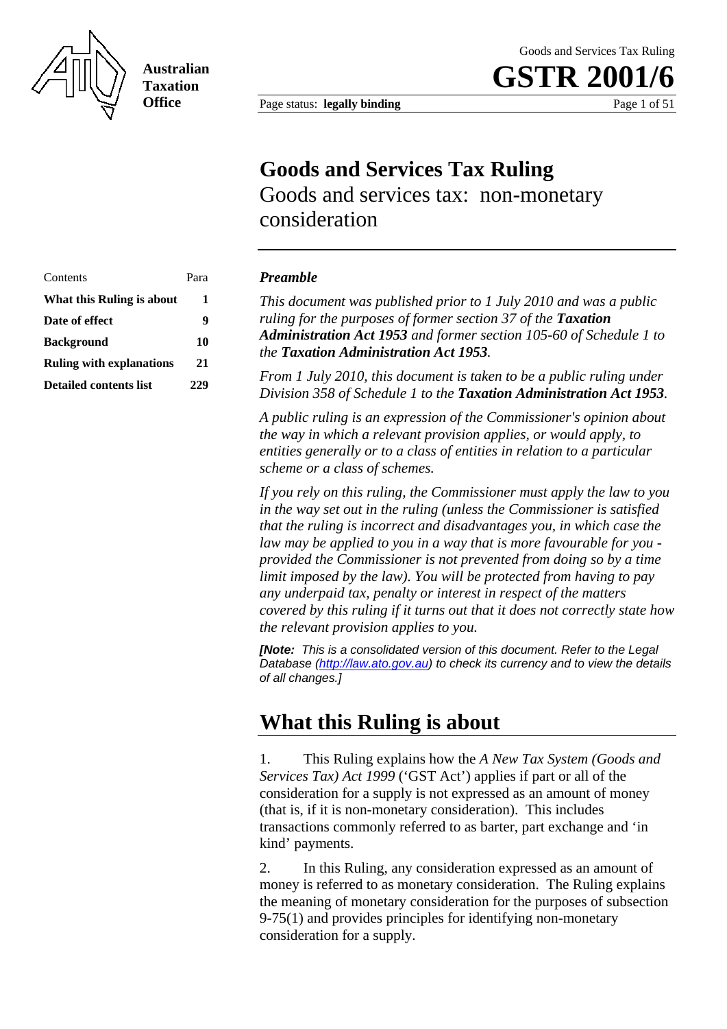# Goods and Services Tax Ruling

Goods and services tax: non-monetary consideration

| Contents | Para |
|---|---|
| **What this Ruling is about** | **1** |
| **Date of effect** | **9** |
| **Background** | **10** |
| **Ruling with explanations** | **21** |
| **Detailed contents list** | **229** |

***Preamble***

*This document was published prior to 1 July 2010 and was a public ruling for the purposes of former section 37 of the **Taxation Administration Act 1953** and former section 105-60 of Schedule 1 to the **Taxation Administration Act 1953**.*

*From 1 July 2010, this document is taken to be a public ruling under Division 358 of Schedule 1 to the **Taxation Administration Act 1953**.*

*A public ruling is an expression of the Commissioner's opinion about the way in which a relevant provision applies, or would apply, to entities generally or to a class of entities in relation to a particular scheme or a class of schemes.*

*If you rely on this ruling, the Commissioner must apply the law to you in the way set out in the ruling (unless the Commissioner is satisfied that the ruling is incorrect and disadvantages you, in which case the law may be applied to you in a way that is more favourable for you - provided the Commissioner is not prevented from doing so by a time limit imposed by the law). You will be protected from having to pay any underpaid tax, penalty or interest in respect of the matters covered by this ruling if it turns out that it does not correctly state how the relevant provision applies to you.*

***[Note:** This is a consolidated version of this document. Refer to the Legal Database (http://law.ato.gov.au) to check its currency and to view the details of all changes.]*

## What this Ruling is about

1. This Ruling explains how the *A New Tax System (Goods and Services Tax) Act 1999* ('GST Act') applies if part or all of the consideration for a supply is not expressed as an amount of money (that is, if it is non-monetary consideration). This includes transactions commonly referred to as barter, part exchange and 'in kind' payments.

2. In this Ruling, any consideration expressed as an amount of money is referred to as monetary consideration. The Ruling explains the meaning of monetary consideration for the purposes of subsection 9-75(1) and provides principles for identifying non-monetary consideration for a supply.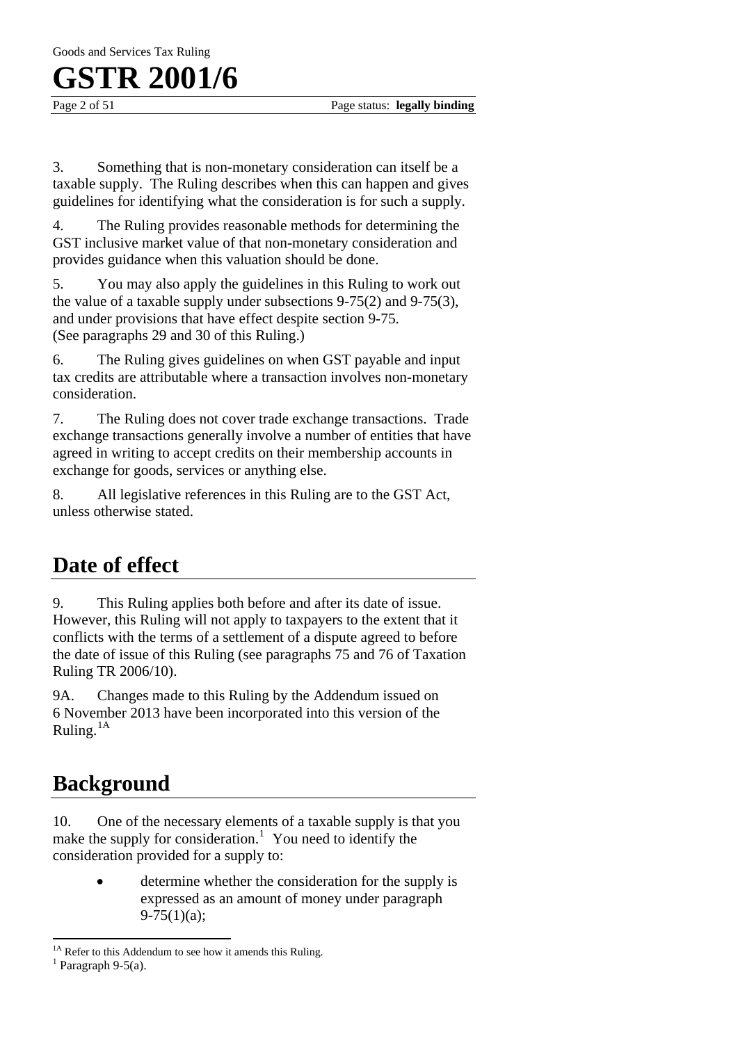3. Something that is non-monetary consideration can itself be a taxable supply. The Ruling describes when this can happen and gives guidelines for identifying what the consideration is for such a supply.

4. The Ruling provides reasonable methods for determining the GST inclusive market value of that non-monetary consideration and provides guidance when this valuation should be done.

5. You may also apply the guidelines in this Ruling to work out the value of a taxable supply under subsections 9-75(2) and 9-75(3), and under provisions that have effect despite section 9-75. (See paragraphs 29 and 30 of this Ruling.)

6. The Ruling gives guidelines on when GST payable and input tax credits are attributable where a transaction involves non-monetary consideration.

7. The Ruling does not cover trade exchange transactions. Trade exchange transactions generally involve a number of entities that have agreed in writing to accept credits on their membership accounts in exchange for goods, services or anything else.

8. All legislative references in this Ruling are to the GST Act, unless otherwise stated.

## Date of effect

9. This Ruling applies both before and after its date of issue. However, this Ruling will not apply to taxpayers to the extent that it conflicts with the terms of a settlement of a dispute agreed to before the date of issue of this Ruling (see paragraphs 75 and 76 of Taxation Ruling TR 2006/10).

9A. Changes made to this Ruling by the Addendum issued on 6 November 2013 have been incorporated into this version of the Ruling.[1A]

## Background

10. One of the necessary elements of a taxable supply is that you make the supply for consideration.[1] You need to identify the consideration provided for a supply to:

- determine whether the consideration for the supply is expressed as an amount of money under paragraph 9-75(1)(a);

---

[1A] Refer to this Addendum to see how it amends this Ruling.

[1] Paragraph 9-5(a).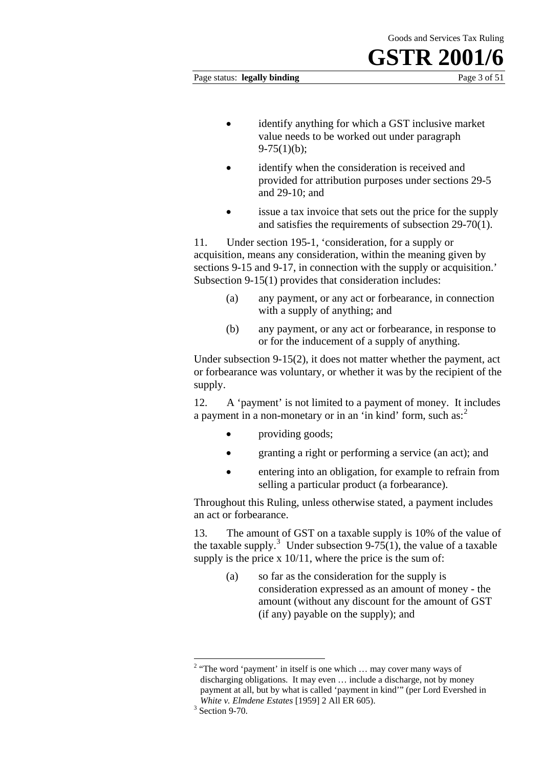- identify anything for which a GST inclusive market value needs to be worked out under paragraph 9-75(1)(b);
- identify when the consideration is received and provided for attribution purposes under sections 29-5 and 29-10; and
- issue a tax invoice that sets out the price for the supply and satisfies the requirements of subsection 29-70(1).

11. Under section 195-1, 'consideration, for a supply or acquisition, means any consideration, within the meaning given by sections 9-15 and 9-17, in connection with the supply or acquisition.' Subsection 9-15(1) provides that consideration includes:

> (a) any payment, or any act or forbearance, in connection with a supply of anything; and
>
> (b) any payment, or any act or forbearance, in response to or for the inducement of a supply of anything.

Under subsection 9-15(2), it does not matter whether the payment, act or forbearance was voluntary, or whether it was by the recipient of the supply.

12. A 'payment' is not limited to a payment of money. It includes a payment in a non-monetary or in an 'in kind' form, such as:[2]

- providing goods;
- granting a right or performing a service (an act); and
- entering into an obligation, for example to refrain from selling a particular product (a forbearance).

Throughout this Ruling, unless otherwise stated, a payment includes an act or forbearance.

13. The amount of GST on a taxable supply is 10% of the value of the taxable supply.[3] Under subsection 9-75(1), the value of a taxable supply is the price x 10/11, where the price is the sum of:

> (a) so far as the consideration for the supply is consideration expressed as an amount of money - the amount (without any discount for the amount of GST (if any) payable on the supply); and

---

[2] "The word 'payment' in itself is one which … may cover many ways of discharging obligations. It may even … include a discharge, not by money payment at all, but by what is called 'payment in kind'" (per Lord Evershed in *White v. Elmdene Estates* [1959] 2 All ER 605).

[3] Section 9-70.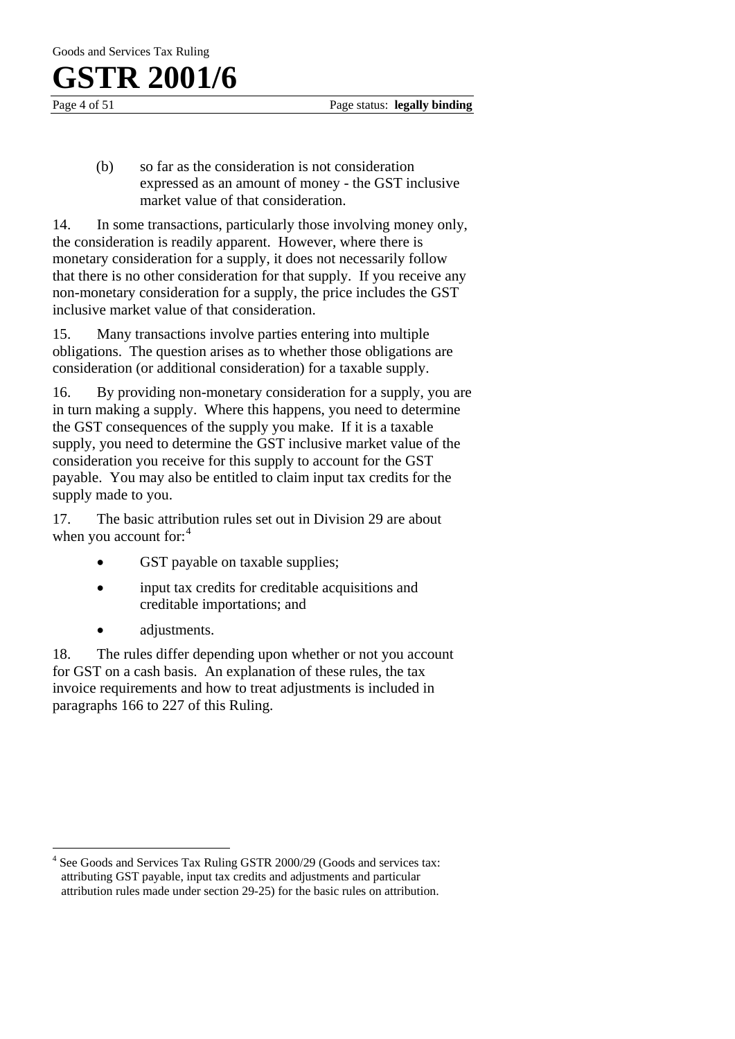(b) so far as the consideration is not consideration expressed as an amount of money - the GST inclusive market value of that consideration.

14. In some transactions, particularly those involving money only, the consideration is readily apparent. However, where there is monetary consideration for a supply, it does not necessarily follow that there is no other consideration for that supply. If you receive any non-monetary consideration for a supply, the price includes the GST inclusive market value of that consideration.

15. Many transactions involve parties entering into multiple obligations. The question arises as to whether those obligations are consideration (or additional consideration) for a taxable supply.

16. By providing non-monetary consideration for a supply, you are in turn making a supply. Where this happens, you need to determine the GST consequences of the supply you make. If it is a taxable supply, you need to determine the GST inclusive market value of the consideration you receive for this supply to account for the GST payable. You may also be entitled to claim input tax credits for the supply made to you.

17. The basic attribution rules set out in Division 29 are about when you account for:[4]

- GST payable on taxable supplies;
- input tax credits for creditable acquisitions and creditable importations; and
- adjustments.

18. The rules differ depending upon whether or not you account for GST on a cash basis. An explanation of these rules, the tax invoice requirements and how to treat adjustments is included in paragraphs 166 to 227 of this Ruling.

---

[4] See Goods and Services Tax Ruling GSTR 2000/29 (Goods and services tax: attributing GST payable, input tax credits and adjustments and particular attribution rules made under section 29-25) for the basic rules on attribution.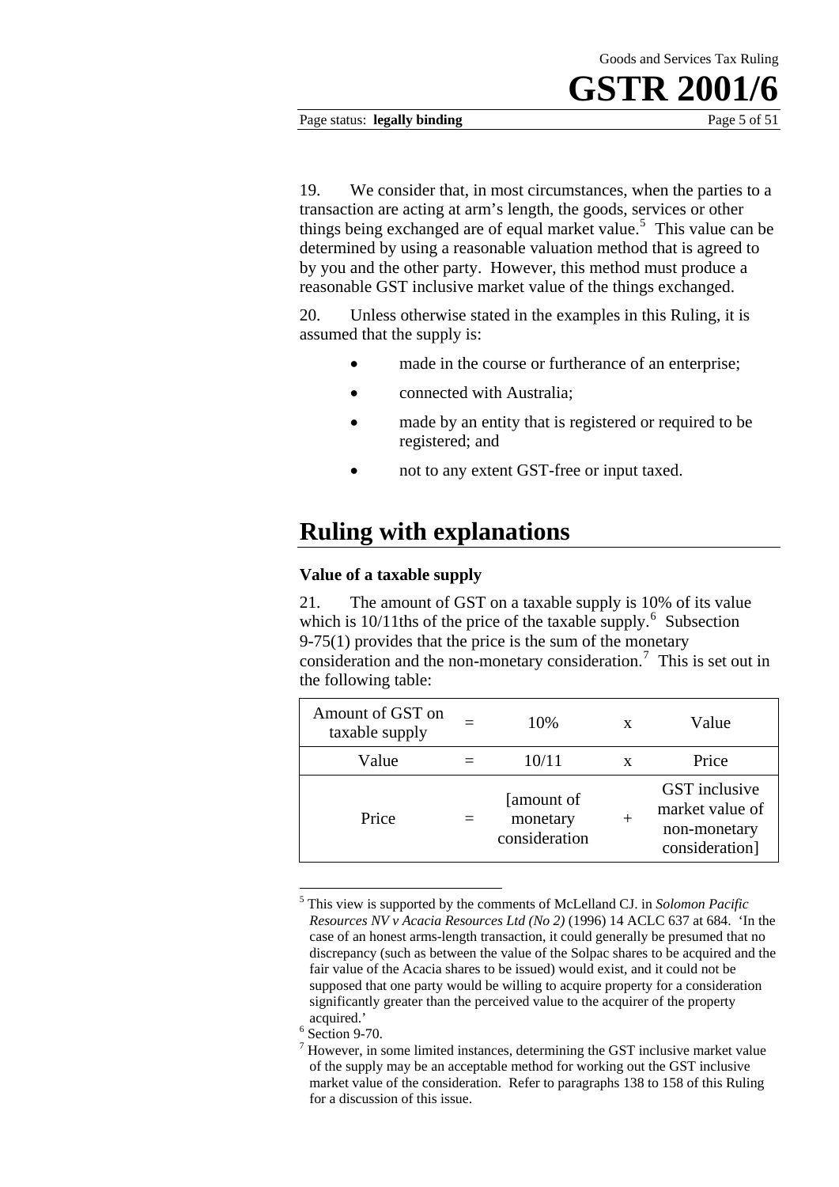19. We consider that, in most circumstances, when the parties to a transaction are acting at arm's length, the goods, services or other things being exchanged are of equal market value.[5] This value can be determined by using a reasonable valuation method that is agreed to by you and the other party. However, this method must produce a reasonable GST inclusive market value of the things exchanged.

20. Unless otherwise stated in the examples in this Ruling, it is assumed that the supply is:

- made in the course or furtherance of an enterprise;
- connected with Australia;
- made by an entity that is registered or required to be registered; and
- not to any extent GST-free or input taxed.

# Ruling with explanations

### Value of a taxable supply

21. The amount of GST on a taxable supply is 10% of its value which is 10/11ths of the price of the taxable supply.[6] Subsection 9-75(1) provides that the price is the sum of the monetary consideration and the non-monetary consideration.[7] This is set out in the following table:

| | | | | |
|---|---|---|---|---|
| Amount of GST on taxable supply | = | 10% | x | Value |
| Value | = | 10/11 | x | Price |
| Price | = | [amount of monetary consideration | + | GST inclusive market value of non-monetary consideration] |

[5] This view is supported by the comments of McLelland CJ. in *Solomon Pacific Resources NV v Acacia Resources Ltd (No 2)* (1996) 14 ACLC 637 at 684. 'In the case of an honest arms-length transaction, it could generally be presumed that no discrepancy (such as between the value of the Solpac shares to be acquired and the fair value of the Acacia shares to be issued) would exist, and it could not be supposed that one party would be willing to acquire property for a consideration significantly greater than the perceived value to the acquirer of the property acquired.'

[6] Section 9-70.

[7] However, in some limited instances, determining the GST inclusive market value of the supply may be an acceptable method for working out the GST inclusive market value of the consideration. Refer to paragraphs 138 to 158 of this Ruling for a discussion of this issue.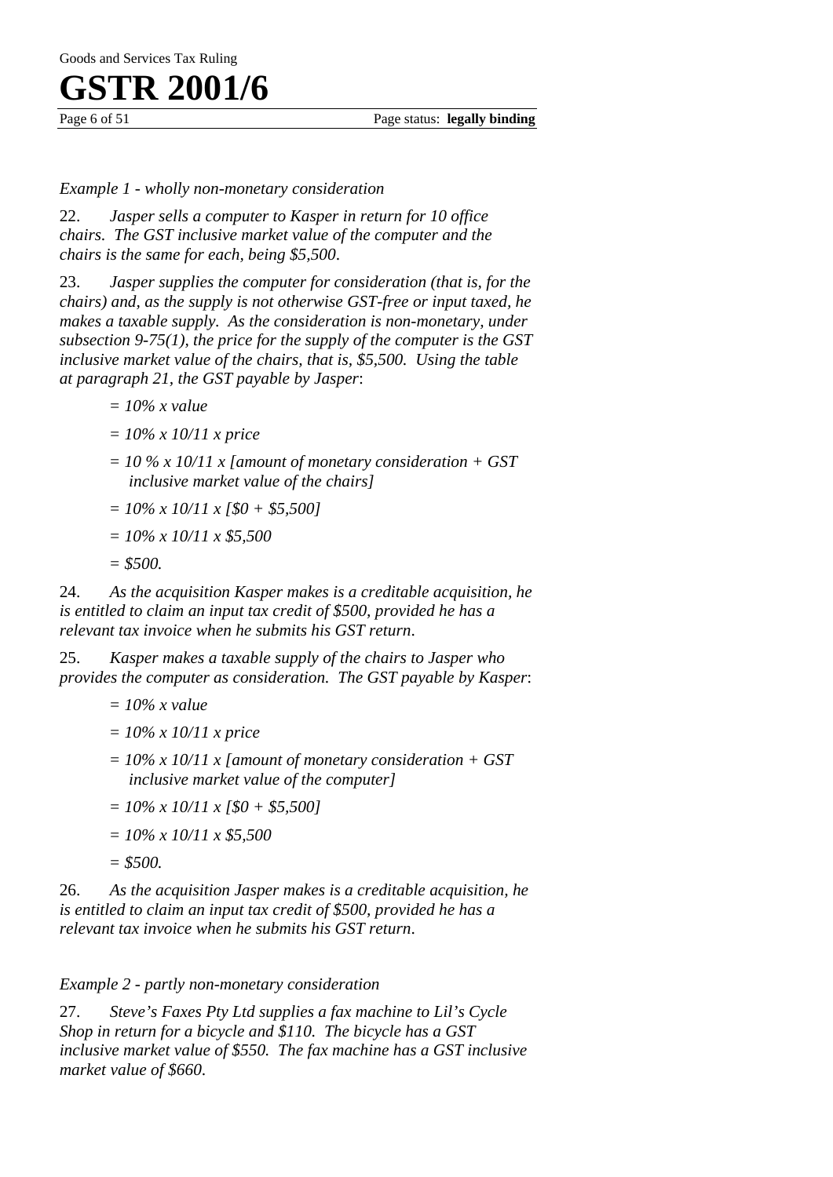*Example 1 - wholly non-monetary consideration*

22. *Jasper sells a computer to Kasper in return for 10 office chairs. The GST inclusive market value of the computer and the chairs is the same for each, being $5,500.*

23. *Jasper supplies the computer for consideration (that is, for the chairs) and, as the supply is not otherwise GST-free or input taxed, he makes a taxable supply. As the consideration is non-monetary, under subsection 9-75(1), the price for the supply of the computer is the GST inclusive market value of the chairs, that is, $5,500. Using the table at paragraph 21, the GST payable by Jasper*:

*= 10% x value*

*= 10% x 10/11 x price*

*= 10 % x 10/11 x [amount of monetary consideration + GST inclusive market value of the chairs]*

*= 10% x 10/11 x [$0 + $5,500]*

*= 10% x 10/11 x $5,500*

*= $500.*

24. *As the acquisition Kasper makes is a creditable acquisition, he is entitled to claim an input tax credit of $500, provided he has a relevant tax invoice when he submits his GST return.*

25. *Kasper makes a taxable supply of the chairs to Jasper who provides the computer as consideration. The GST payable by Kasper*:

*= 10% x value*

*= 10% x 10/11 x price*

*= 10% x 10/11 x [amount of monetary consideration + GST inclusive market value of the computer]*

*= 10% x 10/11 x [$0 + $5,500]*

*= 10% x 10/11 x $5,500*

*= $500.*

26. *As the acquisition Jasper makes is a creditable acquisition, he is entitled to claim an input tax credit of $500, provided he has a relevant tax invoice when he submits his GST return.*

*Example 2 - partly non-monetary consideration*

27. *Steve's Faxes Pty Ltd supplies a fax machine to Lil's Cycle Shop in return for a bicycle and $110. The bicycle has a GST inclusive market value of $550. The fax machine has a GST inclusive market value of $660.*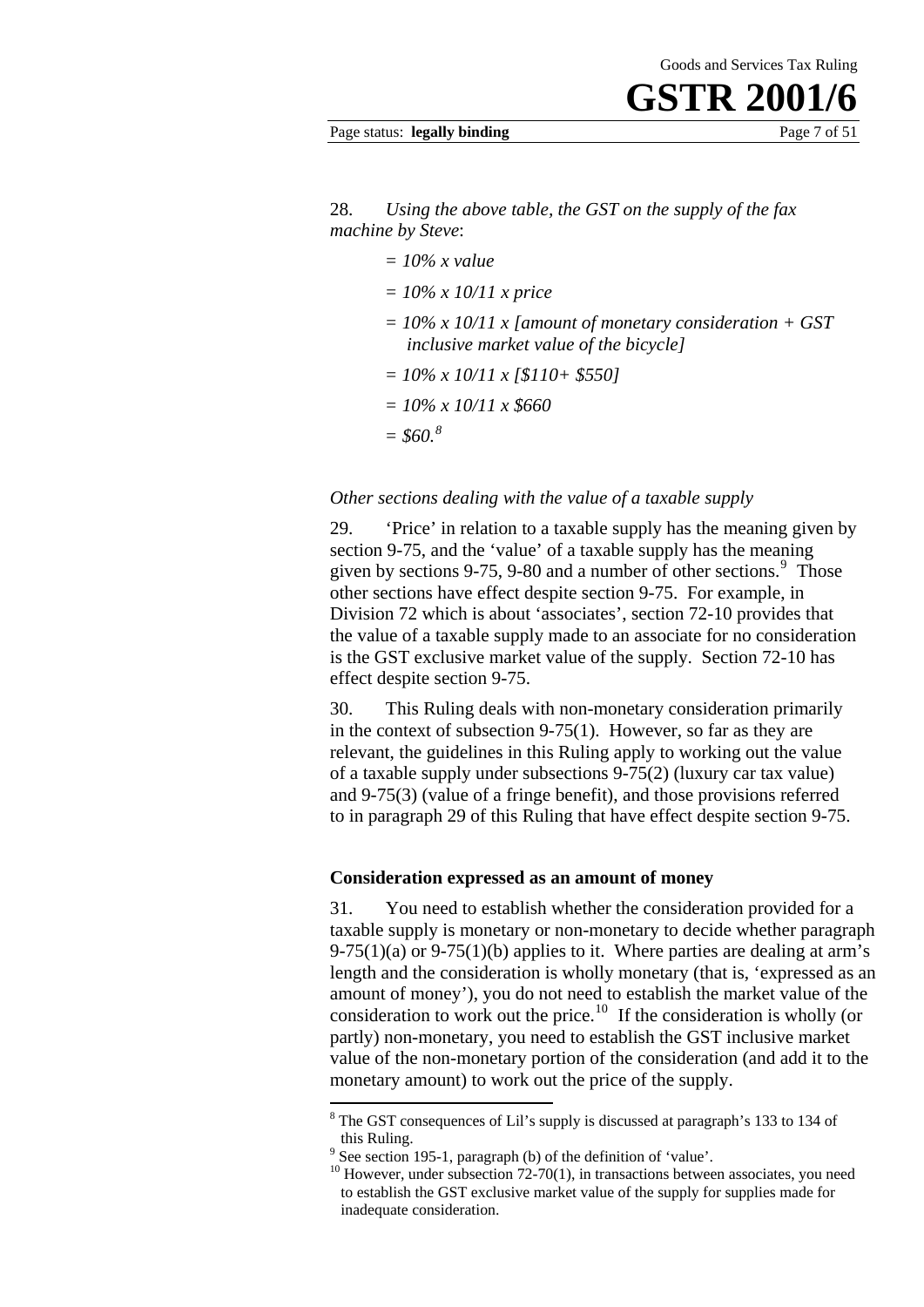28. *Using the above table, the GST on the supply of the fax machine by Steve*:

> *= 10% x value*
>
> *= 10% x 10/11 x price*
>
> *= 10% x 10/11 x [amount of monetary consideration + GST inclusive market value of the bicycle]*
>
> *= 10% x 10/11 x [$110+ $550]*
>
> *= 10% x 10/11 x $660*
>
> *= $60.*[8]

*Other sections dealing with the value of a taxable supply*

29. 'Price' in relation to a taxable supply has the meaning given by section 9-75, and the 'value' of a taxable supply has the meaning given by sections 9-75, 9-80 and a number of other sections.[9] Those other sections have effect despite section 9-75. For example, in Division 72 which is about 'associates', section 72-10 provides that the value of a taxable supply made to an associate for no consideration is the GST exclusive market value of the supply. Section 72-10 has effect despite section 9-75.

30. This Ruling deals with non-monetary consideration primarily in the context of subsection 9-75(1). However, so far as they are relevant, the guidelines in this Ruling apply to working out the value of a taxable supply under subsections 9-75(2) (luxury car tax value) and 9-75(3) (value of a fringe benefit), and those provisions referred to in paragraph 29 of this Ruling that have effect despite section 9-75.

**Consideration expressed as an amount of money**

31. You need to establish whether the consideration provided for a taxable supply is monetary or non-monetary to decide whether paragraph 9-75(1)(a) or 9-75(1)(b) applies to it. Where parties are dealing at arm's length and the consideration is wholly monetary (that is, 'expressed as an amount of money'), you do not need to establish the market value of the consideration to work out the price.[10] If the consideration is wholly (or partly) non-monetary, you need to establish the GST inclusive market value of the non-monetary portion of the consideration (and add it to the monetary amount) to work out the price of the supply.

---

[8] The GST consequences of Lil's supply is discussed at paragraph's 133 to 134 of this Ruling.

[9] See section 195-1, paragraph (b) of the definition of 'value'.

[10] However, under subsection 72-70(1), in transactions between associates, you need to establish the GST exclusive market value of the supply for supplies made for inadequate consideration.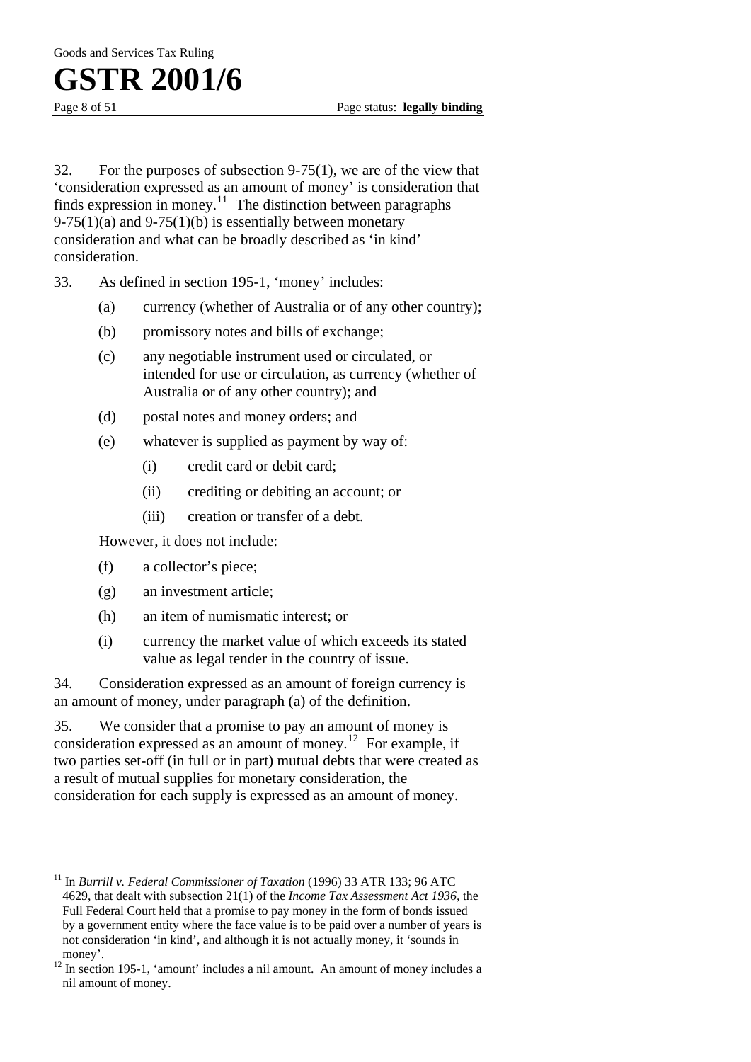32. For the purposes of subsection 9-75(1), we are of the view that 'consideration expressed as an amount of money' is consideration that finds expression in money.[11] The distinction between paragraphs 9-75(1)(a) and 9-75(1)(b) is essentially between monetary consideration and what can be broadly described as 'in kind' consideration.

33. As defined in section 195-1, 'money' includes:

- (a) currency (whether of Australia or of any other country);
- (b) promissory notes and bills of exchange;
- (c) any negotiable instrument used or circulated, or intended for use or circulation, as currency (whether of Australia or of any other country); and
- (d) postal notes and money orders; and
- (e) whatever is supplied as payment by way of:
  - (i) credit card or debit card;
  - (ii) crediting or debiting an account; or
  - (iii) creation or transfer of a debt.

However, it does not include:

- (f) a collector's piece;
- (g) an investment article;
- (h) an item of numismatic interest; or
- (i) currency the market value of which exceeds its stated value as legal tender in the country of issue.

34. Consideration expressed as an amount of foreign currency is an amount of money, under paragraph (a) of the definition.

35. We consider that a promise to pay an amount of money is consideration expressed as an amount of money.[12] For example, if two parties set-off (in full or in part) mutual debts that were created as a result of mutual supplies for monetary consideration, the consideration for each supply is expressed as an amount of money.

---

[11] In *Burrill v. Federal Commissioner of Taxation* (1996) 33 ATR 133; 96 ATC 4629, that dealt with subsection 21(1) of the *Income Tax Assessment Act 1936*, the Full Federal Court held that a promise to pay money in the form of bonds issued by a government entity where the face value is to be paid over a number of years is not consideration 'in kind', and although it is not actually money, it 'sounds in money'.

[12] In section 195-1, 'amount' includes a nil amount. An amount of money includes a nil amount of money.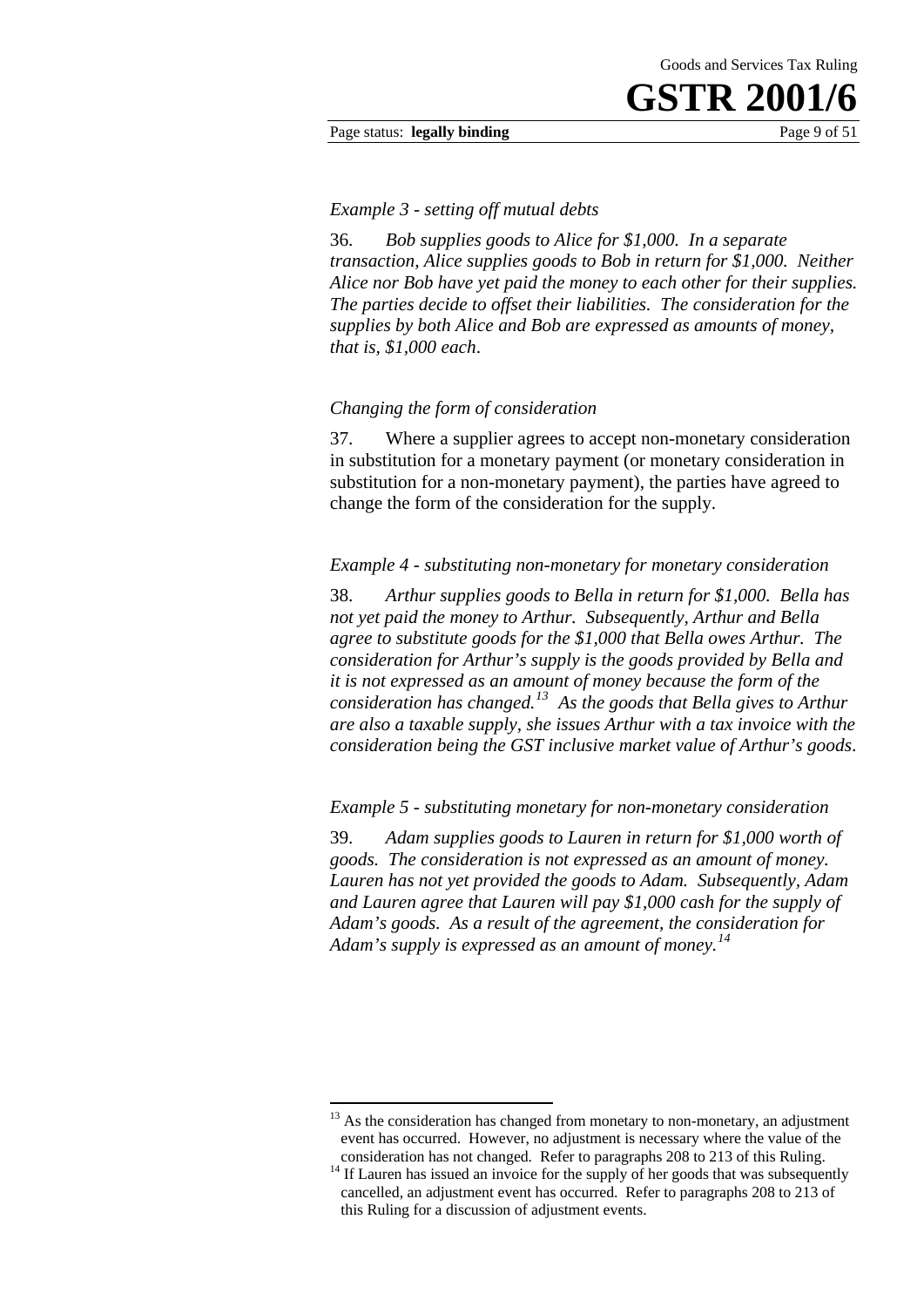*Example 3 - setting off mutual debts*

36. *Bob supplies goods to Alice for $1,000. In a separate transaction, Alice supplies goods to Bob in return for $1,000. Neither Alice nor Bob have yet paid the money to each other for their supplies. The parties decide to offset their liabilities. The consideration for the supplies by both Alice and Bob are expressed as amounts of money, that is, $1,000 each.*

*Changing the form of consideration*

37. Where a supplier agrees to accept non-monetary consideration in substitution for a monetary payment (or monetary consideration in substitution for a non-monetary payment), the parties have agreed to change the form of the consideration for the supply.

*Example 4 - substituting non-monetary for monetary consideration*

38. *Arthur supplies goods to Bella in return for $1,000. Bella has not yet paid the money to Arthur. Subsequently, Arthur and Bella agree to substitute goods for the $1,000 that Bella owes Arthur. The consideration for Arthur's supply is the goods provided by Bella and it is not expressed as an amount of money because the form of the consideration has changed.*[13] *As the goods that Bella gives to Arthur are also a taxable supply, she issues Arthur with a tax invoice with the consideration being the GST inclusive market value of Arthur's goods.*

*Example 5 - substituting monetary for non-monetary consideration*

39. *Adam supplies goods to Lauren in return for $1,000 worth of goods. The consideration is not expressed as an amount of money. Lauren has not yet provided the goods to Adam. Subsequently, Adam and Lauren agree that Lauren will pay $1,000 cash for the supply of Adam's goods. As a result of the agreement, the consideration for Adam's supply is expressed as an amount of money.*[14]

---

[13] As the consideration has changed from monetary to non-monetary, an adjustment event has occurred. However, no adjustment is necessary where the value of the consideration has not changed. Refer to paragraphs 208 to 213 of this Ruling.

[14] If Lauren has issued an invoice for the supply of her goods that was subsequently cancelled, an adjustment event has occurred. Refer to paragraphs 208 to 213 of this Ruling for a discussion of adjustment events.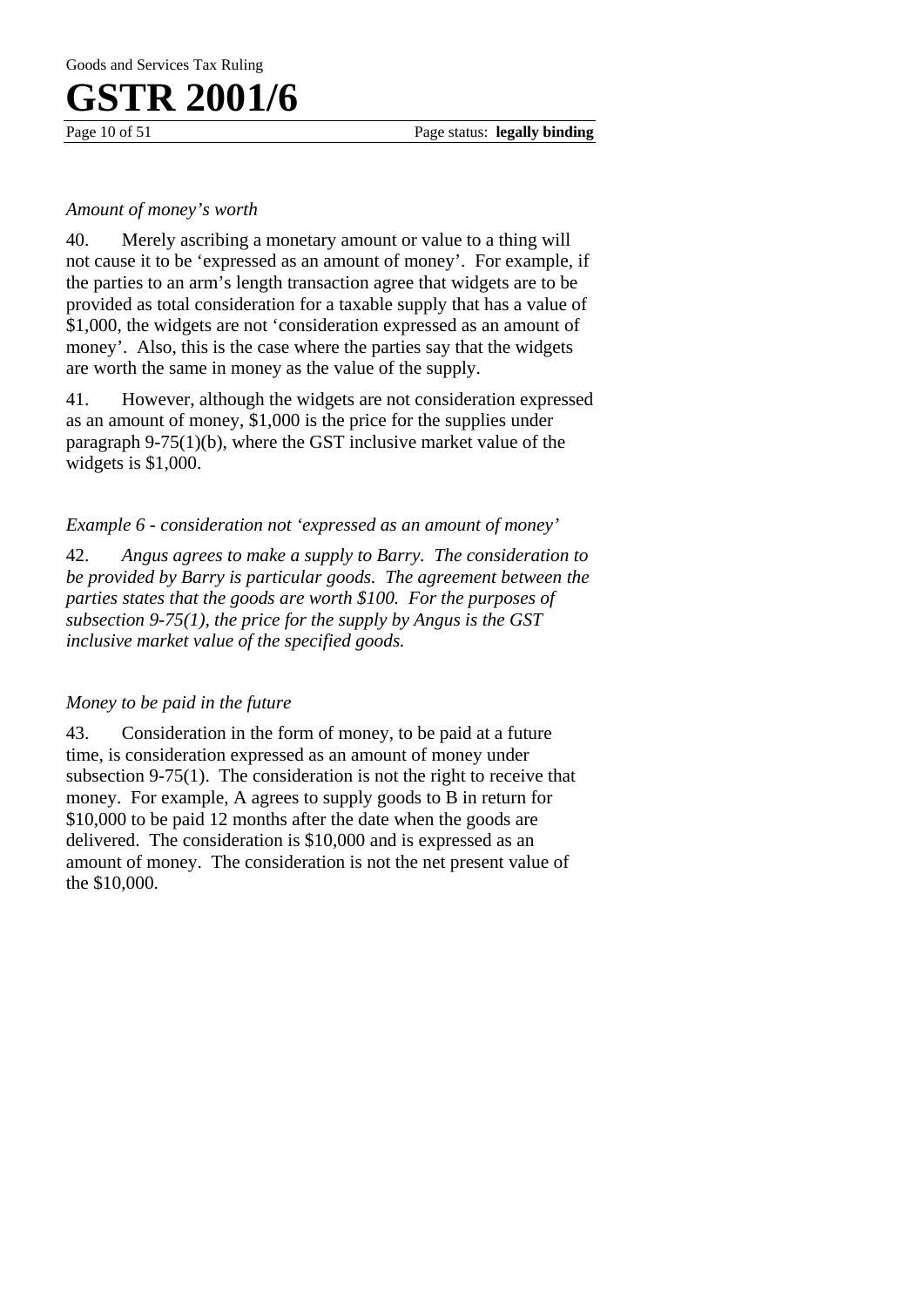*Amount of money's worth*

40. Merely ascribing a monetary amount or value to a thing will not cause it to be 'expressed as an amount of money'. For example, if the parties to an arm's length transaction agree that widgets are to be provided as total consideration for a taxable supply that has a value of $1,000, the widgets are not 'consideration expressed as an amount of money'. Also, this is the case where the parties say that the widgets are worth the same in money as the value of the supply.

41. However, although the widgets are not consideration expressed as an amount of money, $1,000 is the price for the supplies under paragraph 9-75(1)(b), where the GST inclusive market value of the widgets is $1,000.

*Example 6 - consideration not 'expressed as an amount of money'*

42. *Angus agrees to make a supply to Barry. The consideration to be provided by Barry is particular goods. The agreement between the parties states that the goods are worth $100. For the purposes of subsection 9-75(1), the price for the supply by Angus is the GST inclusive market value of the specified goods.*

*Money to be paid in the future*

43. Consideration in the form of money, to be paid at a future time, is consideration expressed as an amount of money under subsection 9-75(1). The consideration is not the right to receive that money. For example, A agrees to supply goods to B in return for $10,000 to be paid 12 months after the date when the goods are delivered. The consideration is $10,000 and is expressed as an amount of money. The consideration is not the net present value of the $10,000.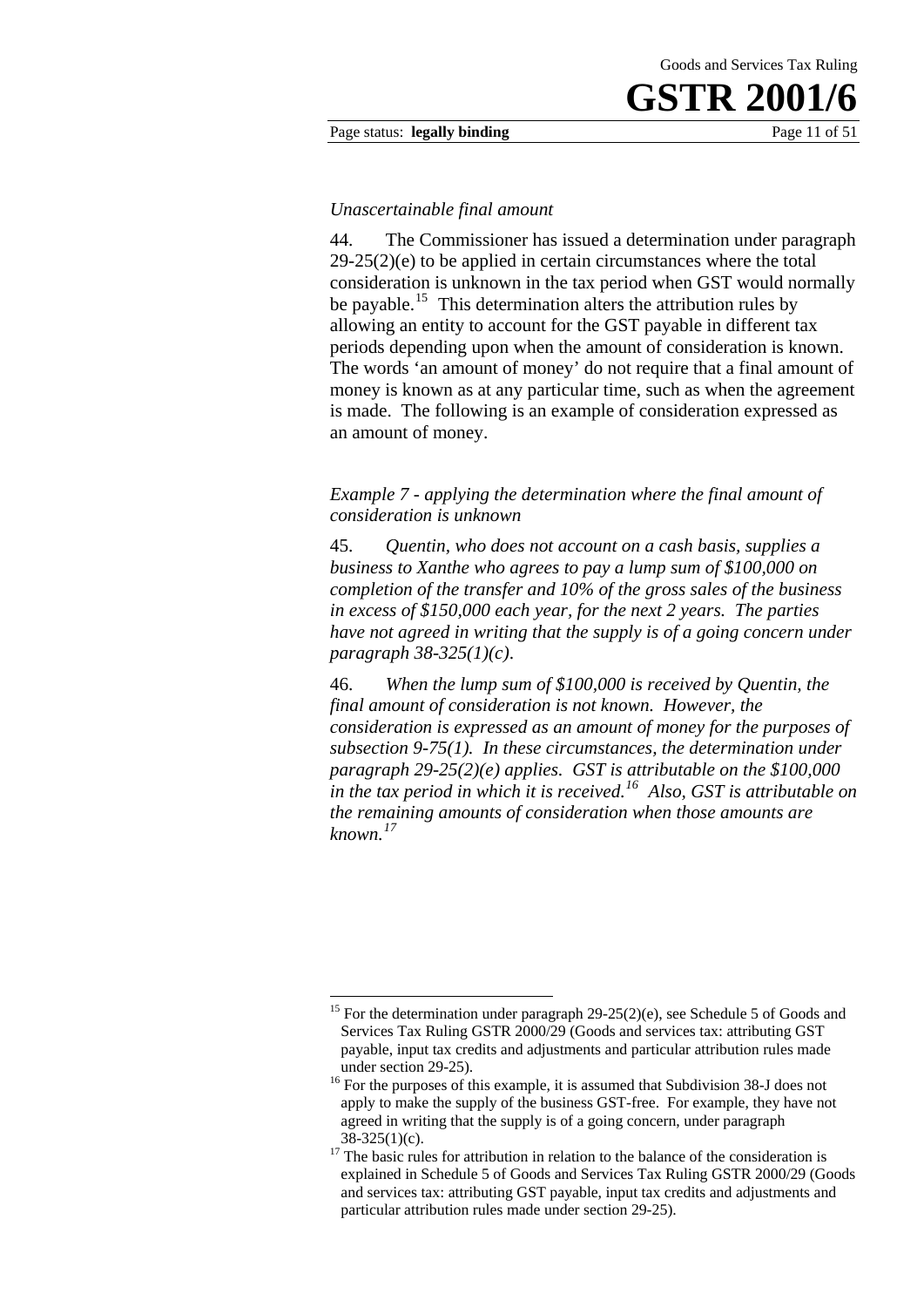*Unascertainable final amount*

44. The Commissioner has issued a determination under paragraph 29-25(2)(e) to be applied in certain circumstances where the total consideration is unknown in the tax period when GST would normally be payable.[15] This determination alters the attribution rules by allowing an entity to account for the GST payable in different tax periods depending upon when the amount of consideration is known. The words 'an amount of money' do not require that a final amount of money is known as at any particular time, such as when the agreement is made. The following is an example of consideration expressed as an amount of money.

*Example 7 - applying the determination where the final amount of consideration is unknown*

45. *Quentin, who does not account on a cash basis, supplies a business to Xanthe who agrees to pay a lump sum of $100,000 on completion of the transfer and 10% of the gross sales of the business in excess of $150,000 each year, for the next 2 years. The parties have not agreed in writing that the supply is of a going concern under paragraph 38-325(1)(c).*

46. *When the lump sum of $100,000 is received by Quentin, the final amount of consideration is not known. However, the consideration is expressed as an amount of money for the purposes of subsection 9-75(1). In these circumstances, the determination under paragraph 29-25(2)(e) applies. GST is attributable on the $100,000 in the tax period in which it is received.[16] Also, GST is attributable on the remaining amounts of consideration when those amounts are known.[17]*

---

[15] For the determination under paragraph 29-25(2)(e), see Schedule 5 of Goods and Services Tax Ruling GSTR 2000/29 (Goods and services tax: attributing GST payable, input tax credits and adjustments and particular attribution rules made under section 29-25).

[16] For the purposes of this example, it is assumed that Subdivision 38-J does not apply to make the supply of the business GST-free. For example, they have not agreed in writing that the supply is of a going concern, under paragraph 38-325(1)(c).

[17] The basic rules for attribution in relation to the balance of the consideration is explained in Schedule 5 of Goods and Services Tax Ruling GSTR 2000/29 (Goods and services tax: attributing GST payable, input tax credits and adjustments and particular attribution rules made under section 29-25).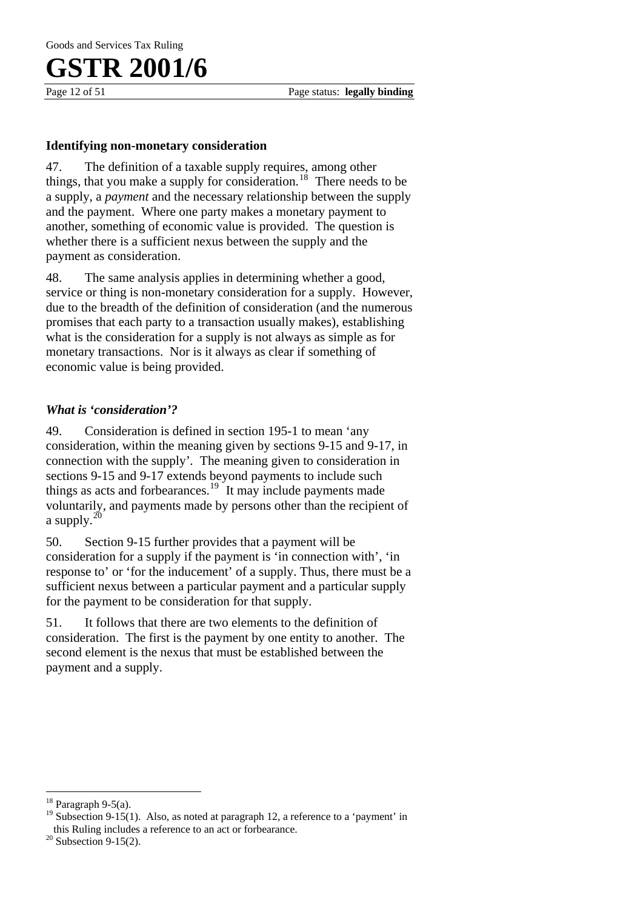### Identifying non-monetary consideration

47. The definition of a taxable supply requires, among other things, that you make a supply for consideration.[18] There needs to be a supply, a *payment* and the necessary relationship between the supply and the payment. Where one party makes a monetary payment to another, something of economic value is provided. The question is whether there is a sufficient nexus between the supply and the payment as consideration.

48. The same analysis applies in determining whether a good, service or thing is non-monetary consideration for a supply. However, due to the breadth of the definition of consideration (and the numerous promises that each party to a transaction usually makes), establishing what is the consideration for a supply is not always as simple as for monetary transactions. Nor is it always as clear if something of economic value is being provided.

#### *What is 'consideration'?*

49. Consideration is defined in section 195-1 to mean 'any consideration, within the meaning given by sections 9-15 and 9-17, in connection with the supply'. The meaning given to consideration in sections 9-15 and 9-17 extends beyond payments to include such things as acts and forbearances.[19] It may include payments made voluntarily, and payments made by persons other than the recipient of a supply.[20]

50. Section 9-15 further provides that a payment will be consideration for a supply if the payment is 'in connection with', 'in response to' or 'for the inducement' of a supply. Thus, there must be a sufficient nexus between a particular payment and a particular supply for the payment to be consideration for that supply.

51. It follows that there are two elements to the definition of consideration. The first is the payment by one entity to another. The second element is the nexus that must be established between the payment and a supply.

---

[18] Paragraph 9-5(a).

[19] Subsection 9-15(1). Also, as noted at paragraph 12, a reference to a 'payment' in this Ruling includes a reference to an act or forbearance.

[20] Subsection 9-15(2).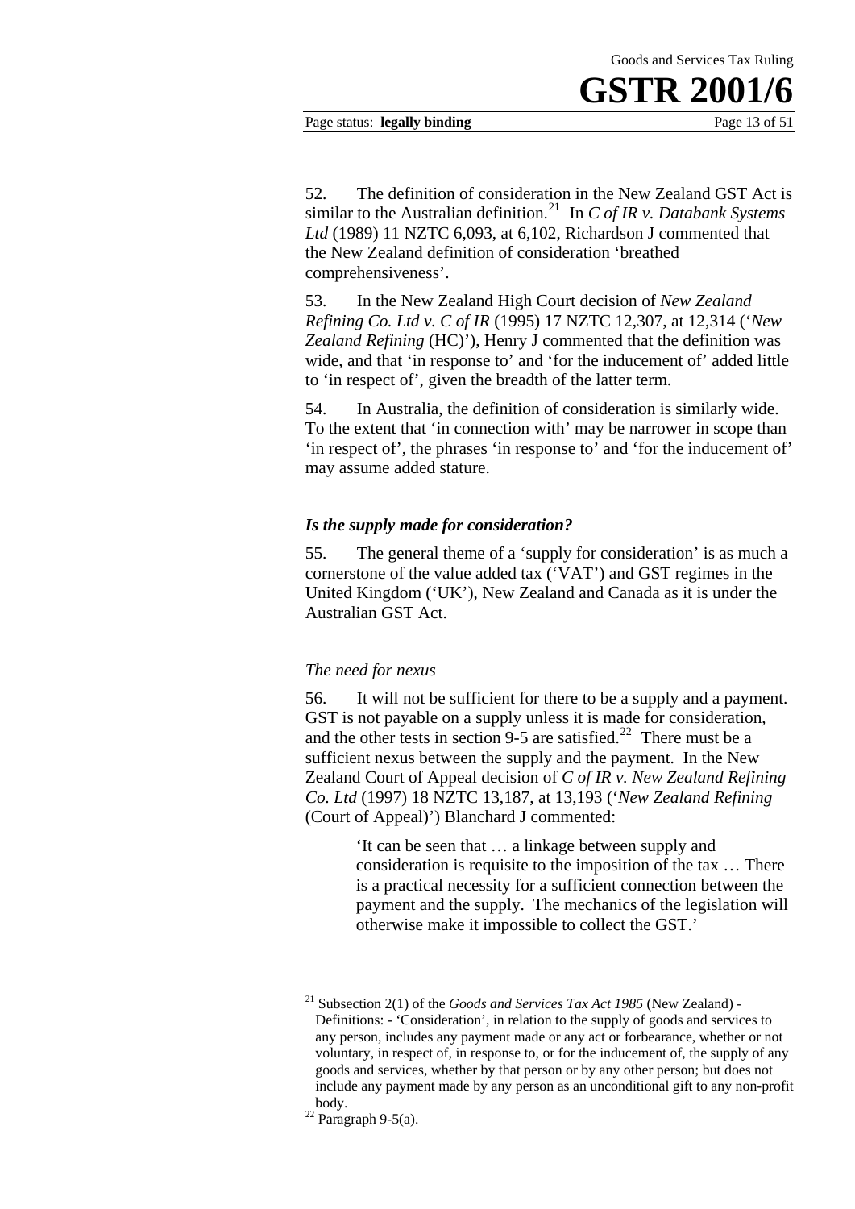52. The definition of consideration in the New Zealand GST Act is similar to the Australian definition.[21] In *C of IR v. Databank Systems Ltd* (1989) 11 NZTC 6,093, at 6,102, Richardson J commented that the New Zealand definition of consideration 'breathed comprehensiveness'.

53. In the New Zealand High Court decision of *New Zealand Refining Co. Ltd v. C of IR* (1995) 17 NZTC 12,307, at 12,314 ('*New Zealand Refining* (HC)'), Henry J commented that the definition was wide, and that 'in response to' and 'for the inducement of' added little to 'in respect of', given the breadth of the latter term.

54. In Australia, the definition of consideration is similarly wide. To the extent that 'in connection with' may be narrower in scope than 'in respect of', the phrases 'in response to' and 'for the inducement of' may assume added stature.

### *Is the supply made for consideration?*

55. The general theme of a 'supply for consideration' is as much a cornerstone of the value added tax ('VAT') and GST regimes in the United Kingdom ('UK'), New Zealand and Canada as it is under the Australian GST Act.

#### *The need for nexus*

56. It will not be sufficient for there to be a supply and a payment. GST is not payable on a supply unless it is made for consideration, and the other tests in section 9-5 are satisfied.[22] There must be a sufficient nexus between the supply and the payment. In the New Zealand Court of Appeal decision of *C of IR v. New Zealand Refining Co. Ltd* (1997) 18 NZTC 13,187, at 13,193 ('*New Zealand Refining* (Court of Appeal)') Blanchard J commented:

> 'It can be seen that … a linkage between supply and consideration is requisite to the imposition of the tax … There is a practical necessity for a sufficient connection between the payment and the supply. The mechanics of the legislation will otherwise make it impossible to collect the GST.'

---

[21] Subsection 2(1) of the *Goods and Services Tax Act 1985* (New Zealand) - Definitions: - 'Consideration', in relation to the supply of goods and services to any person, includes any payment made or any act or forbearance, whether or not voluntary, in respect of, in response to, or for the inducement of, the supply of any goods and services, whether by that person or by any other person; but does not include any payment made by any person as an unconditional gift to any non-profit body.

[22] Paragraph 9-5(a).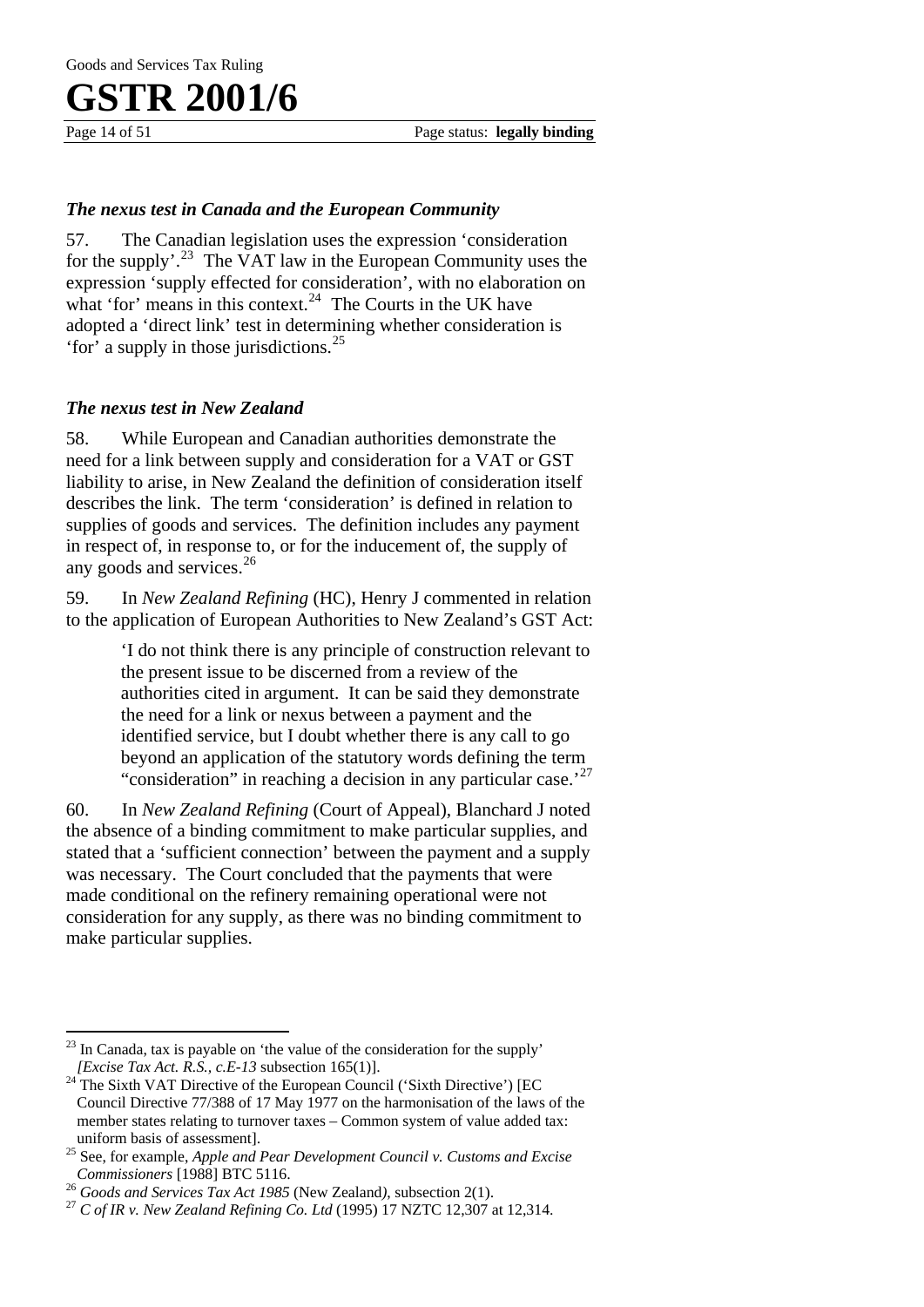### *The nexus test in Canada and the European Community*

57. The Canadian legislation uses the expression 'consideration for the supply'.[23] The VAT law in the European Community uses the expression 'supply effected for consideration', with no elaboration on what 'for' means in this context.[24] The Courts in the UK have adopted a 'direct link' test in determining whether consideration is 'for' a supply in those jurisdictions.[25]

### *The nexus test in New Zealand*

58. While European and Canadian authorities demonstrate the need for a link between supply and consideration for a VAT or GST liability to arise, in New Zealand the definition of consideration itself describes the link. The term 'consideration' is defined in relation to supplies of goods and services. The definition includes any payment in respect of, in response to, or for the inducement of, the supply of any goods and services.[26]

59. In *New Zealand Refining* (HC), Henry J commented in relation to the application of European Authorities to New Zealand's GST Act:

> 'I do not think there is any principle of construction relevant to the present issue to be discerned from a review of the authorities cited in argument. It can be said they demonstrate the need for a link or nexus between a payment and the identified service, but I doubt whether there is any call to go beyond an application of the statutory words defining the term "consideration" in reaching a decision in any particular case.'[27]

60. In *New Zealand Refining* (Court of Appeal), Blanchard J noted the absence of a binding commitment to make particular supplies, and stated that a 'sufficient connection' between the payment and a supply was necessary. The Court concluded that the payments that were made conditional on the refinery remaining operational were not consideration for any supply, as there was no binding commitment to make particular supplies.

---

[23] In Canada, tax is payable on 'the value of the consideration for the supply' *[Excise Tax Act. R.S., c.E-13* subsection 165(1)].

[24] The Sixth VAT Directive of the European Council ('Sixth Directive') [EC Council Directive 77/388 of 17 May 1977 on the harmonisation of the laws of the member states relating to turnover taxes – Common system of value added tax: uniform basis of assessment].

[25] See, for example, *Apple and Pear Development Council v. Customs and Excise Commissioners* [1988] BTC 5116.

[26] *Goods and Services Tax Act 1985* (New Zealand), subsection 2(1).

[27] *C of IR v. New Zealand Refining Co. Ltd* (1995) 17 NZTC 12,307 at 12,314.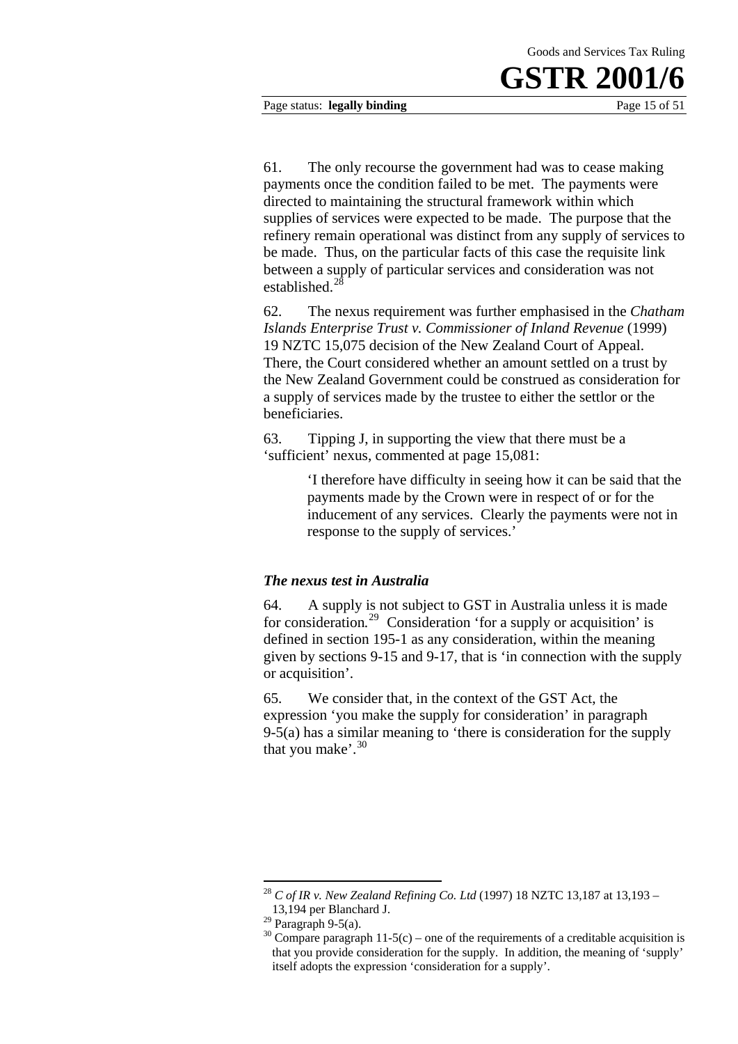61. The only recourse the government had was to cease making payments once the condition failed to be met. The payments were directed to maintaining the structural framework within which supplies of services were expected to be made. The purpose that the refinery remain operational was distinct from any supply of services to be made. Thus, on the particular facts of this case the requisite link between a supply of particular services and consideration was not established.[28]

62. The nexus requirement was further emphasised in the *Chatham Islands Enterprise Trust v. Commissioner of Inland Revenue* (1999) 19 NZTC 15,075 decision of the New Zealand Court of Appeal. There, the Court considered whether an amount settled on a trust by the New Zealand Government could be construed as consideration for a supply of services made by the trustee to either the settlor or the beneficiaries.

63. Tipping J, in supporting the view that there must be a 'sufficient' nexus, commented at page 15,081:

> 'I therefore have difficulty in seeing how it can be said that the payments made by the Crown were in respect of or for the inducement of any services. Clearly the payments were not in response to the supply of services.'

### *The nexus test in Australia*

64. A supply is not subject to GST in Australia unless it is made for consideration.[29] Consideration 'for a supply or acquisition' is defined in section 195-1 as any consideration, within the meaning given by sections 9-15 and 9-17, that is 'in connection with the supply or acquisition'.

65. We consider that, in the context of the GST Act, the expression 'you make the supply for consideration' in paragraph 9-5(a) has a similar meaning to 'there is consideration for the supply that you make'.[30]

---

[28] *C of IR v. New Zealand Refining Co. Ltd* (1997) 18 NZTC 13,187 at 13,193 – 13,194 per Blanchard J.

[29] Paragraph 9-5(a).

[30] Compare paragraph 11-5(c) – one of the requirements of a creditable acquisition is that you provide consideration for the supply. In addition, the meaning of 'supply' itself adopts the expression 'consideration for a supply'.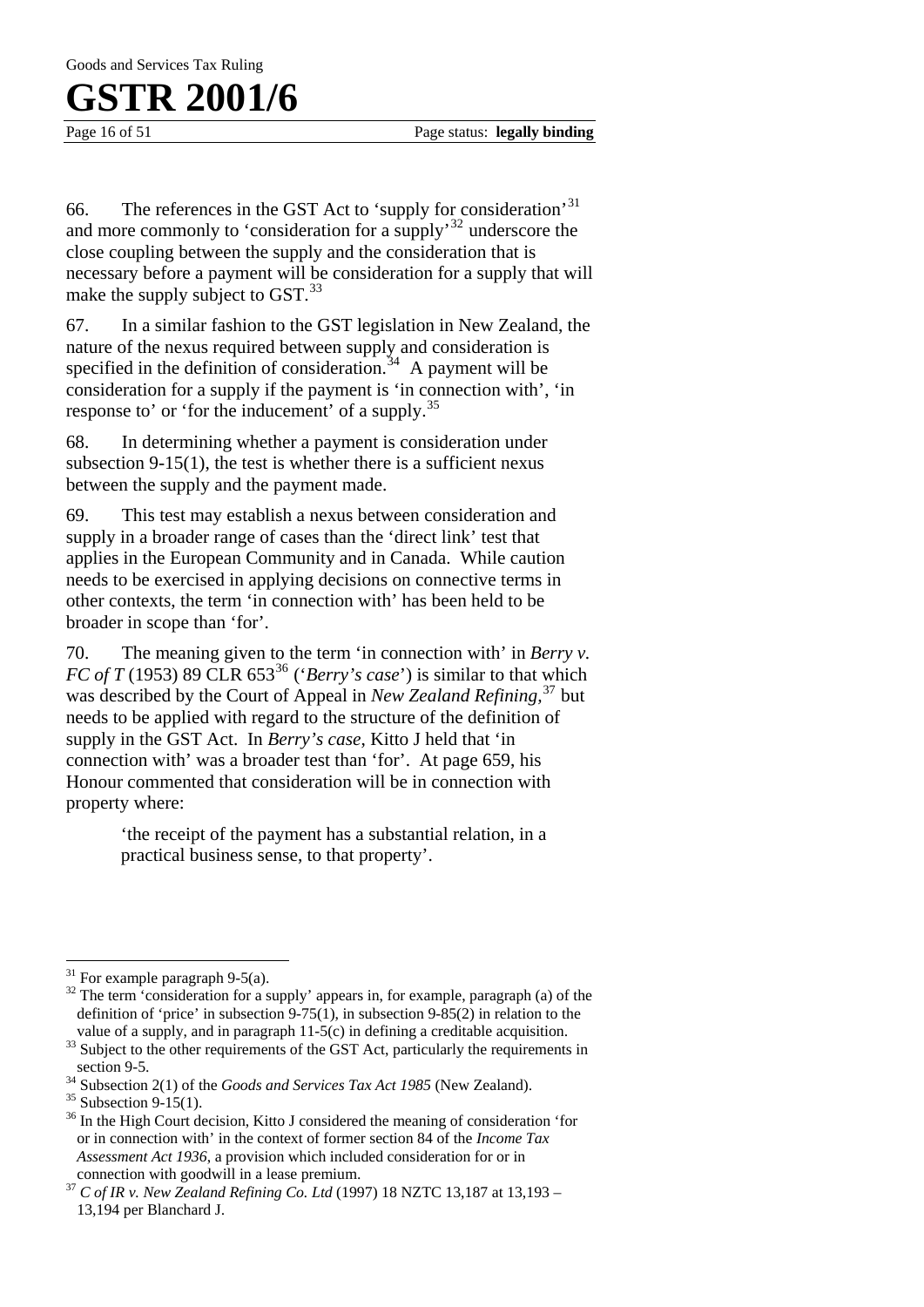66. The references in the GST Act to 'supply for consideration'[31] and more commonly to 'consideration for a supply'[32] underscore the close coupling between the supply and the consideration that is necessary before a payment will be consideration for a supply that will make the supply subject to GST.[33]

67. In a similar fashion to the GST legislation in New Zealand, the nature of the nexus required between supply and consideration is specified in the definition of consideration.[34] A payment will be consideration for a supply if the payment is 'in connection with', 'in response to' or 'for the inducement' of a supply.[35]

68. In determining whether a payment is consideration under subsection 9-15(1), the test is whether there is a sufficient nexus between the supply and the payment made.

69. This test may establish a nexus between consideration and supply in a broader range of cases than the 'direct link' test that applies in the European Community and in Canada. While caution needs to be exercised in applying decisions on connective terms in other contexts, the term 'in connection with' has been held to be broader in scope than 'for'.

70. The meaning given to the term 'in connection with' in *Berry v. FC of T* (1953) 89 CLR 653[36] ('*Berry's case*') is similar to that which was described by the Court of Appeal in *New Zealand Refining*,[37] but needs to be applied with regard to the structure of the definition of supply in the GST Act. In *Berry's case*, Kitto J held that 'in connection with' was a broader test than 'for'. At page 659, his Honour commented that consideration will be in connection with property where:

> 'the receipt of the payment has a substantial relation, in a practical business sense, to that property'.

---

[31] For example paragraph 9-5(a).

[32] The term 'consideration for a supply' appears in, for example, paragraph (a) of the definition of 'price' in subsection 9-75(1), in subsection 9-85(2) in relation to the value of a supply, and in paragraph 11-5(c) in defining a creditable acquisition.

[33] Subject to the other requirements of the GST Act, particularly the requirements in section 9-5.

[34] Subsection 2(1) of the *Goods and Services Tax Act 1985* (New Zealand).

[35] Subsection 9-15(1).

[36] In the High Court decision, Kitto J considered the meaning of consideration 'for or in connection with' in the context of former section 84 of the *Income Tax Assessment Act 1936*, a provision which included consideration for or in connection with goodwill in a lease premium.

[37] *C of IR v. New Zealand Refining Co. Ltd* (1997) 18 NZTC 13,187 at 13,193 – 13,194 per Blanchard J.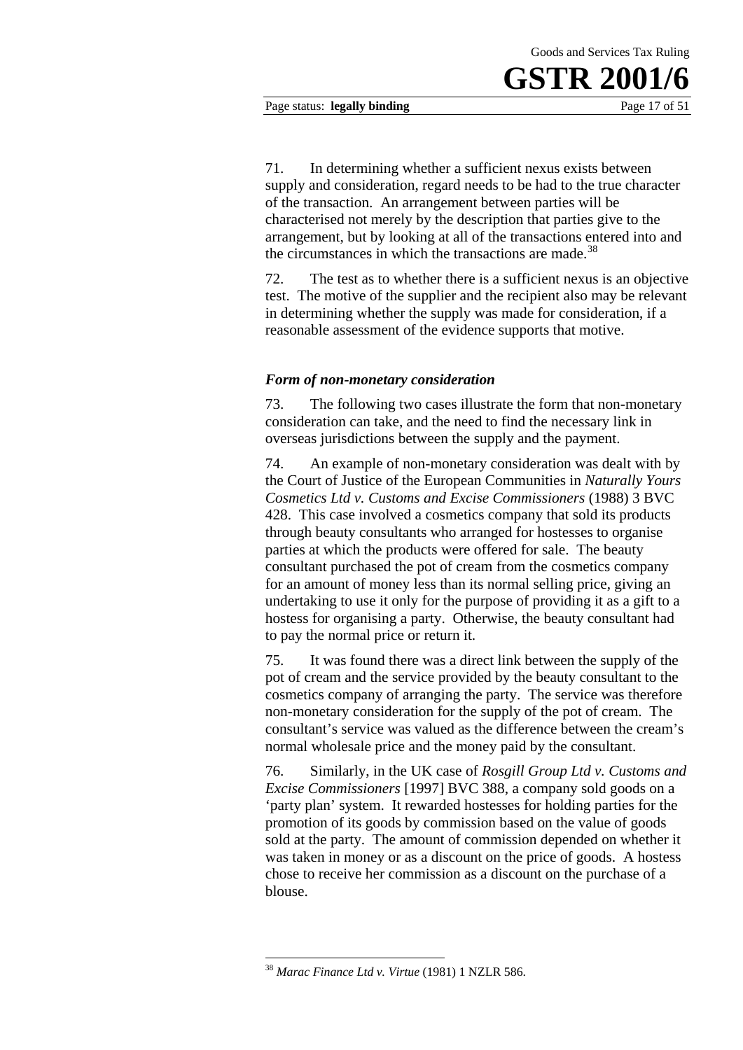71. In determining whether a sufficient nexus exists between supply and consideration, regard needs to be had to the true character of the transaction. An arrangement between parties will be characterised not merely by the description that parties give to the arrangement, but by looking at all of the transactions entered into and the circumstances in which the transactions are made.[38]

72. The test as to whether there is a sufficient nexus is an objective test. The motive of the supplier and the recipient also may be relevant in determining whether the supply was made for consideration, if a reasonable assessment of the evidence supports that motive.

### *Form of non-monetary consideration*

73. The following two cases illustrate the form that non-monetary consideration can take, and the need to find the necessary link in overseas jurisdictions between the supply and the payment.

74. An example of non-monetary consideration was dealt with by the Court of Justice of the European Communities in *Naturally Yours Cosmetics Ltd v. Customs and Excise Commissioners* (1988) 3 BVC 428. This case involved a cosmetics company that sold its products through beauty consultants who arranged for hostesses to organise parties at which the products were offered for sale. The beauty consultant purchased the pot of cream from the cosmetics company for an amount of money less than its normal selling price, giving an undertaking to use it only for the purpose of providing it as a gift to a hostess for organising a party. Otherwise, the beauty consultant had to pay the normal price or return it.

75. It was found there was a direct link between the supply of the pot of cream and the service provided by the beauty consultant to the cosmetics company of arranging the party. The service was therefore non-monetary consideration for the supply of the pot of cream. The consultant's service was valued as the difference between the cream's normal wholesale price and the money paid by the consultant.

76. Similarly, in the UK case of *Rosgill Group Ltd v. Customs and Excise Commissioners* [1997] BVC 388, a company sold goods on a 'party plan' system. It rewarded hostesses for holding parties for the promotion of its goods by commission based on the value of goods sold at the party. The amount of commission depended on whether it was taken in money or as a discount on the price of goods. A hostess chose to receive her commission as a discount on the purchase of a blouse.

---

[38] *Marac Finance Ltd v. Virtue* (1981) 1 NZLR 586.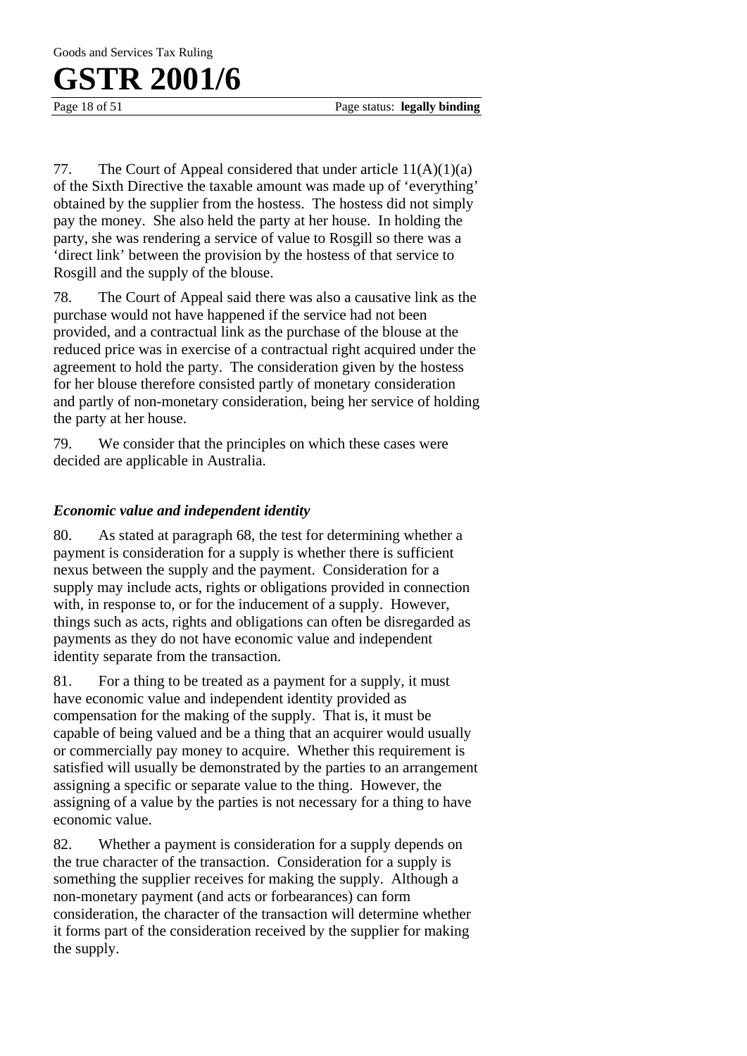77. The Court of Appeal considered that under article 11(A)(1)(a) of the Sixth Directive the taxable amount was made up of 'everything' obtained by the supplier from the hostess. The hostess did not simply pay the money. She also held the party at her house. In holding the party, she was rendering a service of value to Rosgill so there was a 'direct link' between the provision by the hostess of that service to Rosgill and the supply of the blouse.

78. The Court of Appeal said there was also a causative link as the purchase would not have happened if the service had not been provided, and a contractual link as the purchase of the blouse at the reduced price was in exercise of a contractual right acquired under the agreement to hold the party. The consideration given by the hostess for her blouse therefore consisted partly of monetary consideration and partly of non-monetary consideration, being her service of holding the party at her house.

79. We consider that the principles on which these cases were decided are applicable in Australia.

### *Economic value and independent identity*

80. As stated at paragraph 68, the test for determining whether a payment is consideration for a supply is whether there is sufficient nexus between the supply and the payment. Consideration for a supply may include acts, rights or obligations provided in connection with, in response to, or for the inducement of a supply. However, things such as acts, rights and obligations can often be disregarded as payments as they do not have economic value and independent identity separate from the transaction.

81. For a thing to be treated as a payment for a supply, it must have economic value and independent identity provided as compensation for the making of the supply. That is, it must be capable of being valued and be a thing that an acquirer would usually or commercially pay money to acquire. Whether this requirement is satisfied will usually be demonstrated by the parties to an arrangement assigning a specific or separate value to the thing. However, the assigning of a value by the parties is not necessary for a thing to have economic value.

82. Whether a payment is consideration for a supply depends on the true character of the transaction. Consideration for a supply is something the supplier receives for making the supply. Although a non-monetary payment (and acts or forbearances) can form consideration, the character of the transaction will determine whether it forms part of the consideration received by the supplier for making the supply.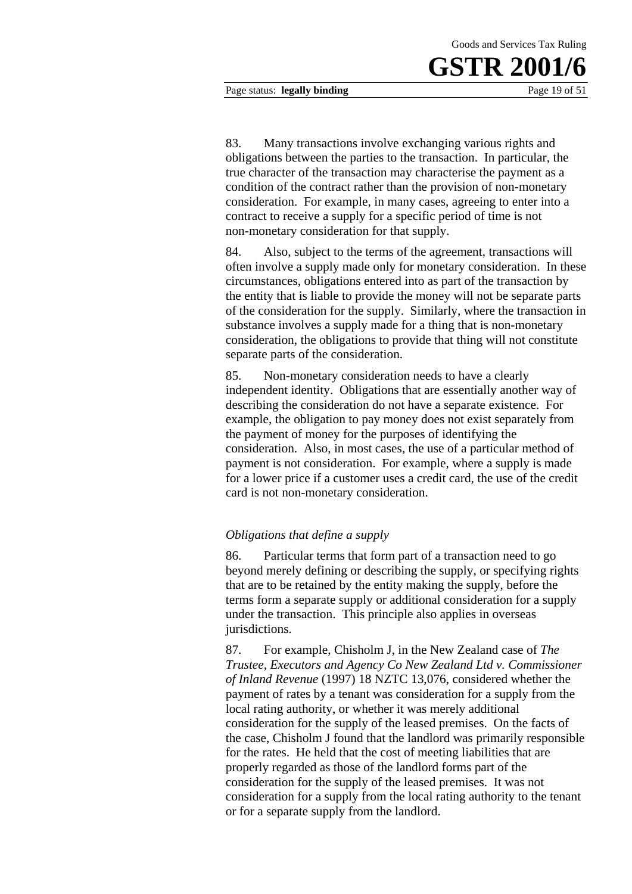83. Many transactions involve exchanging various rights and obligations between the parties to the transaction. In particular, the true character of the transaction may characterise the payment as a condition of the contract rather than the provision of non-monetary consideration. For example, in many cases, agreeing to enter into a contract to receive a supply for a specific period of time is not non-monetary consideration for that supply.

84. Also, subject to the terms of the agreement, transactions will often involve a supply made only for monetary consideration. In these circumstances, obligations entered into as part of the transaction by the entity that is liable to provide the money will not be separate parts of the consideration for the supply. Similarly, where the transaction in substance involves a supply made for a thing that is non-monetary consideration, the obligations to provide that thing will not constitute separate parts of the consideration.

85. Non-monetary consideration needs to have a clearly independent identity. Obligations that are essentially another way of describing the consideration do not have a separate existence. For example, the obligation to pay money does not exist separately from the payment of money for the purposes of identifying the consideration. Also, in most cases, the use of a particular method of payment is not consideration. For example, where a supply is made for a lower price if a customer uses a credit card, the use of the credit card is not non-monetary consideration.

*Obligations that define a supply*

86. Particular terms that form part of a transaction need to go beyond merely defining or describing the supply, or specifying rights that are to be retained by the entity making the supply, before the terms form a separate supply or additional consideration for a supply under the transaction. This principle also applies in overseas jurisdictions.

87. For example, Chisholm J, in the New Zealand case of *The Trustee, Executors and Agency Co New Zealand Ltd v. Commissioner of Inland Revenue* (1997) 18 NZTC 13,076, considered whether the payment of rates by a tenant was consideration for a supply from the local rating authority, or whether it was merely additional consideration for the supply of the leased premises. On the facts of the case, Chisholm J found that the landlord was primarily responsible for the rates. He held that the cost of meeting liabilities that are properly regarded as those of the landlord forms part of the consideration for the supply of the leased premises. It was not consideration for a supply from the local rating authority to the tenant or for a separate supply from the landlord.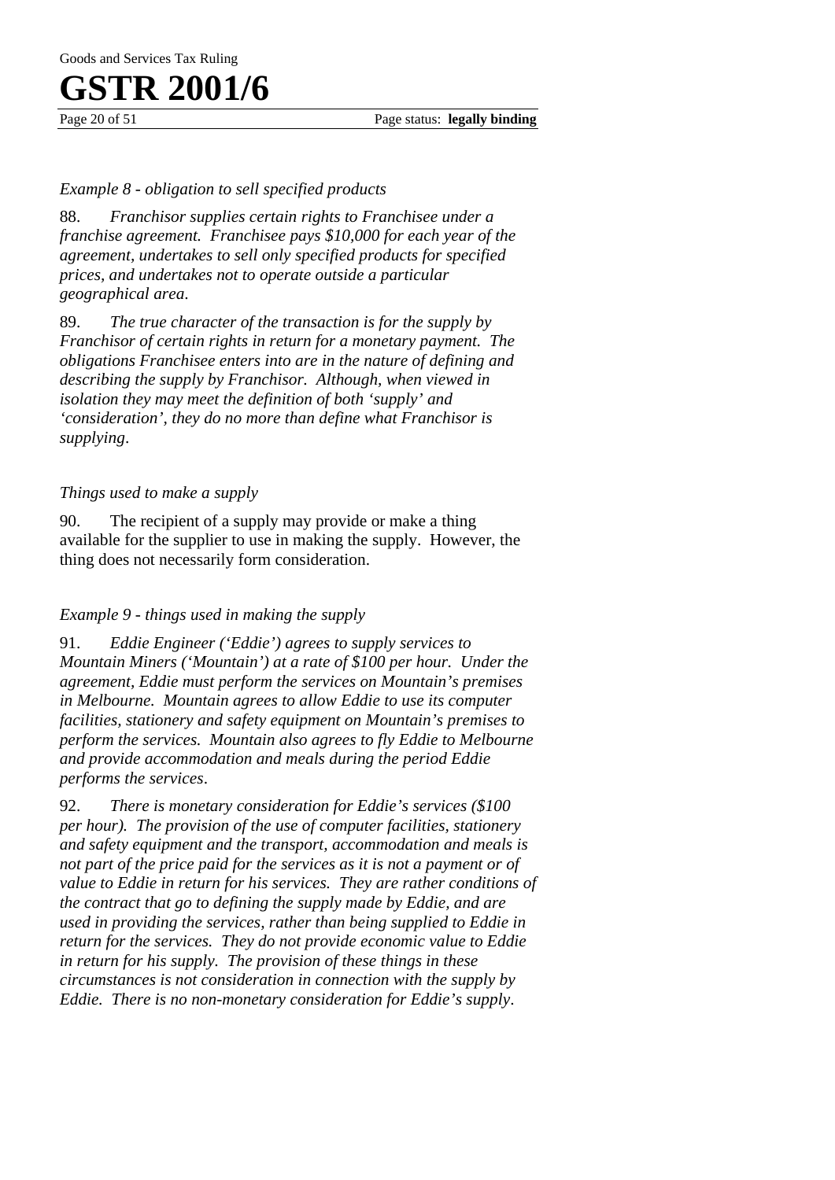*Example 8 - obligation to sell specified products*

88. *Franchisor supplies certain rights to Franchisee under a franchise agreement. Franchisee pays $10,000 for each year of the agreement, undertakes to sell only specified products for specified prices, and undertakes not to operate outside a particular geographical area.*

89. *The true character of the transaction is for the supply by Franchisor of certain rights in return for a monetary payment. The obligations Franchisee enters into are in the nature of defining and describing the supply by Franchisor. Although, when viewed in isolation they may meet the definition of both 'supply' and 'consideration', they do no more than define what Franchisor is supplying.*

*Things used to make a supply*

90. The recipient of a supply may provide or make a thing available for the supplier to use in making the supply. However, the thing does not necessarily form consideration.

*Example 9 - things used in making the supply*

91. *Eddie Engineer ('Eddie') agrees to supply services to Mountain Miners ('Mountain') at a rate of $100 per hour. Under the agreement, Eddie must perform the services on Mountain's premises in Melbourne. Mountain agrees to allow Eddie to use its computer facilities, stationery and safety equipment on Mountain's premises to perform the services. Mountain also agrees to fly Eddie to Melbourne and provide accommodation and meals during the period Eddie performs the services.*

92. *There is monetary consideration for Eddie's services ($100 per hour). The provision of the use of computer facilities, stationery and safety equipment and the transport, accommodation and meals is not part of the price paid for the services as it is not a payment or of value to Eddie in return for his services. They are rather conditions of the contract that go to defining the supply made by Eddie, and are used in providing the services, rather than being supplied to Eddie in return for the services. They do not provide economic value to Eddie in return for his supply. The provision of these things in these circumstances is not consideration in connection with the supply by Eddie. There is no non-monetary consideration for Eddie's supply.*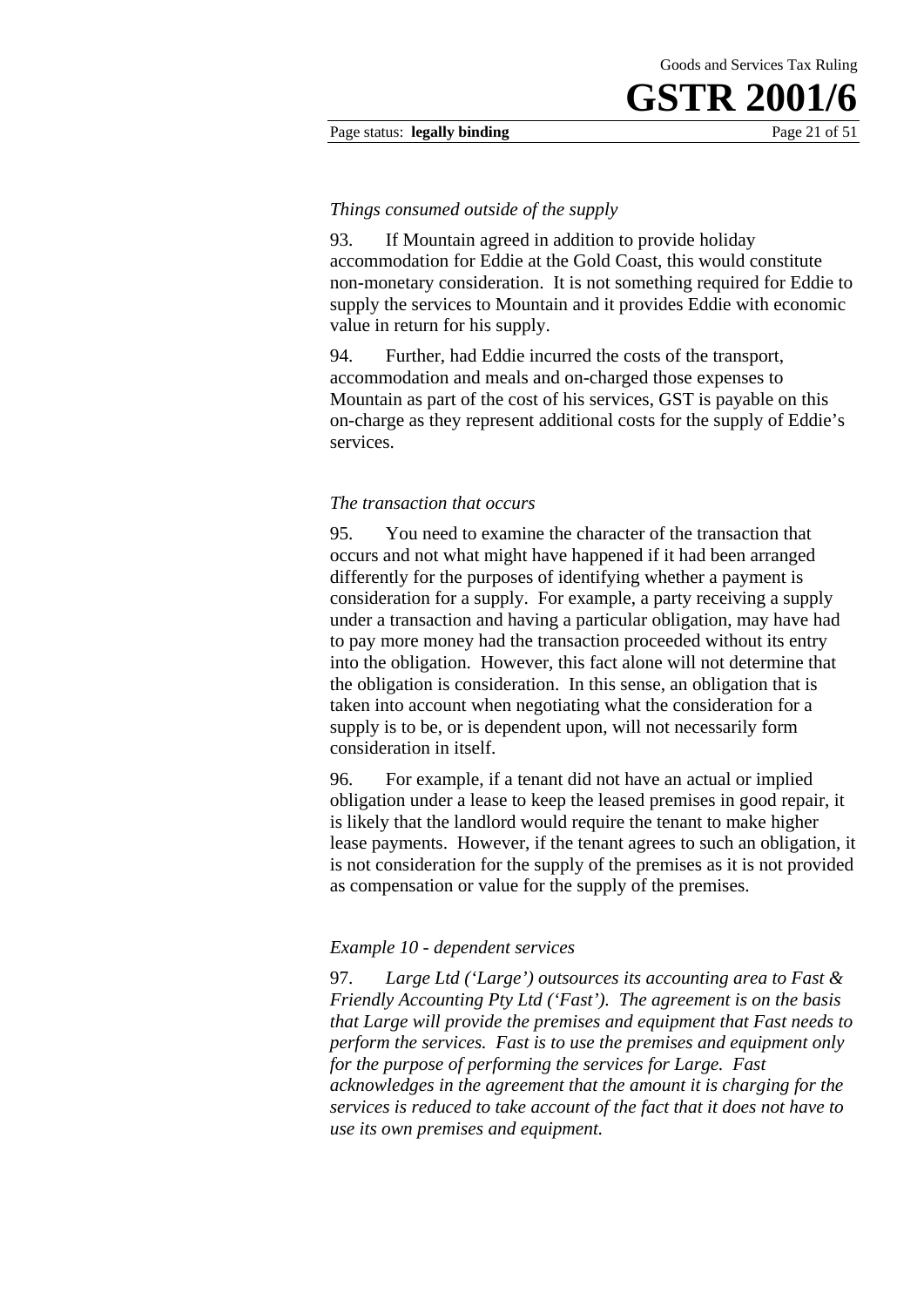*Things consumed outside of the supply*

93. If Mountain agreed in addition to provide holiday accommodation for Eddie at the Gold Coast, this would constitute non-monetary consideration. It is not something required for Eddie to supply the services to Mountain and it provides Eddie with economic value in return for his supply.

94. Further, had Eddie incurred the costs of the transport, accommodation and meals and on-charged those expenses to Mountain as part of the cost of his services, GST is payable on this on-charge as they represent additional costs for the supply of Eddie's services.

*The transaction that occurs*

95. You need to examine the character of the transaction that occurs and not what might have happened if it had been arranged differently for the purposes of identifying whether a payment is consideration for a supply. For example, a party receiving a supply under a transaction and having a particular obligation, may have had to pay more money had the transaction proceeded without its entry into the obligation. However, this fact alone will not determine that the obligation is consideration. In this sense, an obligation that is taken into account when negotiating what the consideration for a supply is to be, or is dependent upon, will not necessarily form consideration in itself.

96. For example, if a tenant did not have an actual or implied obligation under a lease to keep the leased premises in good repair, it is likely that the landlord would require the tenant to make higher lease payments. However, if the tenant agrees to such an obligation, it is not consideration for the supply of the premises as it is not provided as compensation or value for the supply of the premises.

*Example 10 - dependent services*

97. *Large Ltd ('Large') outsources its accounting area to Fast & Friendly Accounting Pty Ltd ('Fast'). The agreement is on the basis that Large will provide the premises and equipment that Fast needs to perform the services. Fast is to use the premises and equipment only for the purpose of performing the services for Large. Fast acknowledges in the agreement that the amount it is charging for the services is reduced to take account of the fact that it does not have to use its own premises and equipment.*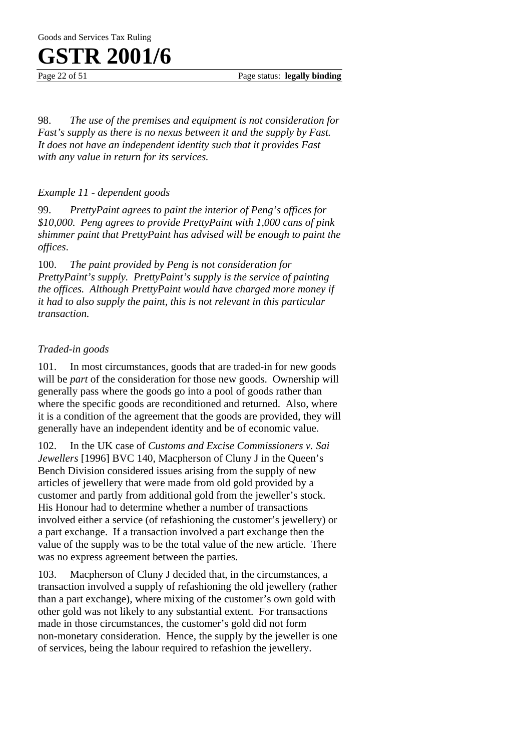98. *The use of the premises and equipment is not consideration for Fast's supply as there is no nexus between it and the supply by Fast. It does not have an independent identity such that it provides Fast with any value in return for its services.*

*Example 11 - dependent goods*

99. *PrettyPaint agrees to paint the interior of Peng's offices for $10,000. Peng agrees to provide PrettyPaint with 1,000 cans of pink shimmer paint that PrettyPaint has advised will be enough to paint the offices.*

100. *The paint provided by Peng is not consideration for PrettyPaint's supply. PrettyPaint's supply is the service of painting the offices. Although PrettyPaint would have charged more money if it had to also supply the paint, this is not relevant in this particular transaction.*

*Traded-in goods*

101. In most circumstances, goods that are traded-in for new goods will be *part* of the consideration for those new goods. Ownership will generally pass where the goods go into a pool of goods rather than where the specific goods are reconditioned and returned. Also, where it is a condition of the agreement that the goods are provided, they will generally have an independent identity and be of economic value.

102. In the UK case of *Customs and Excise Commissioners v. Sai Jewellers* [1996] BVC 140, Macpherson of Cluny J in the Queen's Bench Division considered issues arising from the supply of new articles of jewellery that were made from old gold provided by a customer and partly from additional gold from the jeweller's stock. His Honour had to determine whether a number of transactions involved either a service (of refashioning the customer's jewellery) or a part exchange. If a transaction involved a part exchange then the value of the supply was to be the total value of the new article. There was no express agreement between the parties.

103. Macpherson of Cluny J decided that, in the circumstances, a transaction involved a supply of refashioning the old jewellery (rather than a part exchange), where mixing of the customer's own gold with other gold was not likely to any substantial extent. For transactions made in those circumstances, the customer's gold did not form non-monetary consideration. Hence, the supply by the jeweller is one of services, being the labour required to refashion the jewellery.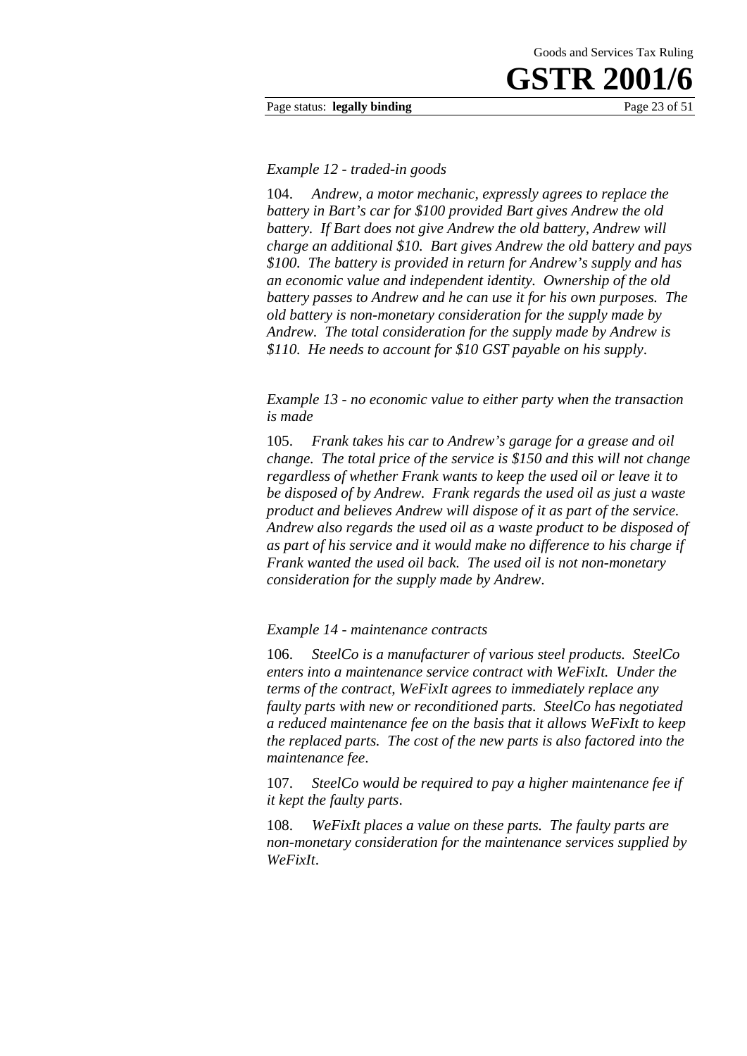*Example 12 - traded-in goods*

104. *Andrew, a motor mechanic, expressly agrees to replace the battery in Bart's car for $100 provided Bart gives Andrew the old battery. If Bart does not give Andrew the old battery, Andrew will charge an additional $10. Bart gives Andrew the old battery and pays $100. The battery is provided in return for Andrew's supply and has an economic value and independent identity. Ownership of the old battery passes to Andrew and he can use it for his own purposes. The old battery is non-monetary consideration for the supply made by Andrew. The total consideration for the supply made by Andrew is $110. He needs to account for $10 GST payable on his supply.*

*Example 13 - no economic value to either party when the transaction is made*

105. *Frank takes his car to Andrew's garage for a grease and oil change. The total price of the service is $150 and this will not change regardless of whether Frank wants to keep the used oil or leave it to be disposed of by Andrew. Frank regards the used oil as just a waste product and believes Andrew will dispose of it as part of the service. Andrew also regards the used oil as a waste product to be disposed of as part of his service and it would make no difference to his charge if Frank wanted the used oil back. The used oil is not non-monetary consideration for the supply made by Andrew.*

*Example 14 - maintenance contracts*

106. *SteelCo is a manufacturer of various steel products. SteelCo enters into a maintenance service contract with WeFixIt. Under the terms of the contract, WeFixIt agrees to immediately replace any faulty parts with new or reconditioned parts. SteelCo has negotiated a reduced maintenance fee on the basis that it allows WeFixIt to keep the replaced parts. The cost of the new parts is also factored into the maintenance fee.*

107. *SteelCo would be required to pay a higher maintenance fee if it kept the faulty parts.*

108. *WeFixIt places a value on these parts. The faulty parts are non-monetary consideration for the maintenance services supplied by WeFixIt.*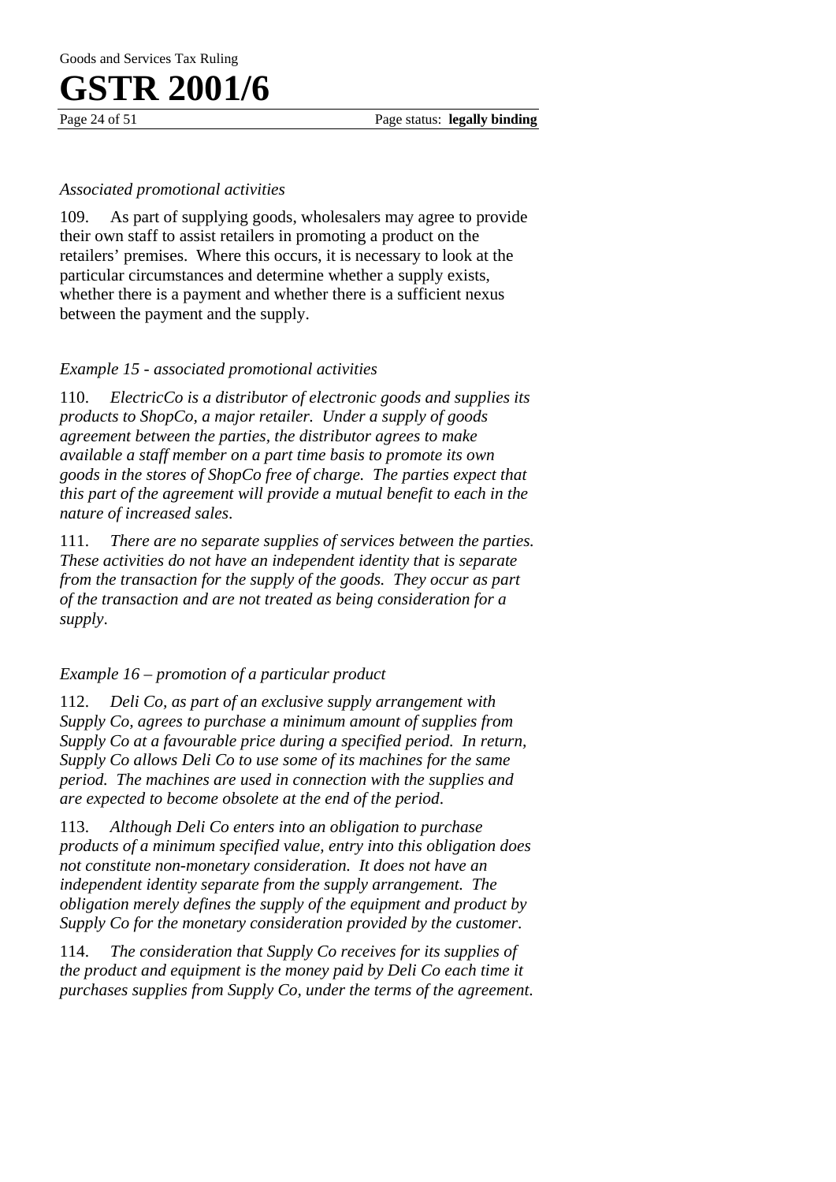*Associated promotional activities*

109. As part of supplying goods, wholesalers may agree to provide their own staff to assist retailers in promoting a product on the retailers' premises. Where this occurs, it is necessary to look at the particular circumstances and determine whether a supply exists, whether there is a payment and whether there is a sufficient nexus between the payment and the supply.

*Example 15 - associated promotional activities*

110. *ElectricCo is a distributor of electronic goods and supplies its products to ShopCo, a major retailer. Under a supply of goods agreement between the parties, the distributor agrees to make available a staff member on a part time basis to promote its own goods in the stores of ShopCo free of charge. The parties expect that this part of the agreement will provide a mutual benefit to each in the nature of increased sales.*

111. *There are no separate supplies of services between the parties. These activities do not have an independent identity that is separate from the transaction for the supply of the goods. They occur as part of the transaction and are not treated as being consideration for a supply.*

*Example 16 – promotion of a particular product*

112. *Deli Co, as part of an exclusive supply arrangement with Supply Co, agrees to purchase a minimum amount of supplies from Supply Co at a favourable price during a specified period. In return, Supply Co allows Deli Co to use some of its machines for the same period. The machines are used in connection with the supplies and are expected to become obsolete at the end of the period.*

113. *Although Deli Co enters into an obligation to purchase products of a minimum specified value, entry into this obligation does not constitute non-monetary consideration. It does not have an independent identity separate from the supply arrangement. The obligation merely defines the supply of the equipment and product by Supply Co for the monetary consideration provided by the customer.*

114. *The consideration that Supply Co receives for its supplies of the product and equipment is the money paid by Deli Co each time it purchases supplies from Supply Co, under the terms of the agreement.*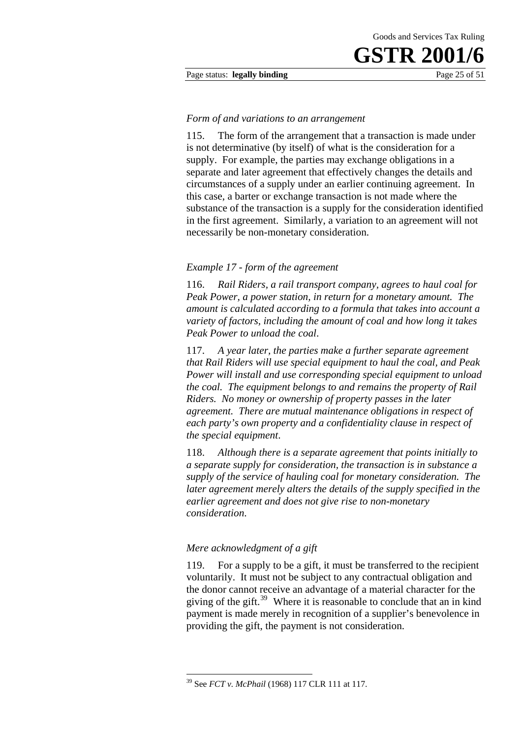*Form of and variations to an arrangement*

115. The form of the arrangement that a transaction is made under is not determinative (by itself) of what is the consideration for a supply. For example, the parties may exchange obligations in a separate and later agreement that effectively changes the details and circumstances of a supply under an earlier continuing agreement. In this case, a barter or exchange transaction is not made where the substance of the transaction is a supply for the consideration identified in the first agreement. Similarly, a variation to an agreement will not necessarily be non-monetary consideration.

*Example 17 - form of the agreement*

116. *Rail Riders, a rail transport company, agrees to haul coal for Peak Power, a power station, in return for a monetary amount. The amount is calculated according to a formula that takes into account a variety of factors, including the amount of coal and how long it takes Peak Power to unload the coal.*

117. *A year later, the parties make a further separate agreement that Rail Riders will use special equipment to haul the coal, and Peak Power will install and use corresponding special equipment to unload the coal. The equipment belongs to and remains the property of Rail Riders. No money or ownership of property passes in the later agreement. There are mutual maintenance obligations in respect of each party's own property and a confidentiality clause in respect of the special equipment.*

118. *Although there is a separate agreement that points initially to a separate supply for consideration, the transaction is in substance a supply of the service of hauling coal for monetary consideration. The later agreement merely alters the details of the supply specified in the earlier agreement and does not give rise to non-monetary consideration.*

*Mere acknowledgment of a gift*

119. For a supply to be a gift, it must be transferred to the recipient voluntarily. It must not be subject to any contractual obligation and the donor cannot receive an advantage of a material character for the giving of the gift.[39] Where it is reasonable to conclude that an in kind payment is made merely in recognition of a supplier's benevolence in providing the gift, the payment is not consideration.

---

[39] See *FCT v. McPhail* (1968) 117 CLR 111 at 117.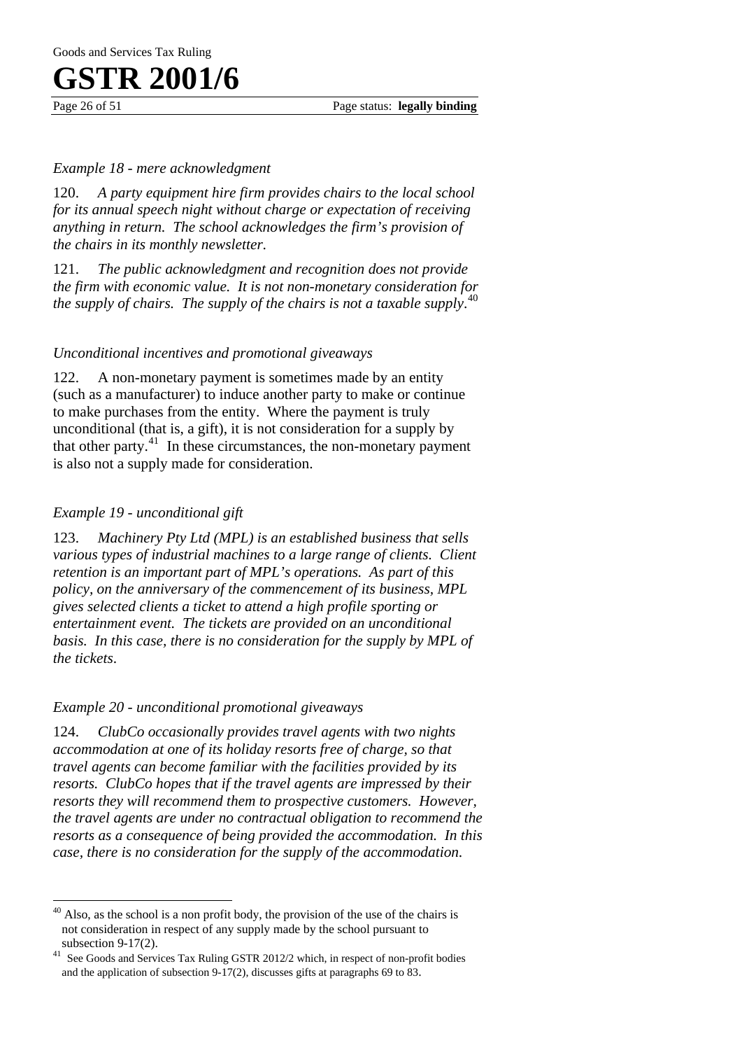*Example 18 - mere acknowledgment*

120. *A party equipment hire firm provides chairs to the local school for its annual speech night without charge or expectation of receiving anything in return. The school acknowledges the firm's provision of the chairs in its monthly newsletter.*

121. *The public acknowledgment and recognition does not provide the firm with economic value. It is not non-monetary consideration for the supply of chairs. The supply of the chairs is not a taxable supply.*[40]

*Unconditional incentives and promotional giveaways*

122. A non-monetary payment is sometimes made by an entity (such as a manufacturer) to induce another party to make or continue to make purchases from the entity. Where the payment is truly unconditional (that is, a gift), it is not consideration for a supply by that other party.[41] In these circumstances, the non-monetary payment is also not a supply made for consideration.

*Example 19 - unconditional gift*

123. *Machinery Pty Ltd (MPL) is an established business that sells various types of industrial machines to a large range of clients. Client retention is an important part of MPL's operations. As part of this policy, on the anniversary of the commencement of its business, MPL gives selected clients a ticket to attend a high profile sporting or entertainment event. The tickets are provided on an unconditional basis. In this case, there is no consideration for the supply by MPL of the tickets.*

*Example 20 - unconditional promotional giveaways*

124. *ClubCo occasionally provides travel agents with two nights accommodation at one of its holiday resorts free of charge, so that travel agents can become familiar with the facilities provided by its resorts. ClubCo hopes that if the travel agents are impressed by their resorts they will recommend them to prospective customers. However, the travel agents are under no contractual obligation to recommend the resorts as a consequence of being provided the accommodation. In this case, there is no consideration for the supply of the accommodation.*

---

[40] Also, as the school is a non profit body, the provision of the use of the chairs is not consideration in respect of any supply made by the school pursuant to subsection 9-17(2).

[41] See Goods and Services Tax Ruling GSTR 2012/2 which, in respect of non-profit bodies and the application of subsection 9-17(2), discusses gifts at paragraphs 69 to 83.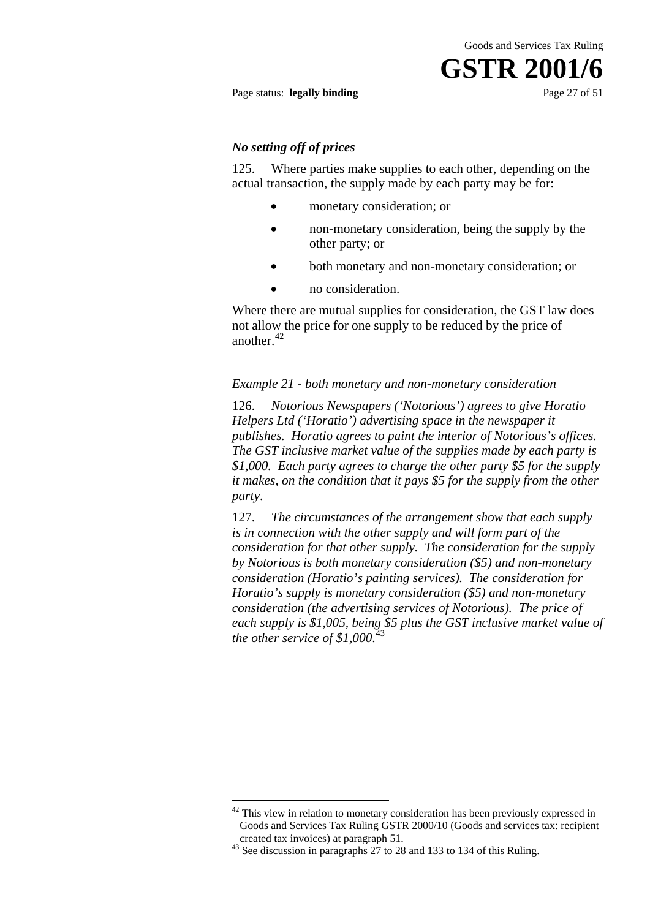### *No setting off of prices*

125. Where parties make supplies to each other, depending on the actual transaction, the supply made by each party may be for:

- monetary consideration; or
- non-monetary consideration, being the supply by the other party; or
- both monetary and non-monetary consideration; or
- no consideration.

Where there are mutual supplies for consideration, the GST law does not allow the price for one supply to be reduced by the price of another.[42]

*Example 21 - both monetary and non-monetary consideration*

126. *Notorious Newspapers ('Notorious') agrees to give Horatio Helpers Ltd ('Horatio') advertising space in the newspaper it publishes. Horatio agrees to paint the interior of Notorious's offices. The GST inclusive market value of the supplies made by each party is $1,000. Each party agrees to charge the other party $5 for the supply it makes, on the condition that it pays $5 for the supply from the other party*.

127. *The circumstances of the arrangement show that each supply is in connection with the other supply and will form part of the consideration for that other supply. The consideration for the supply by Notorious is both monetary consideration ($5) and non-monetary consideration (Horatio's painting services). The consideration for Horatio's supply is monetary consideration ($5) and non-monetary consideration (the advertising services of Notorious). The price of each supply is $1,005, being $5 plus the GST inclusive market value of the other service of $1,000.*[43]

---

[42] This view in relation to monetary consideration has been previously expressed in Goods and Services Tax Ruling GSTR 2000/10 (Goods and services tax: recipient created tax invoices) at paragraph 51.

[43] See discussion in paragraphs 27 to 28 and 133 to 134 of this Ruling.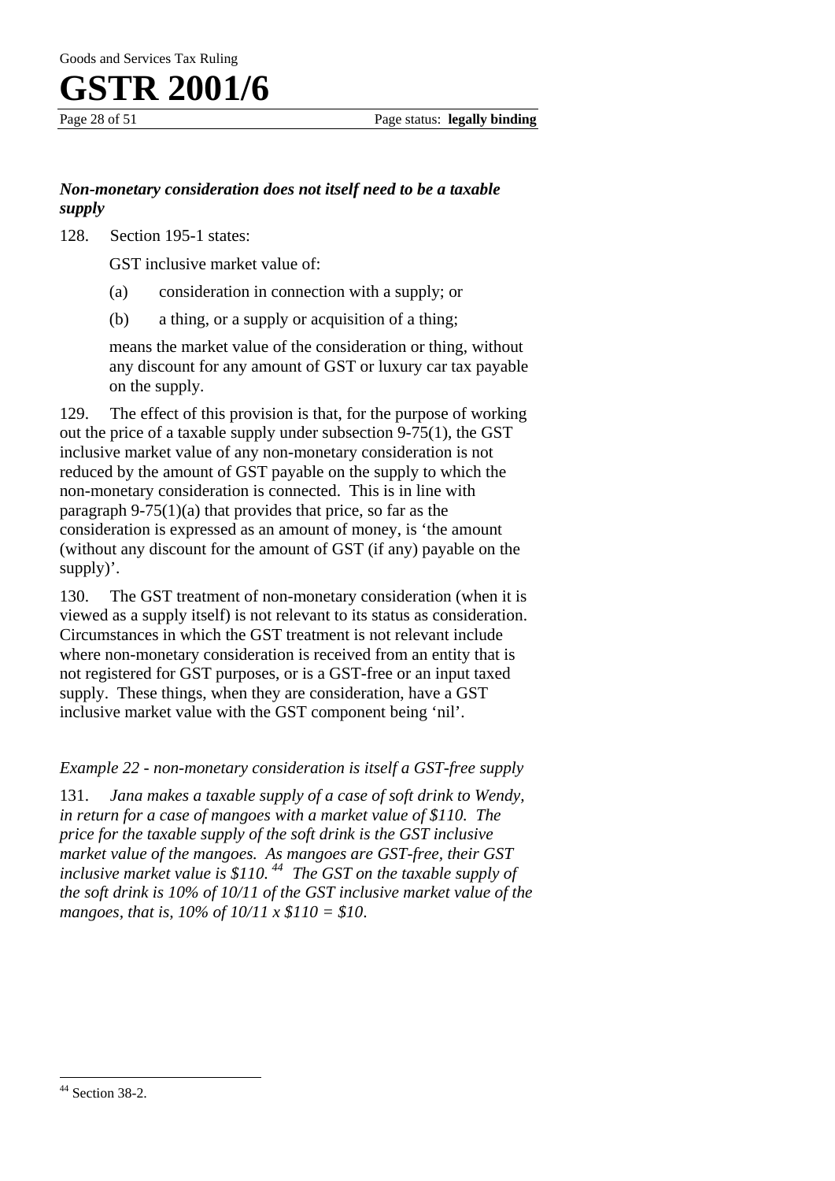### *Non-monetary consideration does not itself need to be a taxable supply*

128. Section 195-1 states:

> GST inclusive market value of:
>
> (a) consideration in connection with a supply; or
>
> (b) a thing, or a supply or acquisition of a thing;
>
> means the market value of the consideration or thing, without any discount for any amount of GST or luxury car tax payable on the supply.

129. The effect of this provision is that, for the purpose of working out the price of a taxable supply under subsection 9-75(1), the GST inclusive market value of any non-monetary consideration is not reduced by the amount of GST payable on the supply to which the non-monetary consideration is connected. This is in line with paragraph 9-75(1)(a) that provides that price, so far as the consideration is expressed as an amount of money, is 'the amount (without any discount for the amount of GST (if any) payable on the supply)'.

130. The GST treatment of non-monetary consideration (when it is viewed as a supply itself) is not relevant to its status as consideration. Circumstances in which the GST treatment is not relevant include where non-monetary consideration is received from an entity that is not registered for GST purposes, or is a GST-free or an input taxed supply. These things, when they are consideration, have a GST inclusive market value with the GST component being 'nil'.

*Example 22 - non-monetary consideration is itself a GST-free supply*

131. *Jana makes a taxable supply of a case of soft drink to Wendy, in return for a case of mangoes with a market value of $110. The price for the taxable supply of the soft drink is the GST inclusive market value of the mangoes. As mangoes are GST-free, their GST inclusive market value is $110.*[44] *The GST on the taxable supply of the soft drink is 10% of 10/11 of the GST inclusive market value of the mangoes, that is, 10% of 10/11 x $110 = $10.*

---

[44] Section 38-2.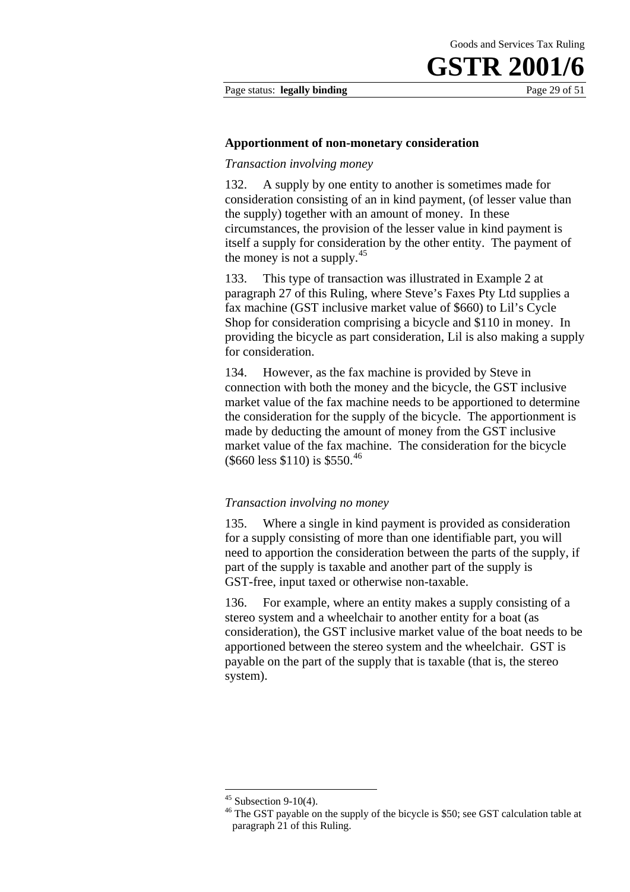### Apportionment of non-monetary consideration

*Transaction involving money*

132. A supply by one entity to another is sometimes made for consideration consisting of an in kind payment, (of lesser value than the supply) together with an amount of money. In these circumstances, the provision of the lesser value in kind payment is itself a supply for consideration by the other entity. The payment of the money is not a supply.[45]

133. This type of transaction was illustrated in Example 2 at paragraph 27 of this Ruling, where Steve's Faxes Pty Ltd supplies a fax machine (GST inclusive market value of $660) to Lil's Cycle Shop for consideration comprising a bicycle and $110 in money. In providing the bicycle as part consideration, Lil is also making a supply for consideration.

134. However, as the fax machine is provided by Steve in connection with both the money and the bicycle, the GST inclusive market value of the fax machine needs to be apportioned to determine the consideration for the supply of the bicycle. The apportionment is made by deducting the amount of money from the GST inclusive market value of the fax machine. The consideration for the bicycle ($660 less $110) is $550.[46]

*Transaction involving no money*

135. Where a single in kind payment is provided as consideration for a supply consisting of more than one identifiable part, you will need to apportion the consideration between the parts of the supply, if part of the supply is taxable and another part of the supply is GST-free, input taxed or otherwise non-taxable.

136. For example, where an entity makes a supply consisting of a stereo system and a wheelchair to another entity for a boat (as consideration), the GST inclusive market value of the boat needs to be apportioned between the stereo system and the wheelchair. GST is payable on the part of the supply that is taxable (that is, the stereo system).

---

[45] Subsection 9-10(4).

[46] The GST payable on the supply of the bicycle is $50; see GST calculation table at paragraph 21 of this Ruling.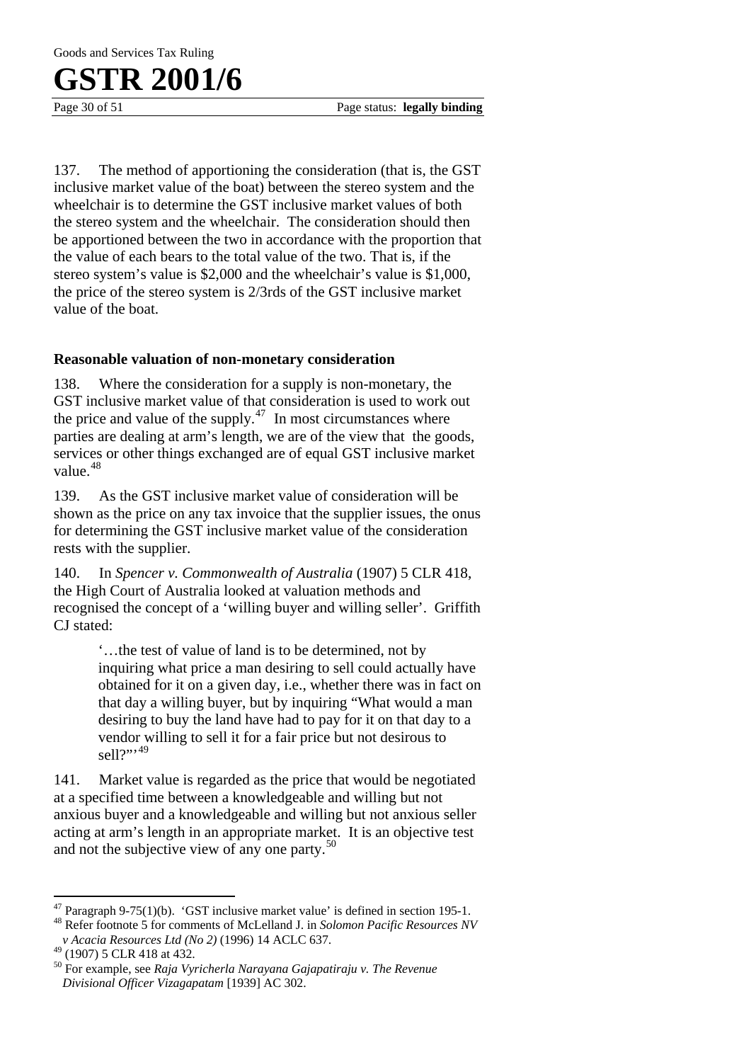137. The method of apportioning the consideration (that is, the GST inclusive market value of the boat) between the stereo system and the wheelchair is to determine the GST inclusive market values of both the stereo system and the wheelchair. The consideration should then be apportioned between the two in accordance with the proportion that the value of each bears to the total value of the two. That is, if the stereo system's value is $2,000 and the wheelchair's value is $1,000, the price of the stereo system is 2/3rds of the GST inclusive market value of the boat.

### Reasonable valuation of non-monetary consideration

138. Where the consideration for a supply is non-monetary, the GST inclusive market value of that consideration is used to work out the price and value of the supply.[47] In most circumstances where parties are dealing at arm's length, we are of the view that the goods, services or other things exchanged are of equal GST inclusive market value.[48]

139. As the GST inclusive market value of consideration will be shown as the price on any tax invoice that the supplier issues, the onus for determining the GST inclusive market value of the consideration rests with the supplier.

140. In *Spencer v. Commonwealth of Australia* (1907) 5 CLR 418, the High Court of Australia looked at valuation methods and recognised the concept of a 'willing buyer and willing seller'. Griffith CJ stated:

> '…the test of value of land is to be determined, not by inquiring what price a man desiring to sell could actually have obtained for it on a given day, i.e., whether there was in fact on that day a willing buyer, but by inquiring "What would a man desiring to buy the land have had to pay for it on that day to a vendor willing to sell it for a fair price but not desirous to sell?"'[49]

141. Market value is regarded as the price that would be negotiated at a specified time between a knowledgeable and willing but not anxious buyer and a knowledgeable and willing but not anxious seller acting at arm's length in an appropriate market. It is an objective test and not the subjective view of any one party.[50]

---

[47] Paragraph 9-75(1)(b). 'GST inclusive market value' is defined in section 195-1.

[48] Refer footnote 5 for comments of McLelland J. in *Solomon Pacific Resources NV v Acacia Resources Ltd (No 2)* (1996) 14 ACLC 637.

[49] (1907) 5 CLR 418 at 432.

[50] For example, see *Raja Vyricherla Narayana Gajapatiraju v. The Revenue Divisional Officer Vizagapatam* [1939] AC 302.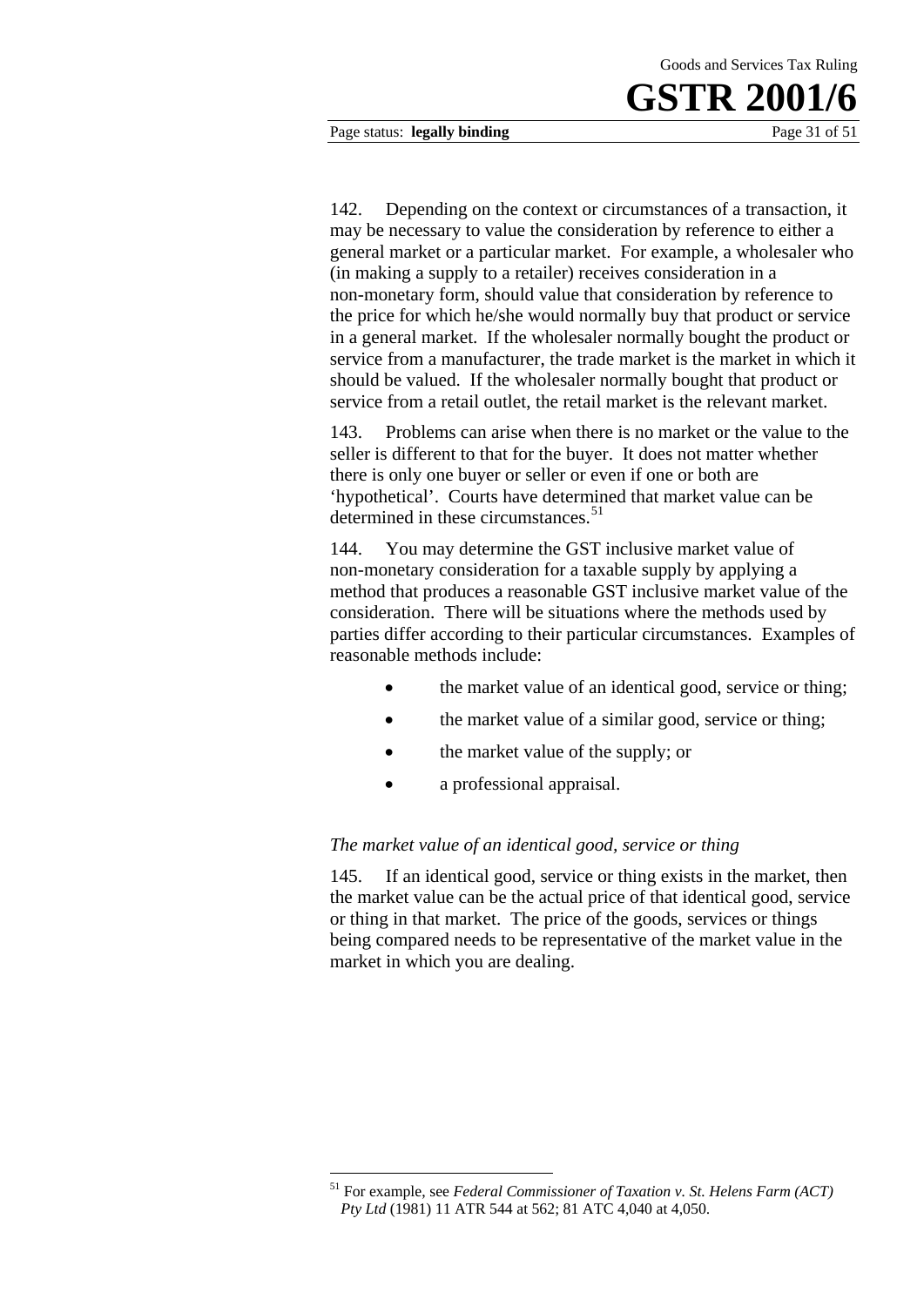142. Depending on the context or circumstances of a transaction, it may be necessary to value the consideration by reference to either a general market or a particular market. For example, a wholesaler who (in making a supply to a retailer) receives consideration in a non-monetary form, should value that consideration by reference to the price for which he/she would normally buy that product or service in a general market. If the wholesaler normally bought the product or service from a manufacturer, the trade market is the market in which it should be valued. If the wholesaler normally bought that product or service from a retail outlet, the retail market is the relevant market.

143. Problems can arise when there is no market or the value to the seller is different to that for the buyer. It does not matter whether there is only one buyer or seller or even if one or both are 'hypothetical'. Courts have determined that market value can be determined in these circumstances.[51]

144. You may determine the GST inclusive market value of non-monetary consideration for a taxable supply by applying a method that produces a reasonable GST inclusive market value of the consideration. There will be situations where the methods used by parties differ according to their particular circumstances. Examples of reasonable methods include:

- the market value of an identical good, service or thing;
- the market value of a similar good, service or thing;
- the market value of the supply; or
- a professional appraisal.

*The market value of an identical good, service or thing*

145. If an identical good, service or thing exists in the market, then the market value can be the actual price of that identical good, service or thing in that market. The price of the goods, services or things being compared needs to be representative of the market value in the market in which you are dealing.

---

[51] For example, see *Federal Commissioner of Taxation v. St. Helens Farm (ACT) Pty Ltd* (1981) 11 ATR 544 at 562; 81 ATC 4,040 at 4,050.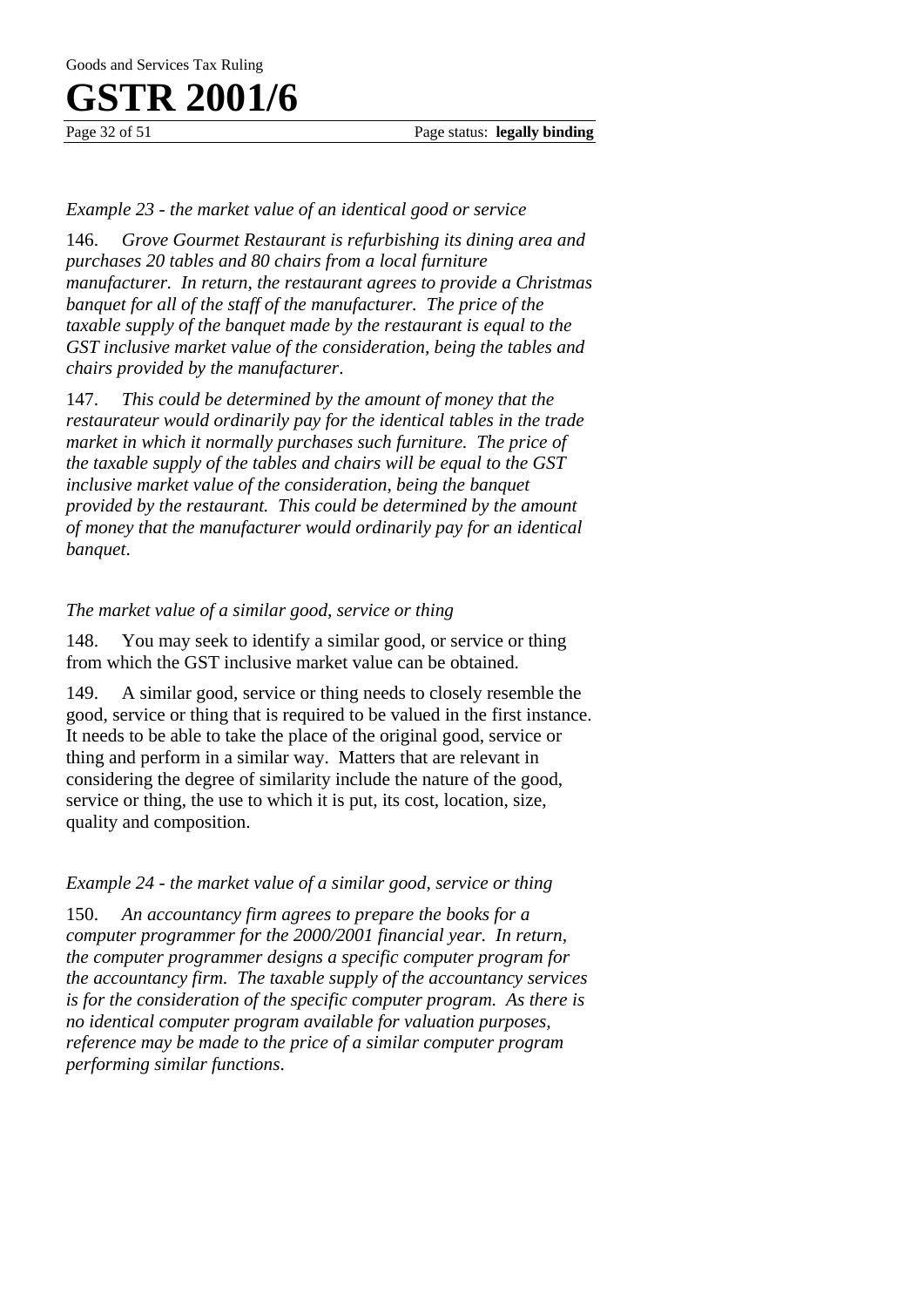*Example 23 - the market value of an identical good or service*

146. *Grove Gourmet Restaurant is refurbishing its dining area and purchases 20 tables and 80 chairs from a local furniture manufacturer. In return, the restaurant agrees to provide a Christmas banquet for all of the staff of the manufacturer. The price of the taxable supply of the banquet made by the restaurant is equal to the GST inclusive market value of the consideration, being the tables and chairs provided by the manufacturer.*

147. *This could be determined by the amount of money that the restaurateur would ordinarily pay for the identical tables in the trade market in which it normally purchases such furniture. The price of the taxable supply of the tables and chairs will be equal to the GST inclusive market value of the consideration, being the banquet provided by the restaurant. This could be determined by the amount of money that the manufacturer would ordinarily pay for an identical banquet.*

*The market value of a similar good, service or thing*

148. You may seek to identify a similar good, or service or thing from which the GST inclusive market value can be obtained.

149. A similar good, service or thing needs to closely resemble the good, service or thing that is required to be valued in the first instance. It needs to be able to take the place of the original good, service or thing and perform in a similar way. Matters that are relevant in considering the degree of similarity include the nature of the good, service or thing, the use to which it is put, its cost, location, size, quality and composition.

*Example 24 - the market value of a similar good, service or thing*

150. *An accountancy firm agrees to prepare the books for a computer programmer for the 2000/2001 financial year. In return, the computer programmer designs a specific computer program for the accountancy firm. The taxable supply of the accountancy services is for the consideration of the specific computer program. As there is no identical computer program available for valuation purposes, reference may be made to the price of a similar computer program performing similar functions.*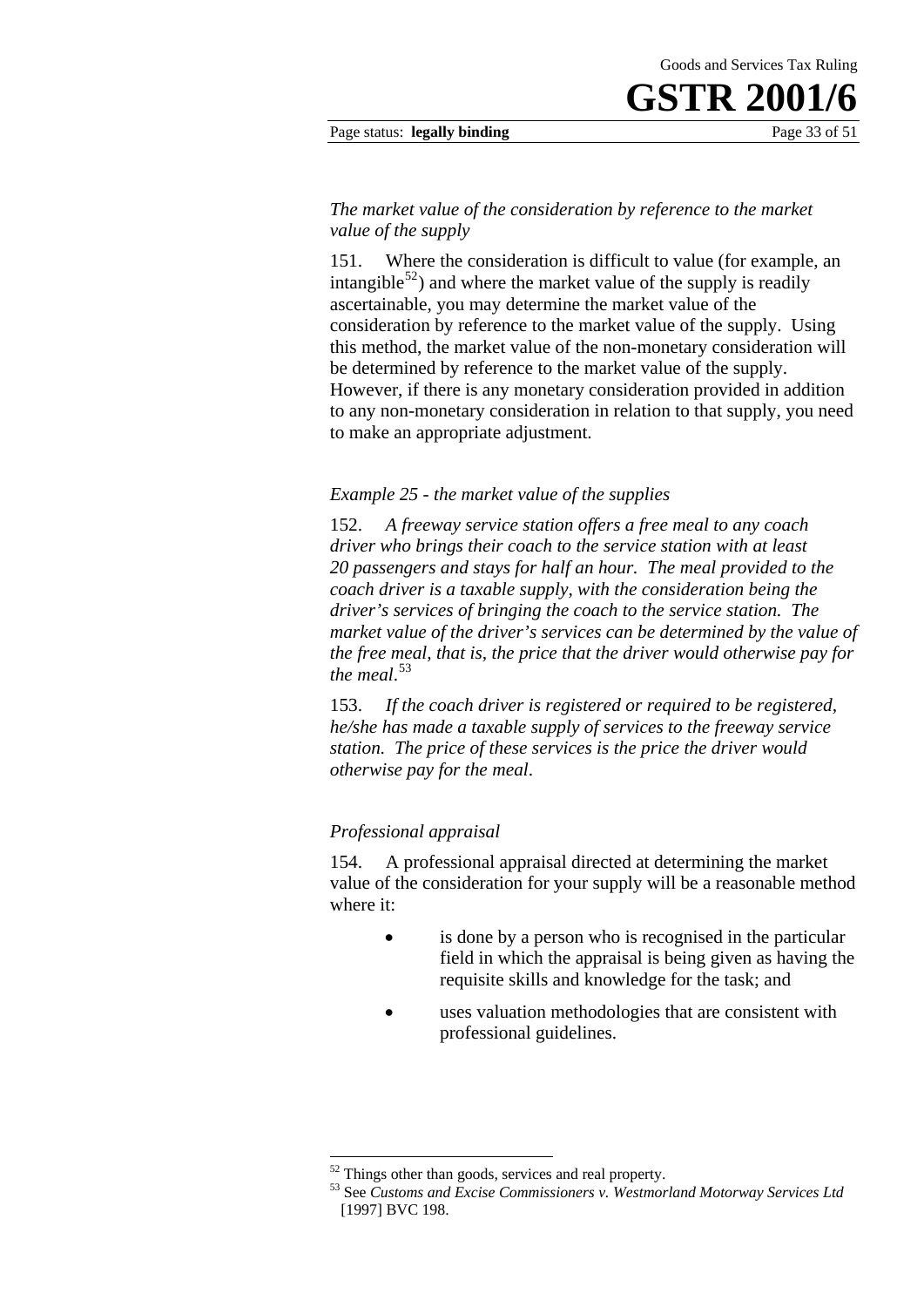*The market value of the consideration by reference to the market value of the supply*

151. Where the consideration is difficult to value (for example, an intangible[52]) and where the market value of the supply is readily ascertainable, you may determine the market value of the consideration by reference to the market value of the supply. Using this method, the market value of the non-monetary consideration will be determined by reference to the market value of the supply. However, if there is any monetary consideration provided in addition to any non-monetary consideration in relation to that supply, you need to make an appropriate adjustment.

*Example 25 - the market value of the supplies*

152. *A freeway service station offers a free meal to any coach driver who brings their coach to the service station with at least 20 passengers and stays for half an hour. The meal provided to the coach driver is a taxable supply, with the consideration being the driver's services of bringing the coach to the service station. The market value of the driver's services can be determined by the value of the free meal, that is, the price that the driver would otherwise pay for the meal.*[53]

153. *If the coach driver is registered or required to be registered, he/she has made a taxable supply of services to the freeway service station. The price of these services is the price the driver would otherwise pay for the meal.*

*Professional appraisal*

154. A professional appraisal directed at determining the market value of the consideration for your supply will be a reasonable method where it:

- is done by a person who is recognised in the particular field in which the appraisal is being given as having the requisite skills and knowledge for the task; and
- uses valuation methodologies that are consistent with professional guidelines.

---

[52] Things other than goods, services and real property.

[53] See *Customs and Excise Commissioners v. Westmorland Motorway Services Ltd* [1997] BVC 198.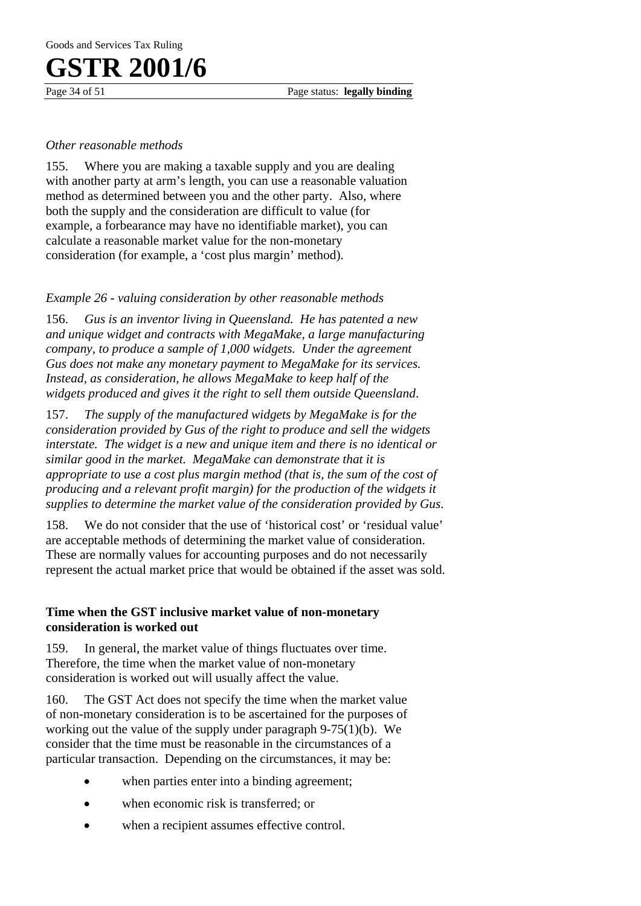*Other reasonable methods*

155. Where you are making a taxable supply and you are dealing with another party at arm's length, you can use a reasonable valuation method as determined between you and the other party. Also, where both the supply and the consideration are difficult to value (for example, a forbearance may have no identifiable market), you can calculate a reasonable market value for the non-monetary consideration (for example, a 'cost plus margin' method).

*Example 26 - valuing consideration by other reasonable methods*

156. *Gus is an inventor living in Queensland. He has patented a new and unique widget and contracts with MegaMake, a large manufacturing company, to produce a sample of 1,000 widgets. Under the agreement Gus does not make any monetary payment to MegaMake for its services. Instead, as consideration, he allows MegaMake to keep half of the widgets produced and gives it the right to sell them outside Queensland.*

157. *The supply of the manufactured widgets by MegaMake is for the consideration provided by Gus of the right to produce and sell the widgets interstate. The widget is a new and unique item and there is no identical or similar good in the market. MegaMake can demonstrate that it is appropriate to use a cost plus margin method (that is, the sum of the cost of producing and a relevant profit margin) for the production of the widgets it supplies to determine the market value of the consideration provided by Gus.*

158. We do not consider that the use of 'historical cost' or 'residual value' are acceptable methods of determining the market value of consideration. These are normally values for accounting purposes and do not necessarily represent the actual market price that would be obtained if the asset was sold.

**Time when the GST inclusive market value of non-monetary consideration is worked out**

159. In general, the market value of things fluctuates over time. Therefore, the time when the market value of non-monetary consideration is worked out will usually affect the value.

160. The GST Act does not specify the time when the market value of non-monetary consideration is to be ascertained for the purposes of working out the value of the supply under paragraph 9-75(1)(b). We consider that the time must be reasonable in the circumstances of a particular transaction. Depending on the circumstances, it may be:

- when parties enter into a binding agreement;
- when economic risk is transferred; or
- when a recipient assumes effective control.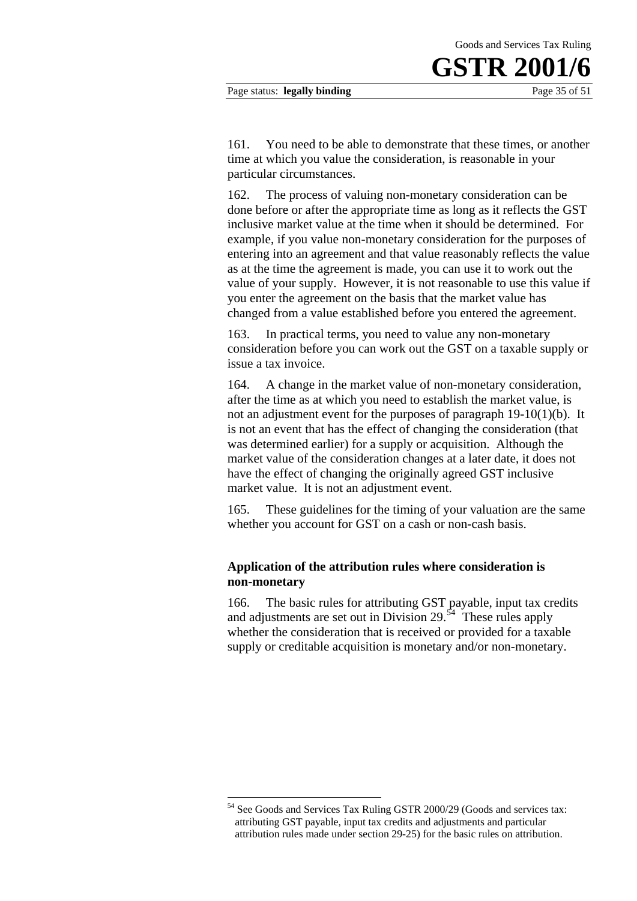161. You need to be able to demonstrate that these times, or another time at which you value the consideration, is reasonable in your particular circumstances.

162. The process of valuing non-monetary consideration can be done before or after the appropriate time as long as it reflects the GST inclusive market value at the time when it should be determined. For example, if you value non-monetary consideration for the purposes of entering into an agreement and that value reasonably reflects the value as at the time the agreement is made, you can use it to work out the value of your supply. However, it is not reasonable to use this value if you enter the agreement on the basis that the market value has changed from a value established before you entered the agreement.

163. In practical terms, you need to value any non-monetary consideration before you can work out the GST on a taxable supply or issue a tax invoice.

164. A change in the market value of non-monetary consideration, after the time as at which you need to establish the market value, is not an adjustment event for the purposes of paragraph 19-10(1)(b). It is not an event that has the effect of changing the consideration (that was determined earlier) for a supply or acquisition. Although the market value of the consideration changes at a later date, it does not have the effect of changing the originally agreed GST inclusive market value. It is not an adjustment event.

165. These guidelines for the timing of your valuation are the same whether you account for GST on a cash or non-cash basis.

### Application of the attribution rules where consideration is non-monetary

166. The basic rules for attributing GST payable, input tax credits and adjustments are set out in Division 29.[54] These rules apply whether the consideration that is received or provided for a taxable supply or creditable acquisition is monetary and/or non-monetary.

---

[54] See Goods and Services Tax Ruling GSTR 2000/29 (Goods and services tax: attributing GST payable, input tax credits and adjustments and particular attribution rules made under section 29-25) for the basic rules on attribution.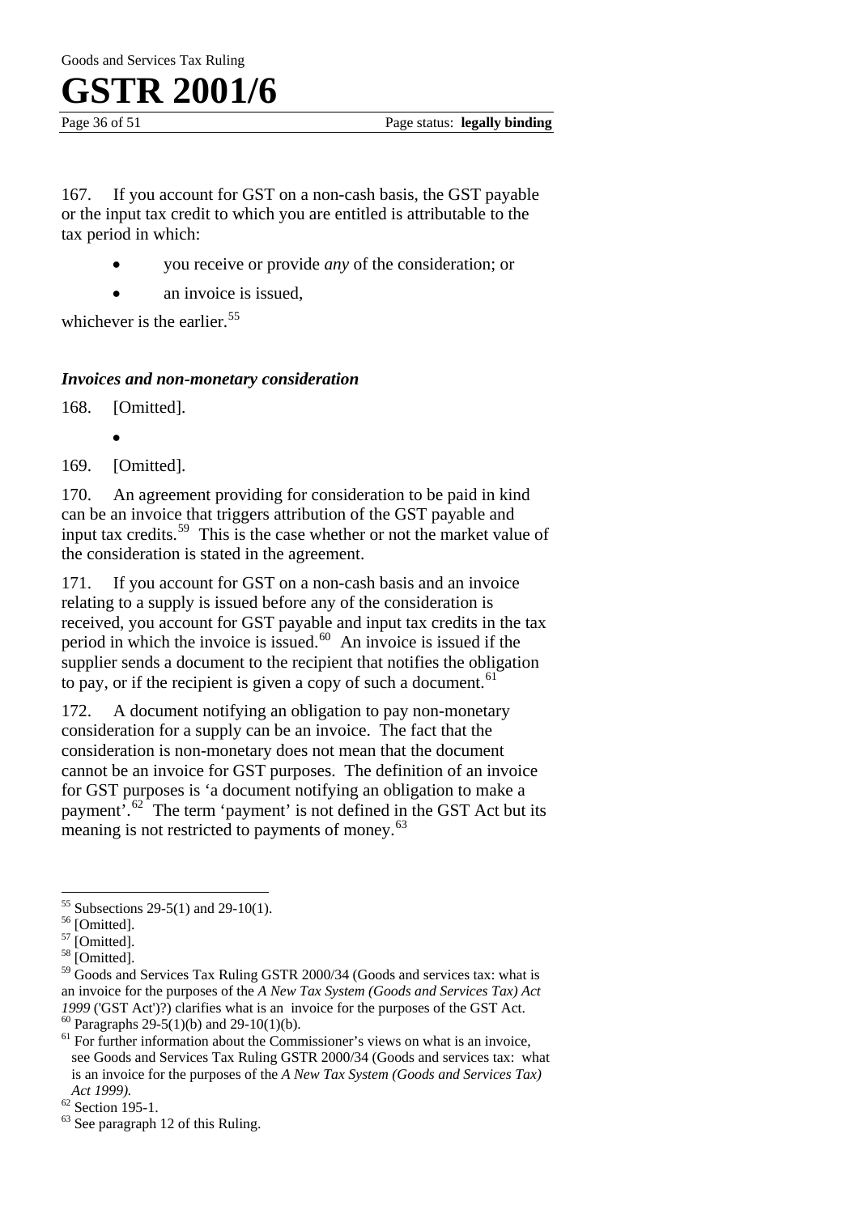167. If you account for GST on a non-cash basis, the GST payable or the input tax credit to which you are entitled is attributable to the tax period in which:

- you receive or provide *any* of the consideration; or
- an invoice is issued,

whichever is the earlier.[55]

### *Invoices and non-monetary consideration*

168. [Omitted].

- 

169. [Omitted].

170. An agreement providing for consideration to be paid in kind can be an invoice that triggers attribution of the GST payable and input tax credits.[59] This is the case whether or not the market value of the consideration is stated in the agreement.

171. If you account for GST on a non-cash basis and an invoice relating to a supply is issued before any of the consideration is received, you account for GST payable and input tax credits in the tax period in which the invoice is issued.[60] An invoice is issued if the supplier sends a document to the recipient that notifies the obligation to pay, or if the recipient is given a copy of such a document.[61]

172. A document notifying an obligation to pay non-monetary consideration for a supply can be an invoice. The fact that the consideration is non-monetary does not mean that the document cannot be an invoice for GST purposes. The definition of an invoice for GST purposes is 'a document notifying an obligation to make a payment'.[62] The term 'payment' is not defined in the GST Act but its meaning is not restricted to payments of money.[63]

---

[55] Subsections 29-5(1) and 29-10(1).

[56] [Omitted].

[57] [Omitted].

[58] [Omitted].

[59] Goods and Services Tax Ruling GSTR 2000/34 (Goods and services tax: what is an invoice for the purposes of the *A New Tax System (Goods and Services Tax) Act 1999* ('GST Act')?) clarifies what is an invoice for the purposes of the GST Act.

[60] Paragraphs 29-5(1)(b) and 29-10(1)(b).

[61] For further information about the Commissioner's views on what is an invoice, see Goods and Services Tax Ruling GSTR 2000/34 (Goods and services tax: what is an invoice for the purposes of the *A New Tax System (Goods and Services Tax) Act 1999).*

[62] Section 195-1.

[63] See paragraph 12 of this Ruling.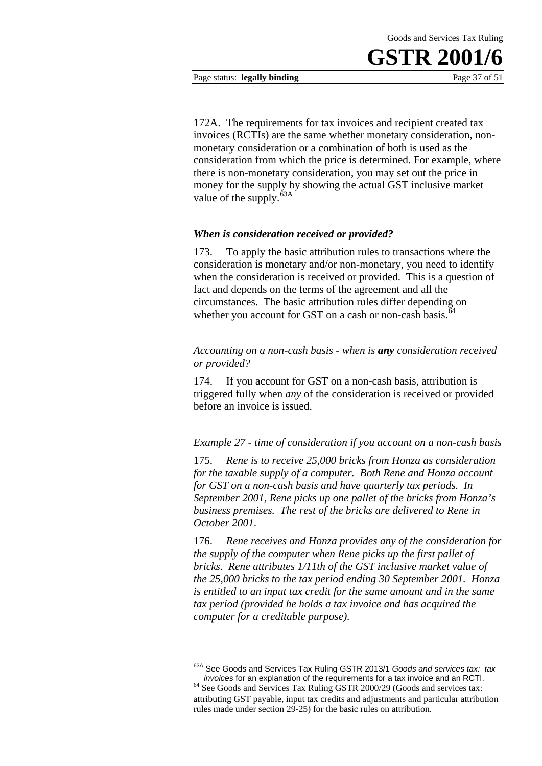172A. The requirements for tax invoices and recipient created tax invoices (RCTIs) are the same whether monetary consideration, non-monetary consideration or a combination of both is used as the consideration from which the price is determined. For example, where there is non-monetary consideration, you may set out the price in money for the supply by showing the actual GST inclusive market value of the supply.[63A]

### *When is consideration received or provided?*

173. To apply the basic attribution rules to transactions where the consideration is monetary and/or non-monetary, you need to identify when the consideration is received or provided. This is a question of fact and depends on the terms of the agreement and all the circumstances. The basic attribution rules differ depending on whether you account for GST on a cash or non-cash basis.[64]

*Accounting on a non-cash basis - when is* ***any*** *consideration received or provided?*

174. If you account for GST on a non-cash basis, attribution is triggered fully when *any* of the consideration is received or provided before an invoice is issued.

*Example 27 - time of consideration if you account on a non-cash basis*

175. *Rene is to receive 25,000 bricks from Honza as consideration for the taxable supply of a computer. Both Rene and Honza account for GST on a non-cash basis and have quarterly tax periods. In September 2001, Rene picks up one pallet of the bricks from Honza's business premises. The rest of the bricks are delivered to Rene in October 2001.*

176. *Rene receives and Honza provides any of the consideration for the supply of the computer when Rene picks up the first pallet of bricks. Rene attributes 1/11th of the GST inclusive market value of the 25,000 bricks to the tax period ending 30 September 2001. Honza is entitled to an input tax credit for the same amount and in the same tax period (provided he holds a tax invoice and has acquired the computer for a creditable purpose).*

---

[63A] See Goods and Services Tax Ruling GSTR 2013/1 *Goods and services tax: tax invoices* for an explanation of the requirements for a tax invoice and an RCTI.

[64] See Goods and Services Tax Ruling GSTR 2000/29 (Goods and services tax: attributing GST payable, input tax credits and adjustments and particular attribution rules made under section 29-25) for the basic rules on attribution.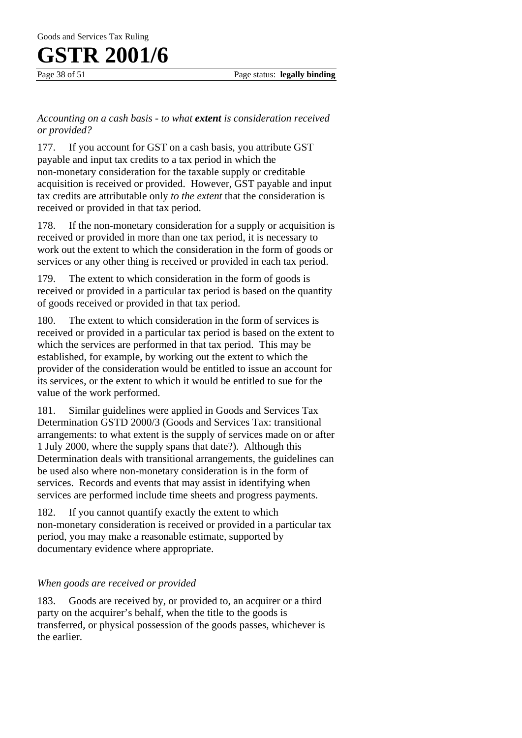*Accounting on a cash basis - to what* ***extent*** *is consideration received or provided?*

177. If you account for GST on a cash basis, you attribute GST payable and input tax credits to a tax period in which the non-monetary consideration for the taxable supply or creditable acquisition is received or provided. However, GST payable and input tax credits are attributable only *to the extent* that the consideration is received or provided in that tax period.

178. If the non-monetary consideration for a supply or acquisition is received or provided in more than one tax period, it is necessary to work out the extent to which the consideration in the form of goods or services or any other thing is received or provided in each tax period.

179. The extent to which consideration in the form of goods is received or provided in a particular tax period is based on the quantity of goods received or provided in that tax period.

180. The extent to which consideration in the form of services is received or provided in a particular tax period is based on the extent to which the services are performed in that tax period. This may be established, for example, by working out the extent to which the provider of the consideration would be entitled to issue an account for its services, or the extent to which it would be entitled to sue for the value of the work performed.

181. Similar guidelines were applied in Goods and Services Tax Determination GSTD 2000/3 (Goods and Services Tax: transitional arrangements: to what extent is the supply of services made on or after 1 July 2000, where the supply spans that date?). Although this Determination deals with transitional arrangements, the guidelines can be used also where non-monetary consideration is in the form of services. Records and events that may assist in identifying when services are performed include time sheets and progress payments.

182. If you cannot quantify exactly the extent to which non-monetary consideration is received or provided in a particular tax period, you may make a reasonable estimate, supported by documentary evidence where appropriate.

*When goods are received or provided*

183. Goods are received by, or provided to, an acquirer or a third party on the acquirer's behalf, when the title to the goods is transferred, or physical possession of the goods passes, whichever is the earlier.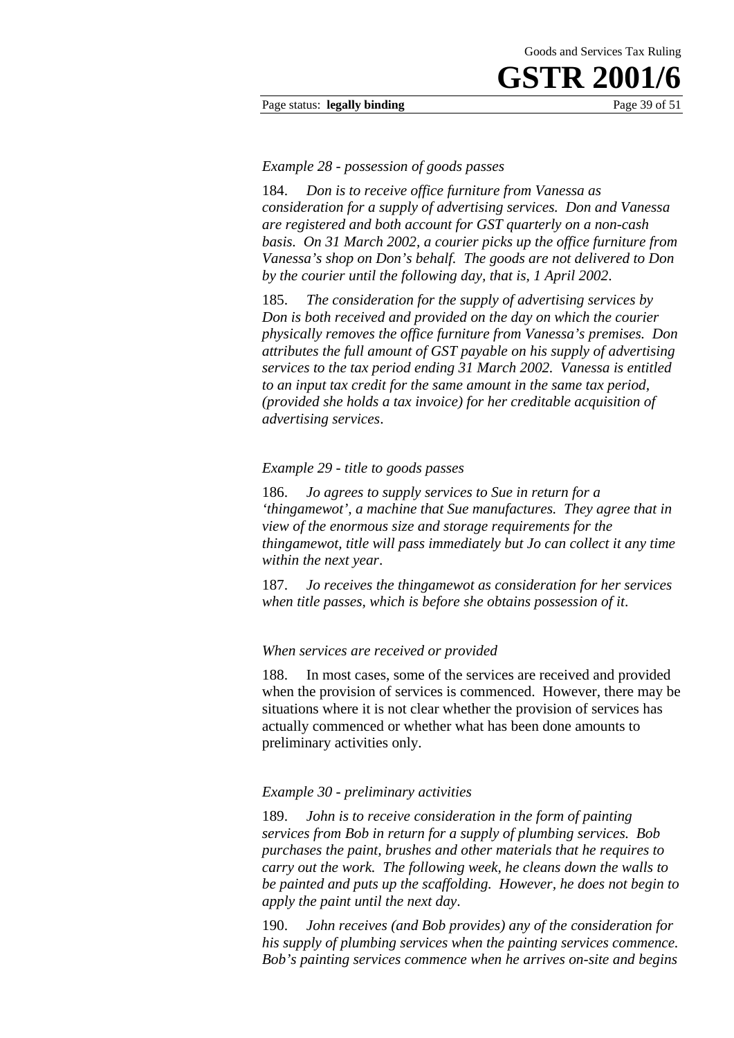*Example 28 - possession of goods passes*

184. *Don is to receive office furniture from Vanessa as consideration for a supply of advertising services. Don and Vanessa are registered and both account for GST quarterly on a non-cash basis. On 31 March 2002, a courier picks up the office furniture from Vanessa's shop on Don's behalf. The goods are not delivered to Don by the courier until the following day, that is, 1 April 2002.*

185. *The consideration for the supply of advertising services by Don is both received and provided on the day on which the courier physically removes the office furniture from Vanessa's premises. Don attributes the full amount of GST payable on his supply of advertising services to the tax period ending 31 March 2002. Vanessa is entitled to an input tax credit for the same amount in the same tax period, (provided she holds a tax invoice) for her creditable acquisition of advertising services.*

*Example 29 - title to goods passes*

186. *Jo agrees to supply services to Sue in return for a 'thingamewot', a machine that Sue manufactures. They agree that in view of the enormous size and storage requirements for the thingamewot, title will pass immediately but Jo can collect it any time within the next year.*

187. *Jo receives the thingamewot as consideration for her services when title passes, which is before she obtains possession of it.*

*When services are received or provided*

188. In most cases, some of the services are received and provided when the provision of services is commenced. However, there may be situations where it is not clear whether the provision of services has actually commenced or whether what has been done amounts to preliminary activities only.

*Example 30 - preliminary activities*

189. *John is to receive consideration in the form of painting services from Bob in return for a supply of plumbing services. Bob purchases the paint, brushes and other materials that he requires to carry out the work. The following week, he cleans down the walls to be painted and puts up the scaffolding. However, he does not begin to apply the paint until the next day.*

190. *John receives (and Bob provides) any of the consideration for his supply of plumbing services when the painting services commence. Bob's painting services commence when he arrives on-site and begins*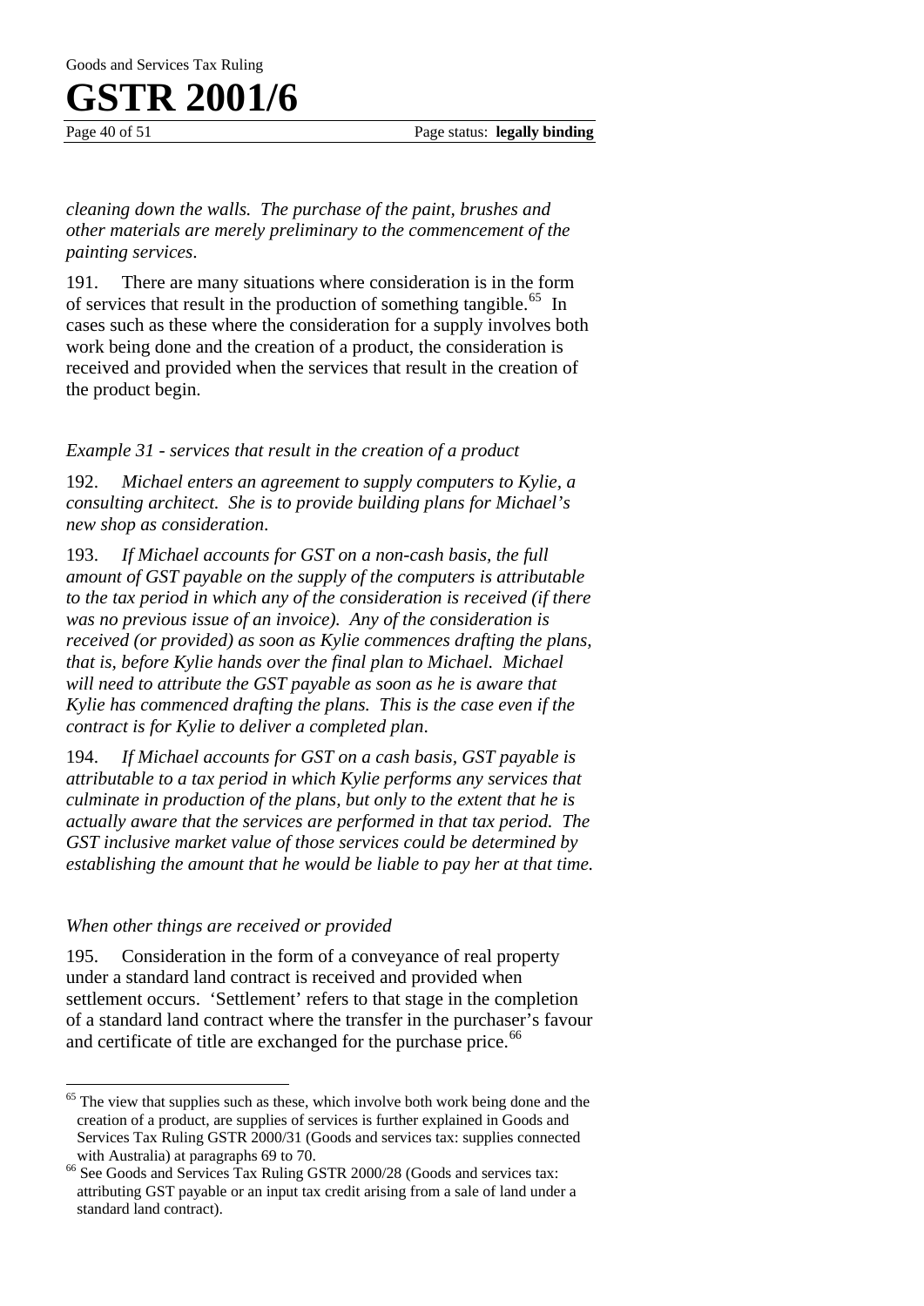*cleaning down the walls. The purchase of the paint, brushes and other materials are merely preliminary to the commencement of the painting services*.

191. There are many situations where consideration is in the form of services that result in the production of something tangible.[65] In cases such as these where the consideration for a supply involves both work being done and the creation of a product, the consideration is received and provided when the services that result in the creation of the product begin.

*Example 31 - services that result in the creation of a product*

192. *Michael enters an agreement to supply computers to Kylie, a consulting architect. She is to provide building plans for Michael's new shop as consideration*.

193. *If Michael accounts for GST on a non-cash basis, the full amount of GST payable on the supply of the computers is attributable to the tax period in which any of the consideration is received (if there was no previous issue of an invoice). Any of the consideration is received (or provided) as soon as Kylie commences drafting the plans, that is, before Kylie hands over the final plan to Michael. Michael will need to attribute the GST payable as soon as he is aware that Kylie has commenced drafting the plans. This is the case even if the contract is for Kylie to deliver a completed plan*.

194. *If Michael accounts for GST on a cash basis, GST payable is attributable to a tax period in which Kylie performs any services that culminate in production of the plans, but only to the extent that he is actually aware that the services are performed in that tax period. The GST inclusive market value of those services could be determined by establishing the amount that he would be liable to pay her at that time.*

*When other things are received or provided*

195. Consideration in the form of a conveyance of real property under a standard land contract is received and provided when settlement occurs. 'Settlement' refers to that stage in the completion of a standard land contract where the transfer in the purchaser's favour and certificate of title are exchanged for the purchase price.[66]

---

[65] The view that supplies such as these, which involve both work being done and the creation of a product, are supplies of services is further explained in Goods and Services Tax Ruling GSTR 2000/31 (Goods and services tax: supplies connected with Australia) at paragraphs 69 to 70.

[66] See Goods and Services Tax Ruling GSTR 2000/28 (Goods and services tax: attributing GST payable or an input tax credit arising from a sale of land under a standard land contract).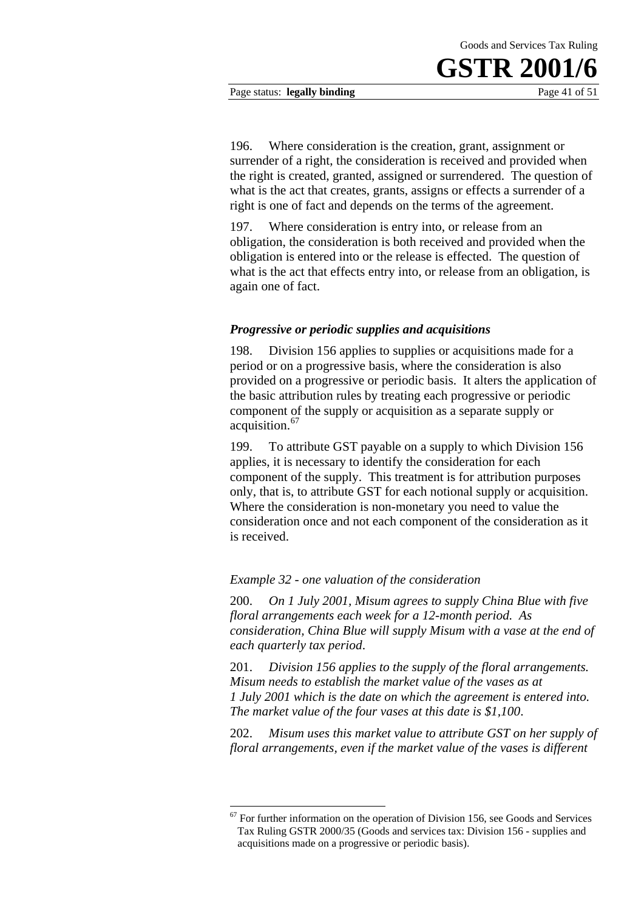196. Where consideration is the creation, grant, assignment or surrender of a right, the consideration is received and provided when the right is created, granted, assigned or surrendered. The question of what is the act that creates, grants, assigns or effects a surrender of a right is one of fact and depends on the terms of the agreement.

197. Where consideration is entry into, or release from an obligation, the consideration is both received and provided when the obligation is entered into or the release is effected. The question of what is the act that effects entry into, or release from an obligation, is again one of fact.

### *Progressive or periodic supplies and acquisitions*

198. Division 156 applies to supplies or acquisitions made for a period or on a progressive basis, where the consideration is also provided on a progressive or periodic basis. It alters the application of the basic attribution rules by treating each progressive or periodic component of the supply or acquisition as a separate supply or acquisition.[67]

199. To attribute GST payable on a supply to which Division 156 applies, it is necessary to identify the consideration for each component of the supply. This treatment is for attribution purposes only, that is, to attribute GST for each notional supply or acquisition. Where the consideration is non-monetary you need to value the consideration once and not each component of the consideration as it is received.

*Example 32 - one valuation of the consideration*

200. *On 1 July 2001, Misum agrees to supply China Blue with five floral arrangements each week for a 12-month period. As consideration, China Blue will supply Misum with a vase at the end of each quarterly tax period.*

201. *Division 156 applies to the supply of the floral arrangements. Misum needs to establish the market value of the vases as at 1 July 2001 which is the date on which the agreement is entered into. The market value of the four vases at this date is $1,100.*

202. *Misum uses this market value to attribute GST on her supply of floral arrangements, even if the market value of the vases is different*

---

[67] For further information on the operation of Division 156, see Goods and Services Tax Ruling GSTR 2000/35 (Goods and services tax: Division 156 - supplies and acquisitions made on a progressive or periodic basis).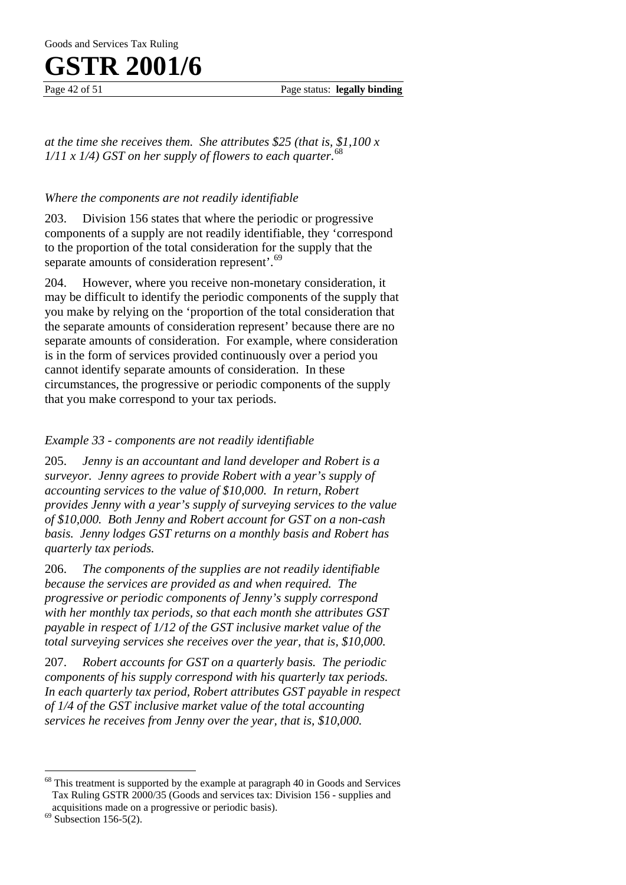*at the time she receives them. She attributes $25 (that is, $1,100 x 1/11 x 1/4) GST on her supply of flowers to each quarter.*[68]

### *Where the components are not readily identifiable*

203. Division 156 states that where the periodic or progressive components of a supply are not readily identifiable, they 'correspond to the proportion of the total consideration for the supply that the separate amounts of consideration represent'.[69]

204. However, where you receive non-monetary consideration, it may be difficult to identify the periodic components of the supply that you make by relying on the 'proportion of the total consideration that the separate amounts of consideration represent' because there are no separate amounts of consideration. For example, where consideration is in the form of services provided continuously over a period you cannot identify separate amounts of consideration. In these circumstances, the progressive or periodic components of the supply that you make correspond to your tax periods.

### *Example 33 - components are not readily identifiable*

205. *Jenny is an accountant and land developer and Robert is a surveyor. Jenny agrees to provide Robert with a year's supply of accounting services to the value of $10,000. In return, Robert provides Jenny with a year's supply of surveying services to the value of $10,000. Both Jenny and Robert account for GST on a non-cash basis. Jenny lodges GST returns on a monthly basis and Robert has quarterly tax periods.*

206. *The components of the supplies are not readily identifiable because the services are provided as and when required. The progressive or periodic components of Jenny's supply correspond with her monthly tax periods, so that each month she attributes GST payable in respect of 1/12 of the GST inclusive market value of the total surveying services she receives over the year, that is, $10,000.*

207. *Robert accounts for GST on a quarterly basis. The periodic components of his supply correspond with his quarterly tax periods. In each quarterly tax period, Robert attributes GST payable in respect of 1/4 of the GST inclusive market value of the total accounting services he receives from Jenny over the year, that is, $10,000.*

---

[68] This treatment is supported by the example at paragraph 40 in Goods and Services Tax Ruling GSTR 2000/35 (Goods and services tax: Division 156 - supplies and acquisitions made on a progressive or periodic basis).

[69] Subsection 156-5(2).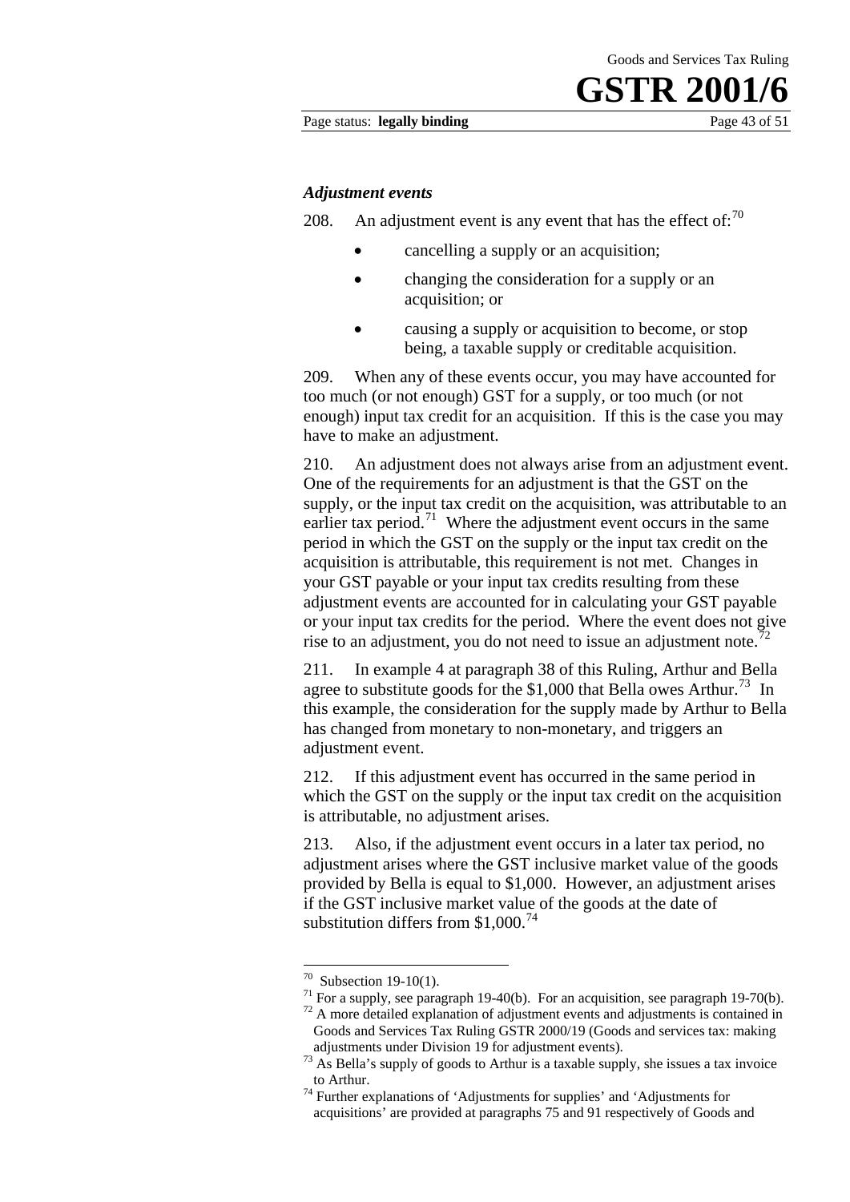### *Adjustment events*

208. An adjustment event is any event that has the effect of:[70]

- cancelling a supply or an acquisition;
- changing the consideration for a supply or an acquisition; or
- causing a supply or acquisition to become, or stop being, a taxable supply or creditable acquisition.

209. When any of these events occur, you may have accounted for too much (or not enough) GST for a supply, or too much (or not enough) input tax credit for an acquisition. If this is the case you may have to make an adjustment.

210. An adjustment does not always arise from an adjustment event. One of the requirements for an adjustment is that the GST on the supply, or the input tax credit on the acquisition, was attributable to an earlier tax period.[71] Where the adjustment event occurs in the same period in which the GST on the supply or the input tax credit on the acquisition is attributable, this requirement is not met. Changes in your GST payable or your input tax credits resulting from these adjustment events are accounted for in calculating your GST payable or your input tax credits for the period. Where the event does not give rise to an adjustment, you do not need to issue an adjustment note.[72]

211. In example 4 at paragraph 38 of this Ruling, Arthur and Bella agree to substitute goods for the $1,000 that Bella owes Arthur.[73] In this example, the consideration for the supply made by Arthur to Bella has changed from monetary to non-monetary, and triggers an adjustment event.

212. If this adjustment event has occurred in the same period in which the GST on the supply or the input tax credit on the acquisition is attributable, no adjustment arises.

213. Also, if the adjustment event occurs in a later tax period, no adjustment arises where the GST inclusive market value of the goods provided by Bella is equal to $1,000. However, an adjustment arises if the GST inclusive market value of the goods at the date of substitution differs from $1,000.[74]

---

[70] Subsection 19-10(1).

[71] For a supply, see paragraph 19-40(b). For an acquisition, see paragraph 19-70(b).

[72] A more detailed explanation of adjustment events and adjustments is contained in Goods and Services Tax Ruling GSTR 2000/19 (Goods and services tax: making adjustments under Division 19 for adjustment events).

[73] As Bella's supply of goods to Arthur is a taxable supply, she issues a tax invoice to Arthur.

[74] Further explanations of 'Adjustments for supplies' and 'Adjustments for acquisitions' are provided at paragraphs 75 and 91 respectively of Goods and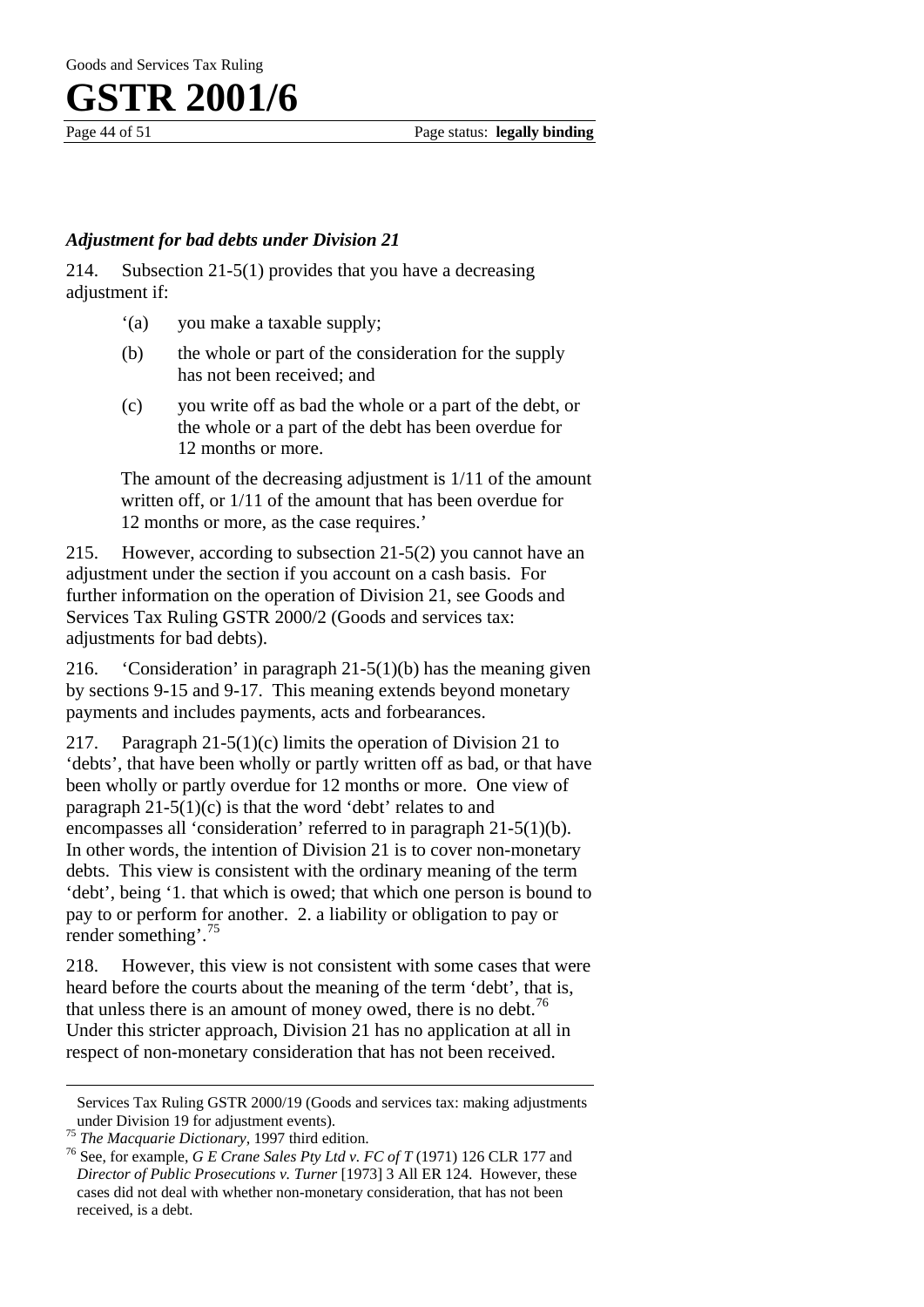### *Adjustment for bad debts under Division 21*

214. Subsection 21-5(1) provides that you have a decreasing adjustment if:

> '(a) you make a taxable supply;
>
> (b) the whole or part of the consideration for the supply has not been received; and
>
> (c) you write off as bad the whole or a part of the debt, or the whole or a part of the debt has been overdue for 12 months or more.
>
> The amount of the decreasing adjustment is 1/11 of the amount written off, or 1/11 of the amount that has been overdue for 12 months or more, as the case requires.'

215. However, according to subsection 21-5(2) you cannot have an adjustment under the section if you account on a cash basis. For further information on the operation of Division 21, see Goods and Services Tax Ruling GSTR 2000/2 (Goods and services tax: adjustments for bad debts).

216. 'Consideration' in paragraph 21-5(1)(b) has the meaning given by sections 9-15 and 9-17. This meaning extends beyond monetary payments and includes payments, acts and forbearances.

217. Paragraph 21-5(1)(c) limits the operation of Division 21 to 'debts', that have been wholly or partly written off as bad, or that have been wholly or partly overdue for 12 months or more. One view of paragraph 21-5(1)(c) is that the word 'debt' relates to and encompasses all 'consideration' referred to in paragraph 21-5(1)(b). In other words, the intention of Division 21 is to cover non-monetary debts. This view is consistent with the ordinary meaning of the term 'debt', being '1. that which is owed; that which one person is bound to pay to or perform for another. 2. a liability or obligation to pay or render something'.[75]

218. However, this view is not consistent with some cases that were heard before the courts about the meaning of the term 'debt', that is, that unless there is an amount of money owed, there is no debt.[76] Under this stricter approach, Division 21 has no application at all in respect of non-monetary consideration that has not been received.

---

Services Tax Ruling GSTR 2000/19 (Goods and services tax: making adjustments under Division 19 for adjustment events).

[75] *The Macquarie Dictionary*, 1997 third edition.

[76] See, for example, *G E Crane Sales Pty Ltd v. FC of T* (1971) 126 CLR 177 and *Director of Public Prosecutions v. Turner* [1973] 3 All ER 124. However, these cases did not deal with whether non-monetary consideration, that has not been received, is a debt.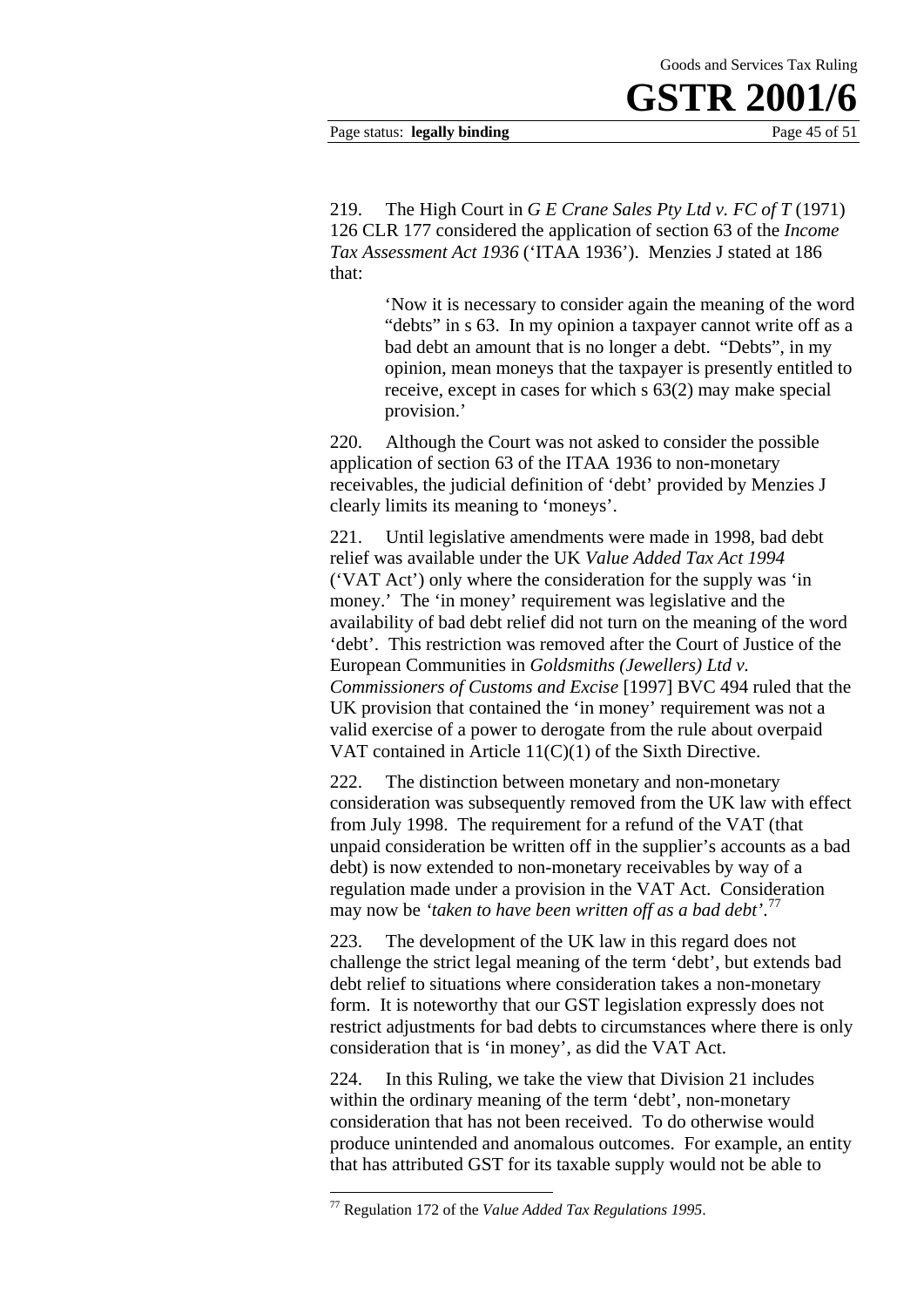219. The High Court in *G E Crane Sales Pty Ltd v. FC of T* (1971) 126 CLR 177 considered the application of section 63 of the *Income Tax Assessment Act 1936* ('ITAA 1936'). Menzies J stated at 186 that:

> 'Now it is necessary to consider again the meaning of the word "debts" in s 63. In my opinion a taxpayer cannot write off as a bad debt an amount that is no longer a debt. "Debts", in my opinion, mean moneys that the taxpayer is presently entitled to receive, except in cases for which s 63(2) may make special provision.'

220. Although the Court was not asked to consider the possible application of section 63 of the ITAA 1936 to non-monetary receivables, the judicial definition of 'debt' provided by Menzies J clearly limits its meaning to 'moneys'.

221. Until legislative amendments were made in 1998, bad debt relief was available under the UK *Value Added Tax Act 1994* ('VAT Act') only where the consideration for the supply was 'in money.' The 'in money' requirement was legislative and the availability of bad debt relief did not turn on the meaning of the word 'debt'. This restriction was removed after the Court of Justice of the European Communities in *Goldsmiths (Jewellers) Ltd v. Commissioners of Customs and Excise* [1997] BVC 494 ruled that the UK provision that contained the 'in money' requirement was not a valid exercise of a power to derogate from the rule about overpaid VAT contained in Article 11(C)(1) of the Sixth Directive.

222. The distinction between monetary and non-monetary consideration was subsequently removed from the UK law with effect from July 1998. The requirement for a refund of the VAT (that unpaid consideration be written off in the supplier's accounts as a bad debt) is now extended to non-monetary receivables by way of a regulation made under a provision in the VAT Act. Consideration may now be *'taken to have been written off as a bad debt'*.[77]

223. The development of the UK law in this regard does not challenge the strict legal meaning of the term 'debt', but extends bad debt relief to situations where consideration takes a non-monetary form. It is noteworthy that our GST legislation expressly does not restrict adjustments for bad debts to circumstances where there is only consideration that is 'in money', as did the VAT Act.

224. In this Ruling, we take the view that Division 21 includes within the ordinary meaning of the term 'debt', non-monetary consideration that has not been received. To do otherwise would produce unintended and anomalous outcomes. For example, an entity that has attributed GST for its taxable supply would not be able to

---

[77] Regulation 172 of the *Value Added Tax Regulations 1995*.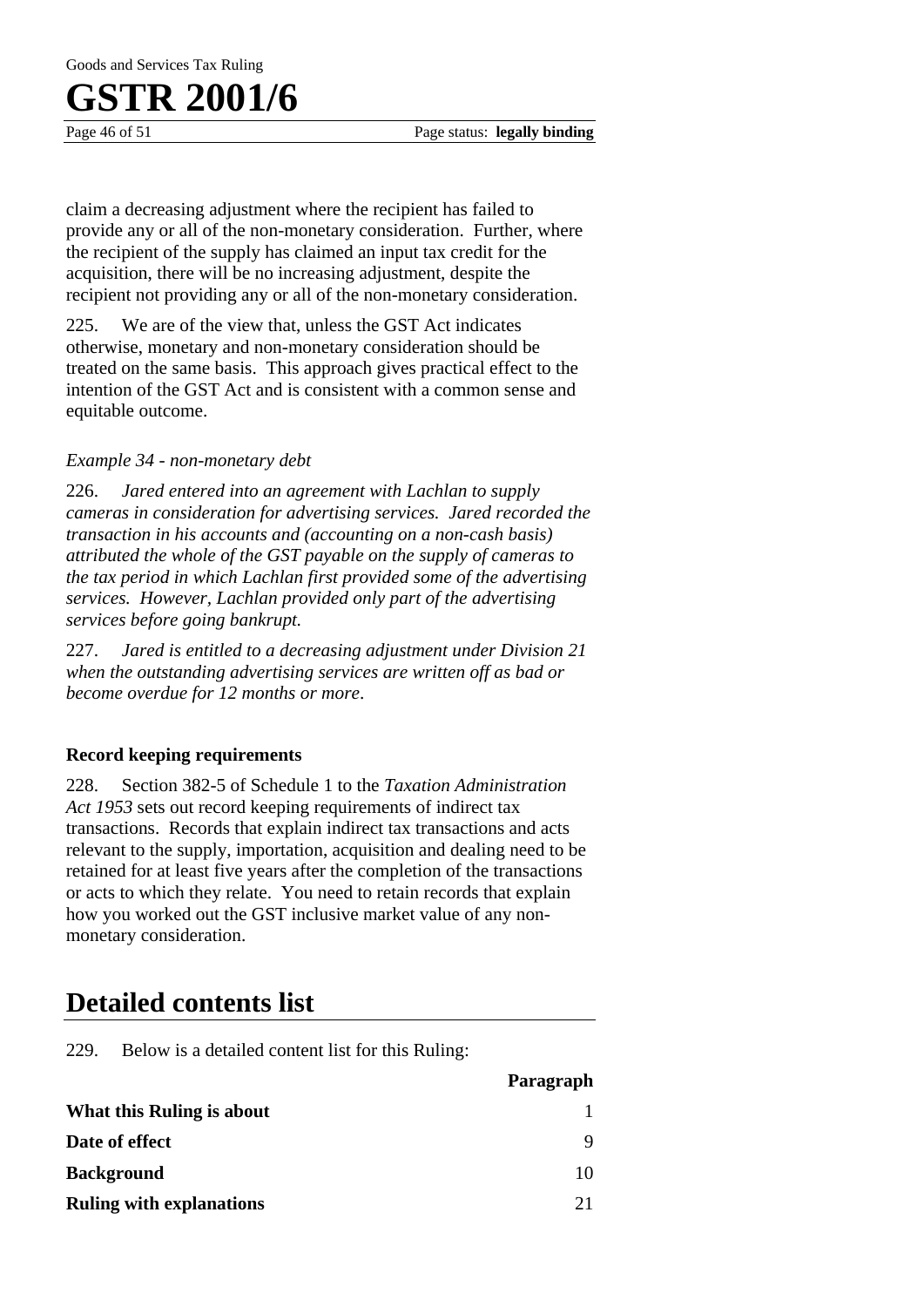claim a decreasing adjustment where the recipient has failed to provide any or all of the non-monetary consideration. Further, where the recipient of the supply has claimed an input tax credit for the acquisition, there will be no increasing adjustment, despite the recipient not providing any or all of the non-monetary consideration.

225. We are of the view that, unless the GST Act indicates otherwise, monetary and non-monetary consideration should be treated on the same basis. This approach gives practical effect to the intention of the GST Act and is consistent with a common sense and equitable outcome.

*Example 34 - non-monetary debt*

226. *Jared entered into an agreement with Lachlan to supply cameras in consideration for advertising services. Jared recorded the transaction in his accounts and (accounting on a non-cash basis) attributed the whole of the GST payable on the supply of cameras to the tax period in which Lachlan first provided some of the advertising services. However, Lachlan provided only part of the advertising services before going bankrupt.*

227. *Jared is entitled to a decreasing adjustment under Division 21 when the outstanding advertising services are written off as bad or become overdue for 12 months or more.*

**Record keeping requirements**

228. Section 382-5 of Schedule 1 to the *Taxation Administration Act 1953* sets out record keeping requirements of indirect tax transactions. Records that explain indirect tax transactions and acts relevant to the supply, importation, acquisition and dealing need to be retained for at least five years after the completion of the transactions or acts to which they relate. You need to retain records that explain how you worked out the GST inclusive market value of any non-monetary consideration.

# Detailed contents list

229. Below is a detailed content list for this Ruling:

| | Paragraph |
|---|---|
| **What this Ruling is about** | 1 |
| **Date of effect** | 9 |
| **Background** | 10 |
| **Ruling with explanations** | 21 |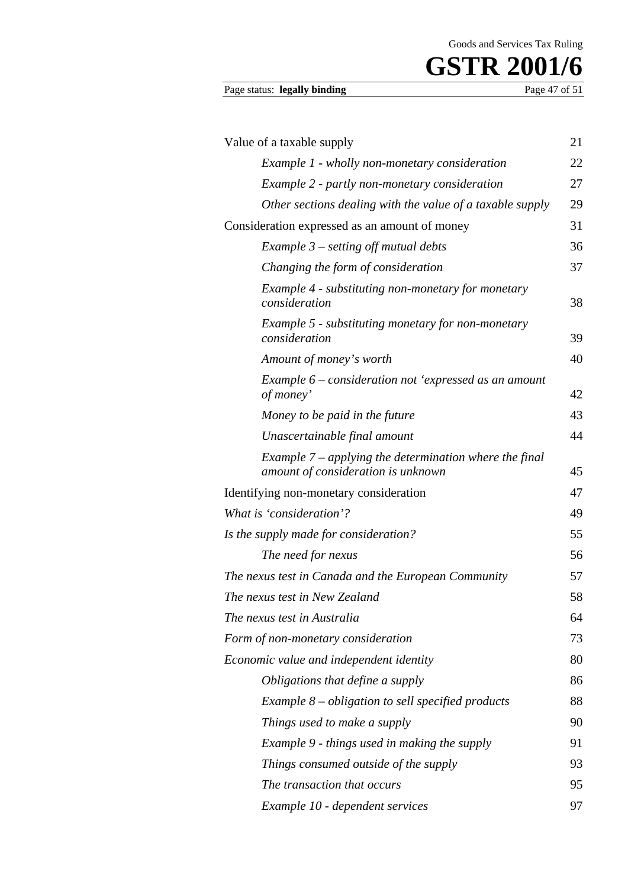| | |
|---|---|
| Value of a taxable supply | 21 |
| *Example 1 - wholly non-monetary consideration* | 22 |
| *Example 2 - partly non-monetary consideration* | 27 |
| *Other sections dealing with the value of a taxable supply* | 29 |
| Consideration expressed as an amount of money | 31 |
| *Example 3 – setting off mutual debts* | 36 |
| *Changing the form of consideration* | 37 |
| *Example 4 - substituting non-monetary for monetary consideration* | 38 |
| *Example 5 - substituting monetary for non-monetary consideration* | 39 |
| *Amount of money's worth* | 40 |
| *Example 6 – consideration not 'expressed as an amount of money'* | 42 |
| *Money to be paid in the future* | 43 |
| *Unascertainable final amount* | 44 |
| *Example 7 – applying the determination where the final amount of consideration is unknown* | 45 |
| Identifying non-monetary consideration | 47 |
| *What is 'consideration'?* | 49 |
| *Is the supply made for consideration?* | 55 |
| *The need for nexus* | 56 |
| *The nexus test in Canada and the European Community* | 57 |
| *The nexus test in New Zealand* | 58 |
| *The nexus test in Australia* | 64 |
| *Form of non-monetary consideration* | 73 |
| *Economic value and independent identity* | 80 |
| *Obligations that define a supply* | 86 |
| *Example 8 – obligation to sell specified products* | 88 |
| *Things used to make a supply* | 90 |
| *Example 9 - things used in making the supply* | 91 |
| *Things consumed outside of the supply* | 93 |
| *The transaction that occurs* | 95 |
| *Example 10 - dependent services* | 97 |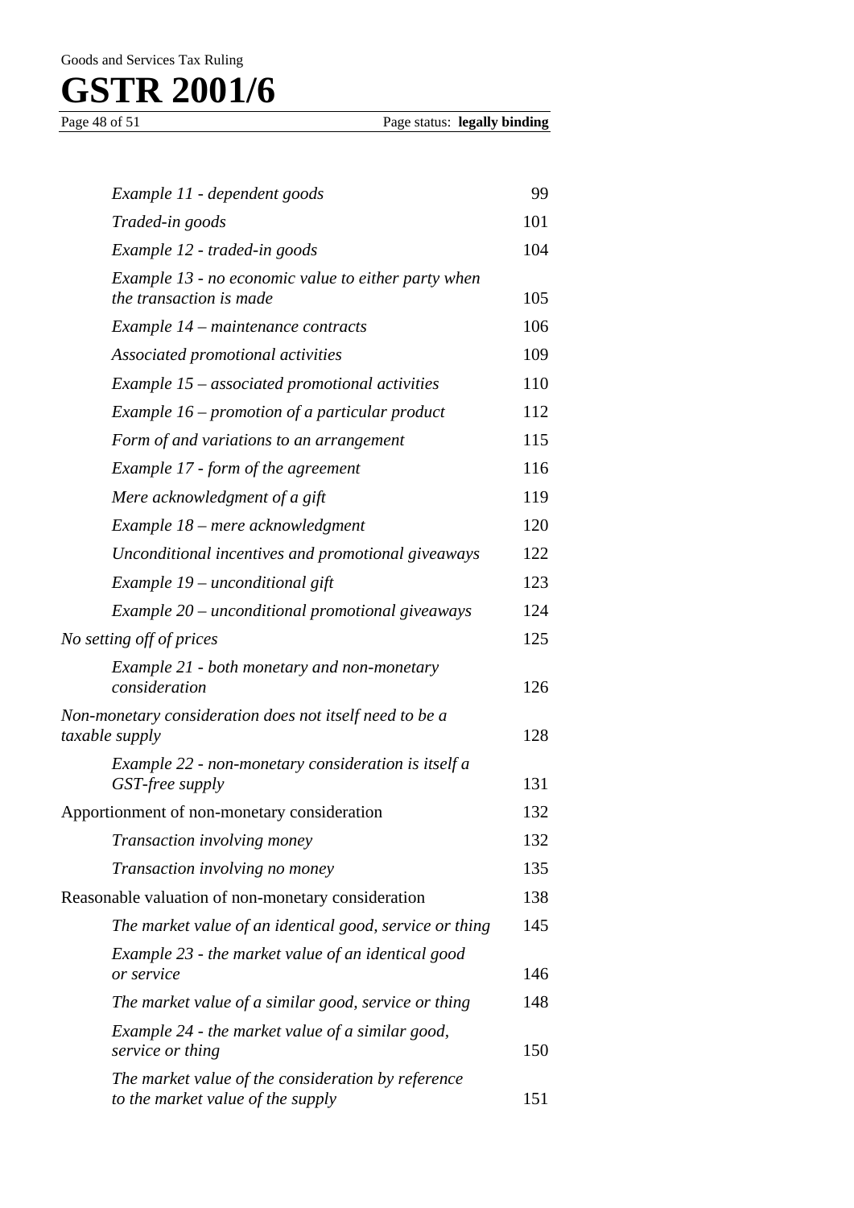| | |
|---|---|
| *Example 11 - dependent goods* | 99 |
| *Traded-in goods* | 101 |
| *Example 12 - traded-in goods* | 104 |
| *Example 13 - no economic value to either party when the transaction is made* | 105 |
| *Example 14 – maintenance contracts* | 106 |
| *Associated promotional activities* | 109 |
| *Example 15 – associated promotional activities* | 110 |
| *Example 16 – promotion of a particular product* | 112 |
| *Form of and variations to an arrangement* | 115 |
| *Example 17 - form of the agreement* | 116 |
| *Mere acknowledgment of a gift* | 119 |
| *Example 18 – mere acknowledgment* | 120 |
| *Unconditional incentives and promotional giveaways* | 122 |
| *Example 19 – unconditional gift* | 123 |
| *Example 20 – unconditional promotional giveaways* | 124 |
| *No setting off of prices* | 125 |
| *Example 21 - both monetary and non-monetary consideration* | 126 |
| *Non-monetary consideration does not itself need to be a taxable supply* | 128 |
| *Example 22 - non-monetary consideration is itself a GST-free supply* | 131 |
| Apportionment of non-monetary consideration | 132 |
| *Transaction involving money* | 132 |
| *Transaction involving no money* | 135 |
| Reasonable valuation of non-monetary consideration | 138 |
| *The market value of an identical good, service or thing* | 145 |
| *Example 23 - the market value of an identical good or service* | 146 |
| *The market value of a similar good, service or thing* | 148 |
| *Example 24 - the market value of a similar good, service or thing* | 150 |
| *The market value of the consideration by reference to the market value of the supply* | 151 |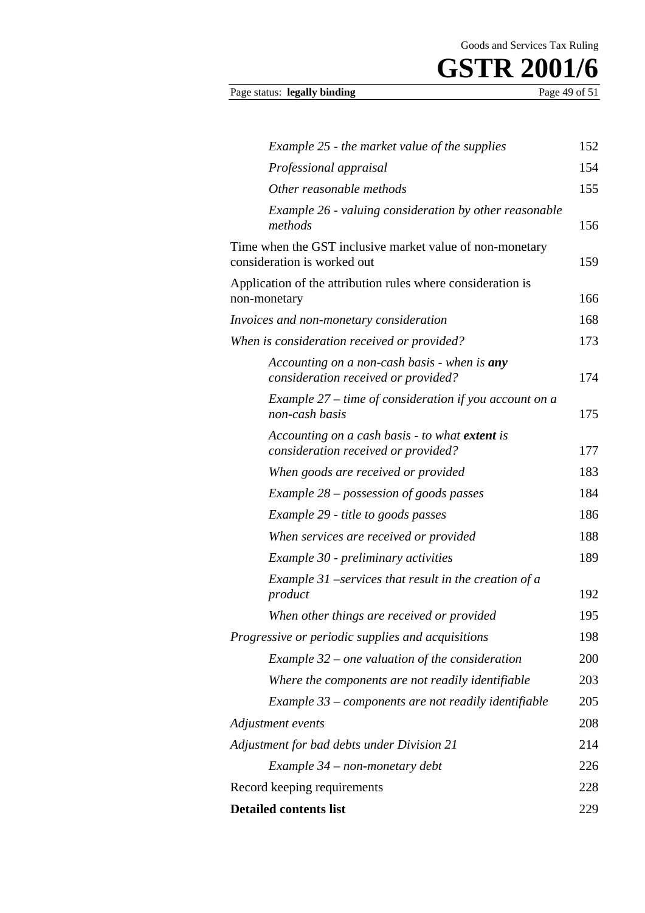| | |
|---|---|
| *Example 25 - the market value of the supplies* | 152 |
| *Professional appraisal* | 154 |
| *Other reasonable methods* | 155 |
| *Example 26 - valuing consideration by other reasonable methods* | 156 |
| Time when the GST inclusive market value of non-monetary consideration is worked out | 159 |
| Application of the attribution rules where consideration is non-monetary | 166 |
| *Invoices and non-monetary consideration* | 168 |
| *When is consideration received or provided?* | 173 |
| *Accounting on a non-cash basis - when is **any** consideration received or provided?* | 174 |
| *Example 27 – time of consideration if you account on a non-cash basis* | 175 |
| *Accounting on a cash basis - to what **extent** is consideration received or provided?* | 177 |
| *When goods are received or provided* | 183 |
| *Example 28 – possession of goods passes* | 184 |
| *Example 29 - title to goods passes* | 186 |
| *When services are received or provided* | 188 |
| *Example 30 - preliminary activities* | 189 |
| *Example 31 –services that result in the creation of a product* | 192 |
| *When other things are received or provided* | 195 |
| *Progressive or periodic supplies and acquisitions* | 198 |
| *Example 32 – one valuation of the consideration* | 200 |
| *Where the components are not readily identifiable* | 203 |
| *Example 33 – components are not readily identifiable* | 205 |
| *Adjustment events* | 208 |
| *Adjustment for bad debts under Division 21* | 214 |
| *Example 34 – non-monetary debt* | 226 |
| Record keeping requirements | 228 |
| **Detailed contents list** | 229 |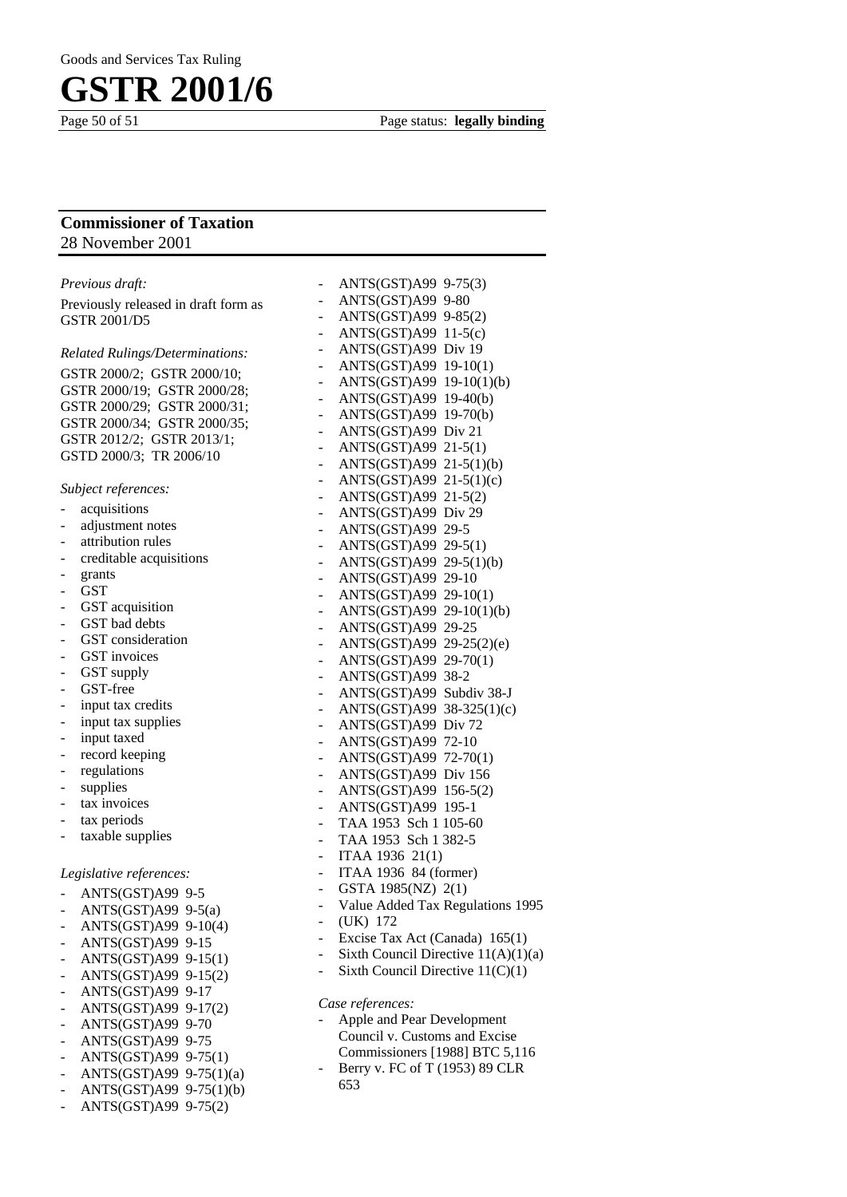**Commissioner of Taxation**
28 November 2001

*Previous draft:*

Previously released in draft form as GSTR 2001/D5

*Related Rulings/Determinations:*

GSTR 2000/2; GSTR 2000/10; GSTR 2000/19; GSTR 2000/28; GSTR 2000/29; GSTR 2000/31; GSTR 2000/34; GSTR 2000/35; GSTR 2012/2; GSTR 2013/1; GSTD 2000/3; TR 2006/10

*Subject references:*

- acquisitions
- adjustment notes
- attribution rules
- creditable acquisitions
- grants
- GST
- GST acquisition
- GST bad debts
- GST consideration
- GST invoices
- GST supply
- GST-free
- input tax credits
- input tax supplies
- input taxed
- record keeping
- regulations
- supplies
- tax invoices
- tax periods
- taxable supplies

*Legislative references:*

- ANTS(GST)A99 9-5
- ANTS(GST)A99 9-5(a)
- ANTS(GST)A99 9-10(4)
- ANTS(GST)A99 9-15
- ANTS(GST)A99 9-15(1)
- ANTS(GST)A99 9-15(2)
- ANTS(GST)A99 9-17
- ANTS(GST)A99 9-17(2)
- ANTS(GST)A99 9-70
- ANTS(GST)A99 9-75
- ANTS(GST)A99 9-75(1)
- ANTS(GST)A99 9-75(1)(a)
- ANTS(GST)A99 9-75(1)(b)
- ANTS(GST)A99 9-75(2)
- ANTS(GST)A99 9-75(3)
- ANTS(GST)A99 9-80
- ANTS(GST)A99 9-85(2)
- ANTS(GST)A99 11-5(c)
- ANTS(GST)A99 Div 19
- ANTS(GST)A99 19-10(1)
- ANTS(GST)A99 19-10(1)(b)
- ANTS(GST)A99 19-40(b)
- ANTS(GST)A99 19-70(b)
- ANTS(GST)A99 Div 21
- ANTS(GST)A99 21-5(1)
- ANTS(GST)A99 21-5(1)(b)
- ANTS(GST)A99 21-5(1)(c)
- ANTS(GST)A99 21-5(2)
- ANTS(GST)A99 Div 29
- ANTS(GST)A99 29-5
- ANTS(GST)A99 29-5(1)
- ANTS(GST)A99 29-5(1)(b)
- ANTS(GST)A99 29-10
- ANTS(GST)A99 29-10(1)
- ANTS(GST)A99 29-10(1)(b)
- ANTS(GST)A99 29-25
- ANTS(GST)A99 29-25(2)(e)
- ANTS(GST)A99 29-70(1)
- ANTS(GST)A99 38-2
- ANTS(GST)A99 Subdiv 38-J
- ANTS(GST)A99 38-325(1)(c)
- ANTS(GST)A99 Div 72
- ANTS(GST)A99 72-10
- ANTS(GST)A99 72-70(1)
- ANTS(GST)A99 Div 156
- ANTS(GST)A99 156-5(2)
- ANTS(GST)A99 195-1
- TAA 1953 Sch 1 105-60
- TAA 1953 Sch 1 382-5
- ITAA 1936 21(1)
- ITAA 1936 84 (former)
- GSTA 1985(NZ) 2(1)
- Value Added Tax Regulations 1995 (UK) 172
- Excise Tax Act (Canada) 165(1)
- Sixth Council Directive 11(A)(1)(a)
- Sixth Council Directive 11(C)(1)

*Case references:*

- Apple and Pear Development Council v. Customs and Excise Commissioners [1988] BTC 5,116
- Berry v. FC of T (1953) 89 CLR 653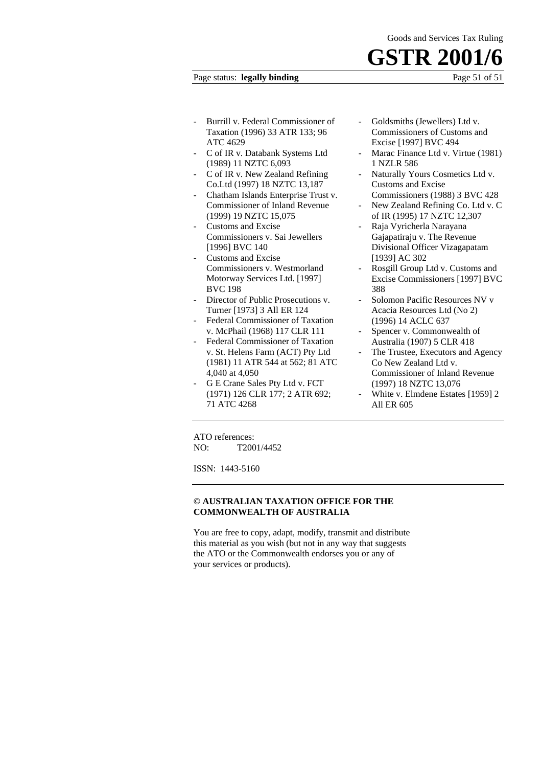- Burrill v. Federal Commissioner of Taxation (1996) 33 ATR 133; 96 ATC 4629
- C of IR v. Databank Systems Ltd (1989) 11 NZTC 6,093
- C of IR v. New Zealand Refining Co.Ltd (1997) 18 NZTC 13,187
- Chatham Islands Enterprise Trust v. Commissioner of Inland Revenue (1999) 19 NZTC 15,075
- Customs and Excise Commissioners v. Sai Jewellers [1996] BVC 140
- Customs and Excise Commissioners v. Westmorland Motorway Services Ltd. [1997] BVC 198
- Director of Public Prosecutions v. Turner [1973] 3 All ER 124
- Federal Commissioner of Taxation v. McPhail (1968) 117 CLR 111
- Federal Commissioner of Taxation v. St. Helens Farm (ACT) Pty Ltd (1981) 11 ATR 544 at 562; 81 ATC 4,040 at 4,050
- G E Crane Sales Pty Ltd v. FCT (1971) 126 CLR 177; 2 ATR 692; 71 ATC 4268
- Goldsmiths (Jewellers) Ltd v. Commissioners of Customs and Excise [1997] BVC 494
- Marac Finance Ltd v. Virtue (1981) 1 NZLR 586
- Naturally Yours Cosmetics Ltd v. Customs and Excise Commissioners (1988) 3 BVC 428
- New Zealand Refining Co. Ltd v. C of IR (1995) 17 NZTC 12,307
- Raja Vyricherla Narayana Gajapatiraju v. The Revenue Divisional Officer Vizagapatam [1939] AC 302
- Rosgill Group Ltd v. Customs and Excise Commissioners [1997] BVC 388
- Solomon Pacific Resources NV v Acacia Resources Ltd (No 2) (1996) 14 ACLC 637
- Spencer v. Commonwealth of Australia (1907) 5 CLR 418
- The Trustee, Executors and Agency Co New Zealand Ltd v. Commissioner of Inland Revenue (1997) 18 NZTC 13,076
- White v. Elmdene Estates [1959] 2 All ER 605

---

ATO references:
NO: T2001/4452

ISSN: 1443-5160

---

**© AUSTRALIAN TAXATION OFFICE FOR THE COMMONWEALTH OF AUSTRALIA**

You are free to copy, adapt, modify, transmit and distribute this material as you wish (but not in any way that suggests the ATO or the Commonwealth endorses you or any of your services or products).